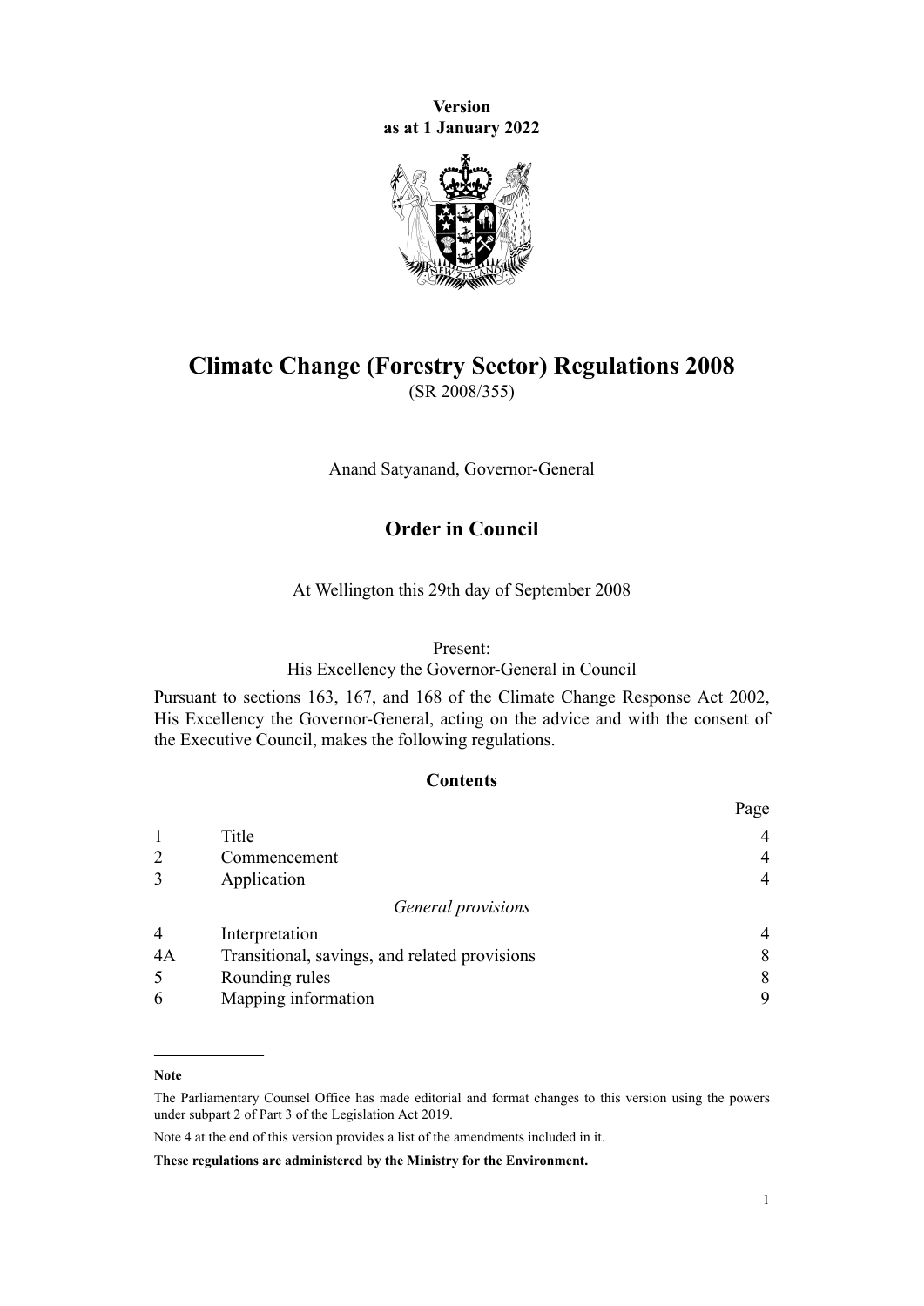**Version as at 1 January 2022**

# Climate Change (Forestry Sector) Regulations 2008

(SR 2008/355)

Anand Satyanand, Governor-General

## Order in Council

At Wellington this 29th day of September 2008

Present:
His Excellency the Governor-General in Council

Pursuant to sections 163, 167, and 168 of the Climate Change Response Act 2002, His Excellency the Governor-General, acting on the advice and with the consent of the Executive Council, makes the following regulations.

### Contents

| | | Page |
|---|---|---|
| 1 | Title | 4 |
| 2 | Commencement | 4 |
| 3 | Application | 4 |
| | *General provisions* | |
| 4 | Interpretation | 4 |
| 4A | Transitional, savings, and related provisions | 8 |
| 5 | Rounding rules | 8 |
| 6 | Mapping information | 9 |

**Note**

The Parliamentary Counsel Office has made editorial and format changes to this version using the powers under subpart 2 of Part 3 of the Legislation Act 2019.

Note 4 at the end of this version provides a list of the amendments included in it.

**These regulations are administered by the Ministry for the Environment.**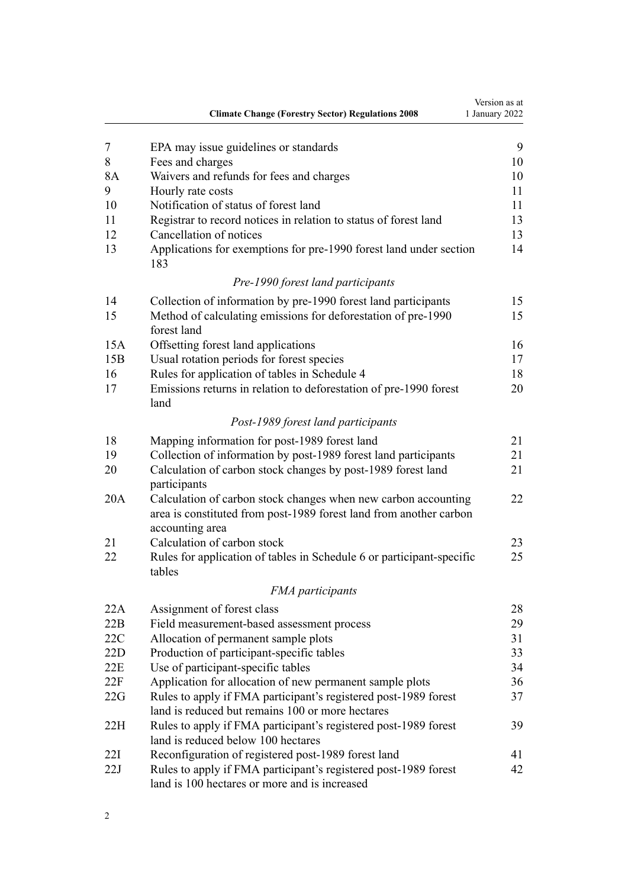| | | |
|---|---|---|
| 7 | EPA may issue guidelines or standards | 9 |
| 8 | Fees and charges | 10 |
| 8A | Waivers and refunds for fees and charges | 10 |
| 9 | Hourly rate costs | 11 |
| 10 | Notification of status of forest land | 11 |
| 11 | Registrar to record notices in relation to status of forest land | 13 |
| 12 | Cancellation of notices | 13 |
| 13 | Applications for exemptions for pre-1990 forest land under section 183 | 14 |
| | *Pre-1990 forest land participants* | |
| 14 | Collection of information by pre-1990 forest land participants | 15 |
| 15 | Method of calculating emissions for deforestation of pre-1990 forest land | 15 |
| 15A | Offsetting forest land applications | 16 |
| 15B | Usual rotation periods for forest species | 17 |
| 16 | Rules for application of tables in Schedule 4 | 18 |
| 17 | Emissions returns in relation to deforestation of pre-1990 forest land | 20 |
| | *Post-1989 forest land participants* | |
| 18 | Mapping information for post-1989 forest land | 21 |
| 19 | Collection of information by post-1989 forest land participants | 21 |
| 20 | Calculation of carbon stock changes by post-1989 forest land participants | 21 |
| 20A | Calculation of carbon stock changes when new carbon accounting area is constituted from post-1989 forest land from another carbon accounting area | 22 |
| 21 | Calculation of carbon stock | 23 |
| 22 | Rules for application of tables in Schedule 6 or participant-specific tables | 25 |
| | *FMA participants* | |
| 22A | Assignment of forest class | 28 |
| 22B | Field measurement-based assessment process | 29 |
| 22C | Allocation of permanent sample plots | 31 |
| 22D | Production of participant-specific tables | 33 |
| 22E | Use of participant-specific tables | 34 |
| 22F | Application for allocation of new permanent sample plots | 36 |
| 22G | Rules to apply if FMA participant's registered post-1989 forest land is reduced but remains 100 or more hectares | 37 |
| 22H | Rules to apply if FMA participant's registered post-1989 forest land is reduced below 100 hectares | 39 |
| 22I | Reconfiguration of registered post-1989 forest land | 41 |
| 22J | Rules to apply if FMA participant's registered post-1989 forest land is 100 hectares or more and is increased | 42 |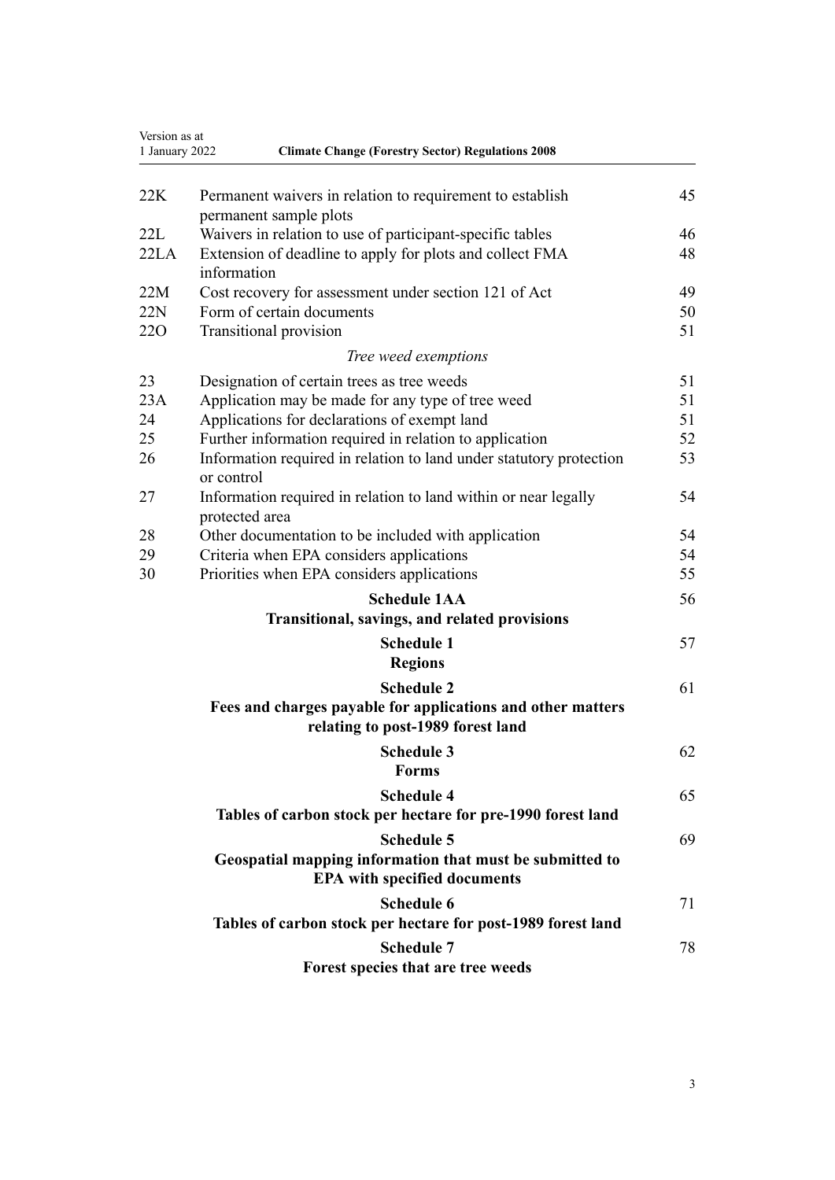| | | |
|---|---|---|
| 22K | Permanent waivers in relation to requirement to establish permanent sample plots | 45 |
| 22L | Waivers in relation to use of participant-specific tables | 46 |
| 22LA | Extension of deadline to apply for plots and collect FMA information | 48 |
| 22M | Cost recovery for assessment under section 121 of Act | 49 |
| 22N | Form of certain documents | 50 |
| 22O | Transitional provision | 51 |
| | *Tree weed exemptions* | |
| 23 | Designation of certain trees as tree weeds | 51 |
| 23A | Application may be made for any type of tree weed | 51 |
| 24 | Applications for declarations of exempt land | 51 |
| 25 | Further information required in relation to application | 52 |
| 26 | Information required in relation to land under statutory protection or control | 53 |
| 27 | Information required in relation to land within or near legally protected area | 54 |
| 28 | Other documentation to be included with application | 54 |
| 29 | Criteria when EPA considers applications | 54 |
| 30 | Priorities when EPA considers applications | 55 |
| | **Schedule 1AA**<br>**Transitional, savings, and related provisions** | 56 |
| | **Schedule 1**<br>**Regions** | 57 |
| | **Schedule 2**<br>**Fees and charges payable for applications and other matters relating to post-1989 forest land** | 61 |
| | **Schedule 3**<br>**Forms** | 62 |
| | **Schedule 4**<br>**Tables of carbon stock per hectare for pre-1990 forest land** | 65 |
| | **Schedule 5**<br>**Geospatial mapping information that must be submitted to EPA with specified documents** | 69 |
| | **Schedule 6**<br>**Tables of carbon stock per hectare for post-1989 forest land** | 71 |
| | **Schedule 7**<br>**Forest species that are tree weeds** | 78 |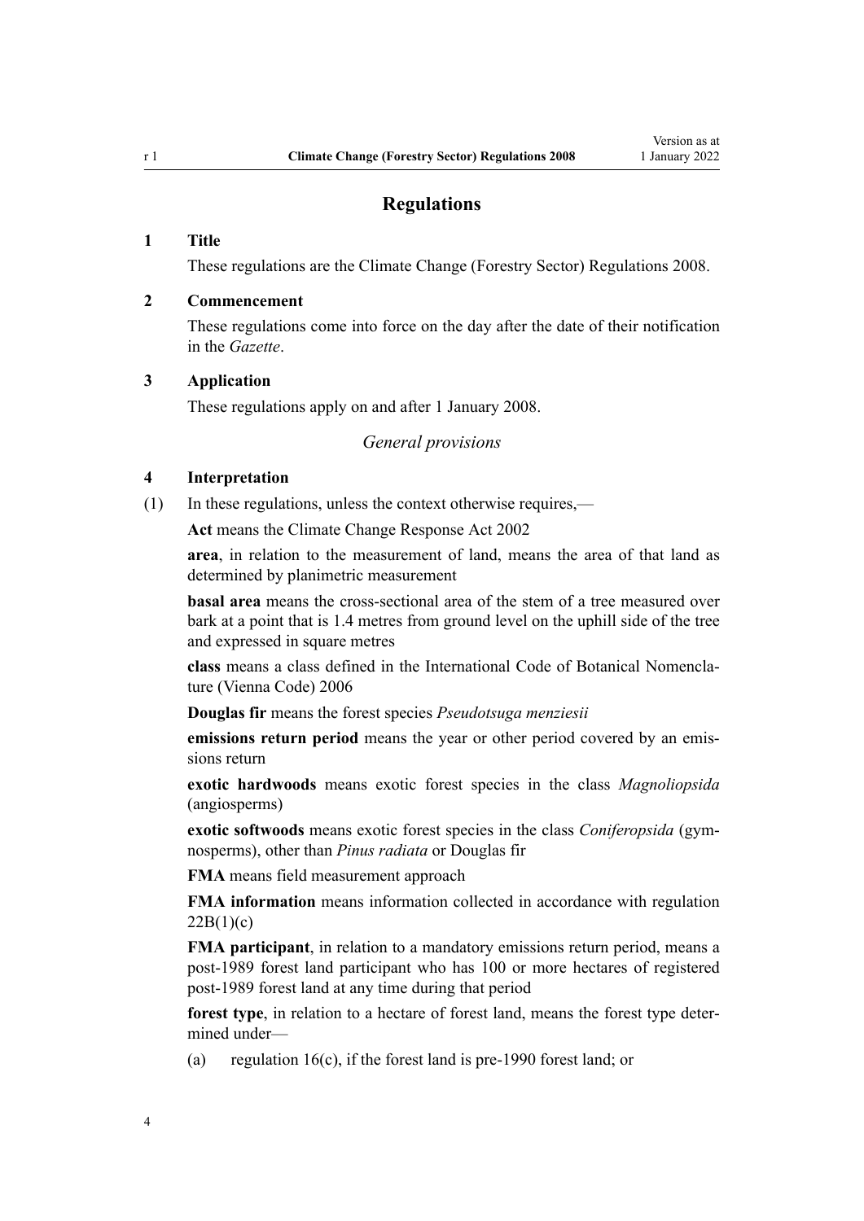## Regulations

### 1 Title

These regulations are the Climate Change (Forestry Sector) Regulations 2008.

### 2 Commencement

These regulations come into force on the day after the date of their notification in the *Gazette*.

### 3 Application

These regulations apply on and after 1 January 2008.

*General provisions*

### 4 Interpretation

(1) In these regulations, unless the context otherwise requires,—

**Act** means the Climate Change Response Act 2002

**area**, in relation to the measurement of land, means the area of that land as determined by planimetric measurement

**basal area** means the cross-sectional area of the stem of a tree measured over bark at a point that is 1.4 metres from ground level on the uphill side of the tree and expressed in square metres

**class** means a class defined in the International Code of Botanical Nomenclature (Vienna Code) 2006

**Douglas fir** means the forest species *Pseudotsuga menziesii*

**emissions return period** means the year or other period covered by an emissions return

**exotic hardwoods** means exotic forest species in the class *Magnoliopsida* (angiosperms)

**exotic softwoods** means exotic forest species in the class *Coniferopsida* (gymnosperms), other than *Pinus radiata* or Douglas fir

**FMA** means field measurement approach

**FMA information** means information collected in accordance with regulation 22B(1)(c)

**FMA participant**, in relation to a mandatory emissions return period, means a post-1989 forest land participant who has 100 or more hectares of registered post-1989 forest land at any time during that period

**forest type**, in relation to a hectare of forest land, means the forest type determined under—

(a) regulation 16(c), if the forest land is pre-1990 forest land; or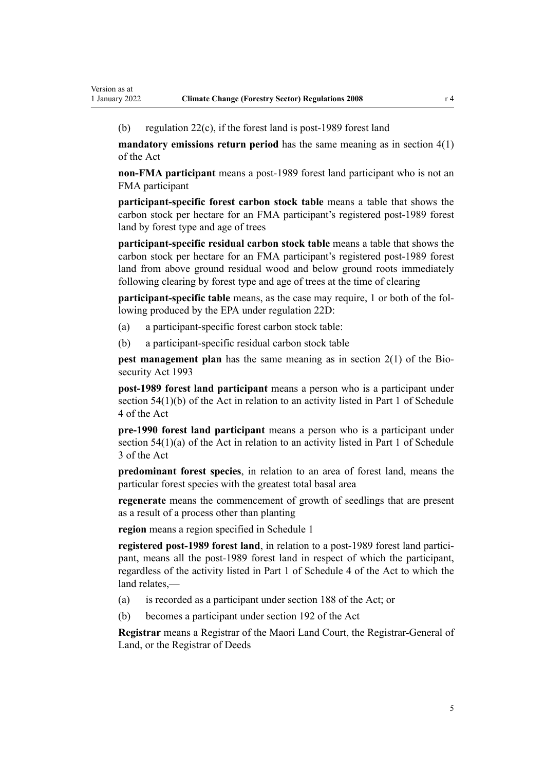(b) regulation 22(c), if the forest land is post-1989 forest land

**mandatory emissions return period** has the same meaning as in section 4(1) of the Act

**non-FMA participant** means a post-1989 forest land participant who is not an FMA participant

**participant-specific forest carbon stock table** means a table that shows the carbon stock per hectare for an FMA participant's registered post-1989 forest land by forest type and age of trees

**participant-specific residual carbon stock table** means a table that shows the carbon stock per hectare for an FMA participant's registered post-1989 forest land from above ground residual wood and below ground roots immediately following clearing by forest type and age of trees at the time of clearing

**participant-specific table** means, as the case may require, 1 or both of the following produced by the EPA under regulation 22D:

(a) a participant-specific forest carbon stock table:

(b) a participant-specific residual carbon stock table

**pest management plan** has the same meaning as in section 2(1) of the Biosecurity Act 1993

**post-1989 forest land participant** means a person who is a participant under section 54(1)(b) of the Act in relation to an activity listed in Part 1 of Schedule 4 of the Act

**pre-1990 forest land participant** means a person who is a participant under section 54(1)(a) of the Act in relation to an activity listed in Part 1 of Schedule 3 of the Act

**predominant forest species**, in relation to an area of forest land, means the particular forest species with the greatest total basal area

**regenerate** means the commencement of growth of seedlings that are present as a result of a process other than planting

**region** means a region specified in Schedule 1

**registered post-1989 forest land**, in relation to a post-1989 forest land participant, means all the post-1989 forest land in respect of which the participant, regardless of the activity listed in Part 1 of Schedule 4 of the Act to which the land relates,—

(a) is recorded as a participant under section 188 of the Act; or

(b) becomes a participant under section 192 of the Act

**Registrar** means a Registrar of the Maori Land Court, the Registrar-General of Land, or the Registrar of Deeds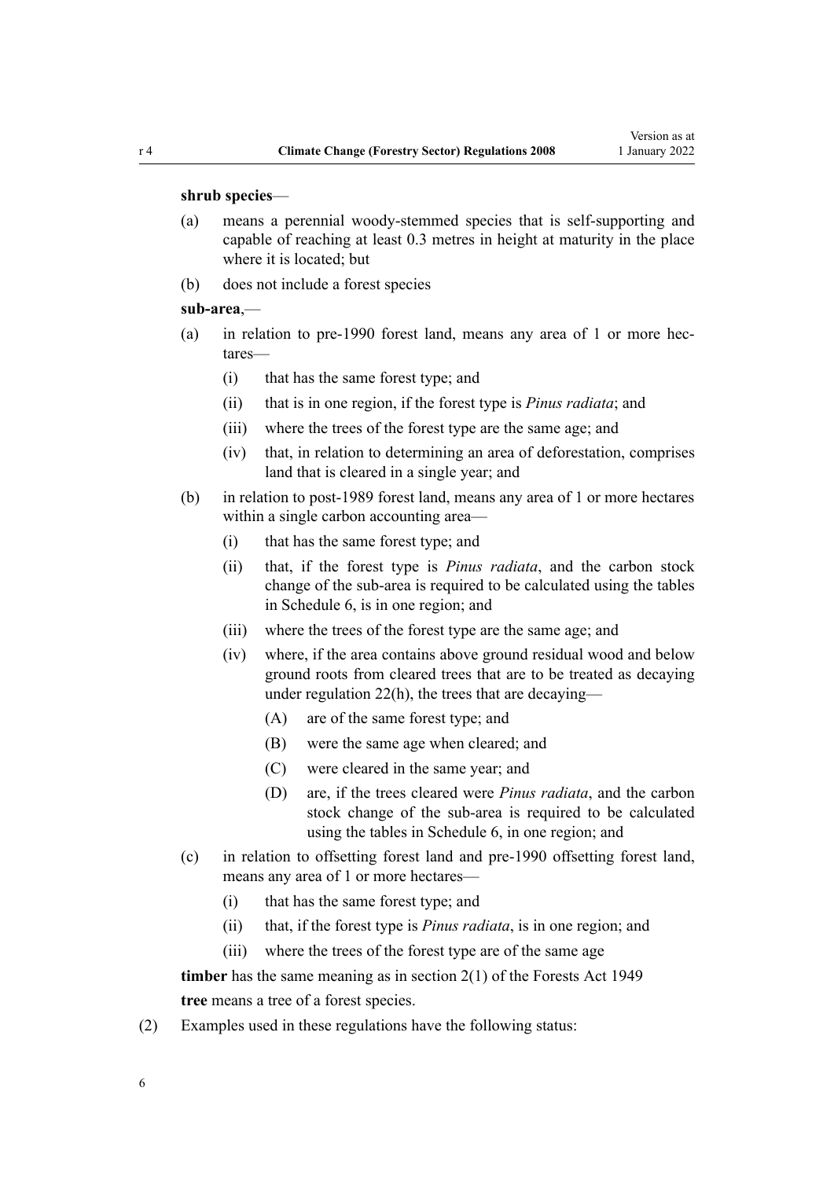**shrub species**—

(a) means a perennial woody-stemmed species that is self-supporting and capable of reaching at least 0.3 metres in height at maturity in the place where it is located; but

(b) does not include a forest species

**sub-area**,—

(a) in relation to pre-1990 forest land, means any area of 1 or more hectares—

  (i) that has the same forest type; and

  (ii) that is in one region, if the forest type is *Pinus radiata*; and

  (iii) where the trees of the forest type are the same age; and

  (iv) that, in relation to determining an area of deforestation, comprises land that is cleared in a single year; and

(b) in relation to post-1989 forest land, means any area of 1 or more hectares within a single carbon accounting area—

  (i) that has the same forest type; and

  (ii) that, if the forest type is *Pinus radiata*, and the carbon stock change of the sub-area is required to be calculated using the tables in Schedule 6, is in one region; and

  (iii) where the trees of the forest type are the same age; and

  (iv) where, if the area contains above ground residual wood and below ground roots from cleared trees that are to be treated as decaying under regulation 22(h), the trees that are decaying—

    (A) are of the same forest type; and

    (B) were the same age when cleared; and

    (C) were cleared in the same year; and

    (D) are, if the trees cleared were *Pinus radiata*, and the carbon stock change of the sub-area is required to be calculated using the tables in Schedule 6, in one region; and

(c) in relation to offsetting forest land and pre-1990 offsetting forest land, means any area of 1 or more hectares—

  (i) that has the same forest type; and

  (ii) that, if the forest type is *Pinus radiata*, is in one region; and

  (iii) where the trees of the forest type are of the same age

**timber** has the same meaning as in section 2(1) of the Forests Act 1949

**tree** means a tree of a forest species.

(2) Examples used in these regulations have the following status: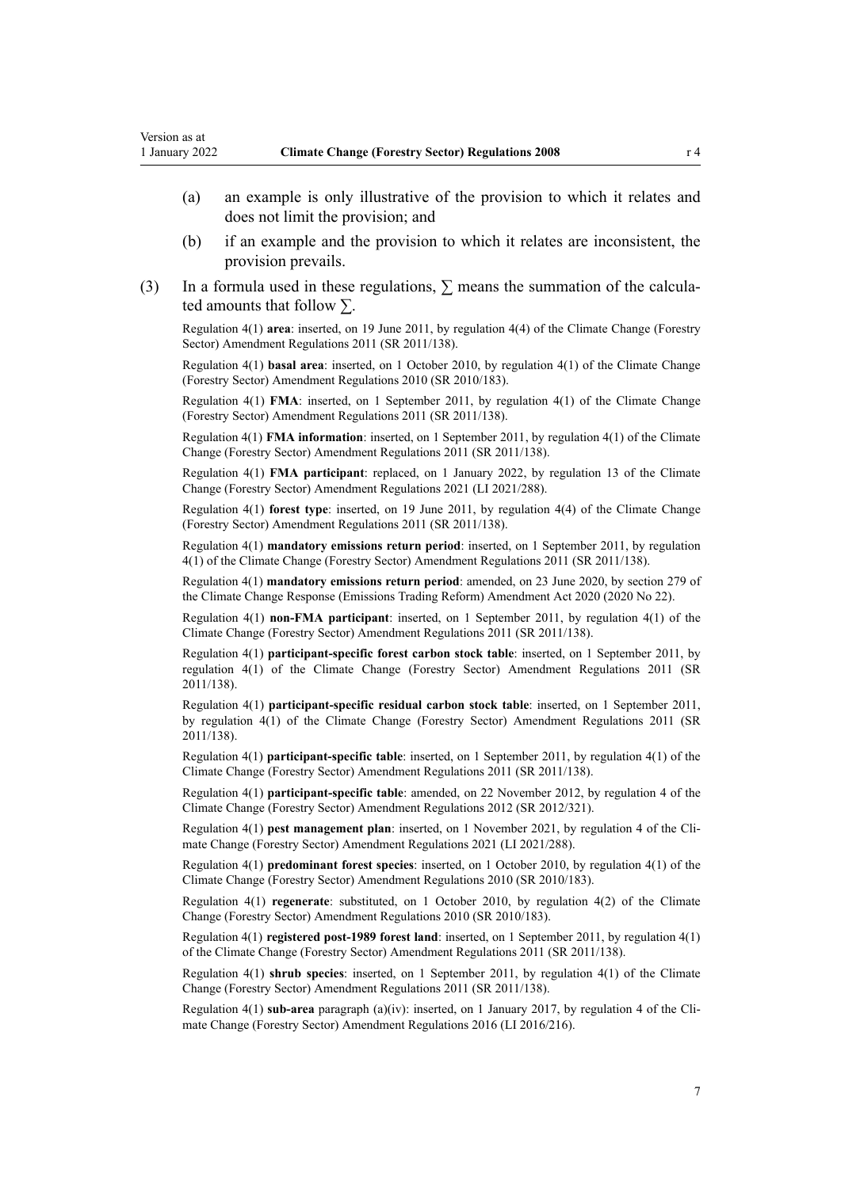(a) an example is only illustrative of the provision to which it relates and does not limit the provision; and

(b) if an example and the provision to which it relates are inconsistent, the provision prevails.

(3) In a formula used in these regulations, $\sum$ means the summation of the calculated amounts that follow $\sum$.

Regulation 4(1) **area**: inserted, on 19 June 2011, by regulation 4(4) of the Climate Change (Forestry Sector) Amendment Regulations 2011 (SR 2011/138).

Regulation 4(1) **basal area**: inserted, on 1 October 2010, by regulation 4(1) of the Climate Change (Forestry Sector) Amendment Regulations 2010 (SR 2010/183).

Regulation 4(1) **FMA**: inserted, on 1 September 2011, by regulation 4(1) of the Climate Change (Forestry Sector) Amendment Regulations 2011 (SR 2011/138).

Regulation 4(1) **FMA information**: inserted, on 1 September 2011, by regulation 4(1) of the Climate Change (Forestry Sector) Amendment Regulations 2011 (SR 2011/138).

Regulation 4(1) **FMA participant**: replaced, on 1 January 2022, by regulation 13 of the Climate Change (Forestry Sector) Amendment Regulations 2021 (LI 2021/288).

Regulation 4(1) **forest type**: inserted, on 19 June 2011, by regulation 4(4) of the Climate Change (Forestry Sector) Amendment Regulations 2011 (SR 2011/138).

Regulation 4(1) **mandatory emissions return period**: inserted, on 1 September 2011, by regulation 4(1) of the Climate Change (Forestry Sector) Amendment Regulations 2011 (SR 2011/138).

Regulation 4(1) **mandatory emissions return period**: amended, on 23 June 2020, by section 279 of the Climate Change Response (Emissions Trading Reform) Amendment Act 2020 (2020 No 22).

Regulation 4(1) **non-FMA participant**: inserted, on 1 September 2011, by regulation 4(1) of the Climate Change (Forestry Sector) Amendment Regulations 2011 (SR 2011/138).

Regulation 4(1) **participant-specific forest carbon stock table**: inserted, on 1 September 2011, by regulation 4(1) of the Climate Change (Forestry Sector) Amendment Regulations 2011 (SR 2011/138).

Regulation 4(1) **participant-specific residual carbon stock table**: inserted, on 1 September 2011, by regulation 4(1) of the Climate Change (Forestry Sector) Amendment Regulations 2011 (SR 2011/138).

Regulation 4(1) **participant-specific table**: inserted, on 1 September 2011, by regulation 4(1) of the Climate Change (Forestry Sector) Amendment Regulations 2011 (SR 2011/138).

Regulation 4(1) **participant-specific table**: amended, on 22 November 2012, by regulation 4 of the Climate Change (Forestry Sector) Amendment Regulations 2012 (SR 2012/321).

Regulation 4(1) **pest management plan**: inserted, on 1 November 2021, by regulation 4 of the Climate Change (Forestry Sector) Amendment Regulations 2021 (LI 2021/288).

Regulation 4(1) **predominant forest species**: inserted, on 1 October 2010, by regulation 4(1) of the Climate Change (Forestry Sector) Amendment Regulations 2010 (SR 2010/183).

Regulation 4(1) **regenerate**: substituted, on 1 October 2010, by regulation 4(2) of the Climate Change (Forestry Sector) Amendment Regulations 2010 (SR 2010/183).

Regulation 4(1) **registered post-1989 forest land**: inserted, on 1 September 2011, by regulation 4(1) of the Climate Change (Forestry Sector) Amendment Regulations 2011 (SR 2011/138).

Regulation 4(1) **shrub species**: inserted, on 1 September 2011, by regulation 4(1) of the Climate Change (Forestry Sector) Amendment Regulations 2011 (SR 2011/138).

Regulation 4(1) **sub-area** paragraph (a)(iv): inserted, on 1 January 2017, by regulation 4 of the Climate Change (Forestry Sector) Amendment Regulations 2016 (LI 2016/216).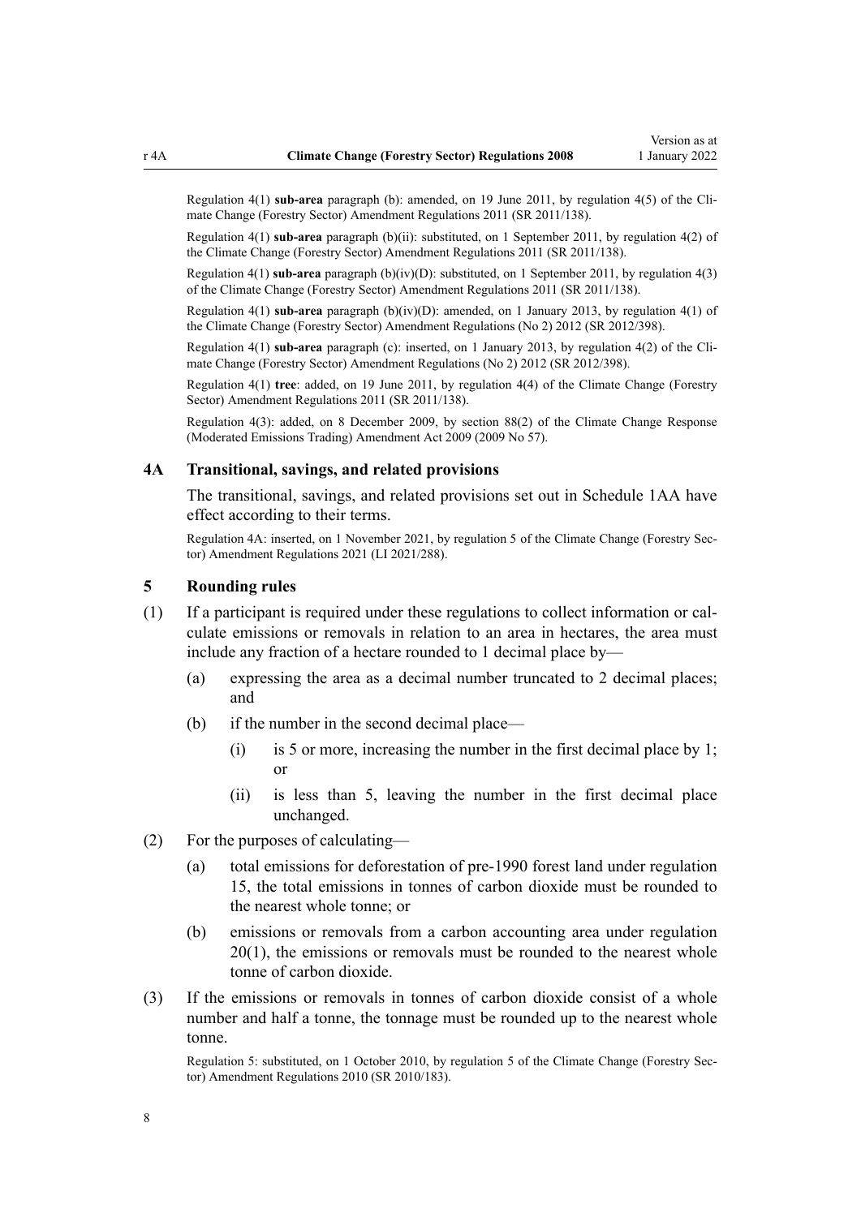Regulation 4(1) **sub-area** paragraph (b): amended, on 19 June 2011, by regulation 4(5) of the Climate Change (Forestry Sector) Amendment Regulations 2011 (SR 2011/138).

Regulation 4(1) **sub-area** paragraph (b)(ii): substituted, on 1 September 2011, by regulation 4(2) of the Climate Change (Forestry Sector) Amendment Regulations 2011 (SR 2011/138).

Regulation 4(1) **sub-area** paragraph (b)(iv)(D): substituted, on 1 September 2011, by regulation 4(3) of the Climate Change (Forestry Sector) Amendment Regulations 2011 (SR 2011/138).

Regulation 4(1) **sub-area** paragraph (b)(iv)(D): amended, on 1 January 2013, by regulation 4(1) of the Climate Change (Forestry Sector) Amendment Regulations (No 2) 2012 (SR 2012/398).

Regulation 4(1) **sub-area** paragraph (c): inserted, on 1 January 2013, by regulation 4(2) of the Climate Change (Forestry Sector) Amendment Regulations (No 2) 2012 (SR 2012/398).

Regulation 4(1) **tree**: added, on 19 June 2011, by regulation 4(4) of the Climate Change (Forestry Sector) Amendment Regulations 2011 (SR 2011/138).

Regulation 4(3): added, on 8 December 2009, by section 88(2) of the Climate Change Response (Moderated Emissions Trading) Amendment Act 2009 (2009 No 57).

### 4A Transitional, savings, and related provisions

The transitional, savings, and related provisions set out in Schedule 1AA have effect according to their terms.

Regulation 4A: inserted, on 1 November 2021, by regulation 5 of the Climate Change (Forestry Sector) Amendment Regulations 2021 (LI 2021/288).

### 5 Rounding rules

(1) If a participant is required under these regulations to collect information or calculate emissions or removals in relation to an area in hectares, the area must include any fraction of a hectare rounded to 1 decimal place by—

- (a) expressing the area as a decimal number truncated to 2 decimal places; and
- (b) if the number in the second decimal place—
  - (i) is 5 or more, increasing the number in the first decimal place by 1; or
  - (ii) is less than 5, leaving the number in the first decimal place unchanged.

(2) For the purposes of calculating—

- (a) total emissions for deforestation of pre-1990 forest land under regulation 15, the total emissions in tonnes of carbon dioxide must be rounded to the nearest whole tonne; or
- (b) emissions or removals from a carbon accounting area under regulation 20(1), the emissions or removals must be rounded to the nearest whole tonne of carbon dioxide.

(3) If the emissions or removals in tonnes of carbon dioxide consist of a whole number and half a tonne, the tonnage must be rounded up to the nearest whole tonne.

Regulation 5: substituted, on 1 October 2010, by regulation 5 of the Climate Change (Forestry Sector) Amendment Regulations 2010 (SR 2010/183).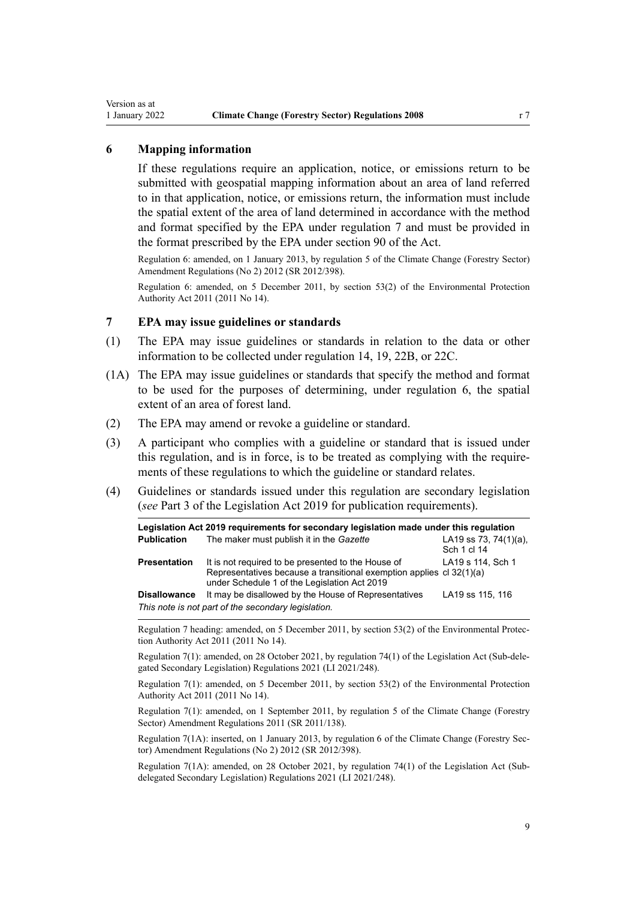## 6 Mapping information

If these regulations require an application, notice, or emissions return to be submitted with geospatial mapping information about an area of land referred to in that application, notice, or emissions return, the information must include the spatial extent of the area of land determined in accordance with the method and format specified by the EPA under regulation 7 and must be provided in the format prescribed by the EPA under section 90 of the Act.

Regulation 6: amended, on 1 January 2013, by regulation 5 of the Climate Change (Forestry Sector) Amendment Regulations (No 2) 2012 (SR 2012/398).

Regulation 6: amended, on 5 December 2011, by section 53(2) of the Environmental Protection Authority Act 2011 (2011 No 14).

## 7 EPA may issue guidelines or standards

(1) The EPA may issue guidelines or standards in relation to the data or other information to be collected under regulation 14, 19, 22B, or 22C.

(1A) The EPA may issue guidelines or standards that specify the method and format to be used for the purposes of determining, under regulation 6, the spatial extent of an area of forest land.

(2) The EPA may amend or revoke a guideline or standard.

(3) A participant who complies with a guideline or standard that is issued under this regulation, and is in force, is to be treated as complying with the requirements of these regulations to which the guideline or standard relates.

(4) Guidelines or standards issued under this regulation are secondary legislation (*see* Part 3 of the Legislation Act 2019 for publication requirements).

| Legislation Act 2019 requirements for secondary legislation made under this regulation | | |
|---|---|---|
| **Publication** | The maker must publish it in the *Gazette* | LA19 ss 73, 74(1)(a), Sch 1 cl 14 |
| **Presentation** | It is not required to be presented to the House of Representatives because a transitional exemption applies under Schedule 1 of the Legislation Act 2019 | LA19 s 114, Sch 1 cl 32(1)(a) |
| **Disallowance** | It may be disallowed by the House of Representatives | LA19 ss 115, 116 |
| *This note is not part of the secondary legislation.* | | |

Regulation 7 heading: amended, on 5 December 2011, by section 53(2) of the Environmental Protection Authority Act 2011 (2011 No 14).

Regulation 7(1): amended, on 28 October 2021, by regulation 74(1) of the Legislation Act (Sub-delegated Secondary Legislation) Regulations 2021 (LI 2021/248).

Regulation 7(1): amended, on 5 December 2011, by section 53(2) of the Environmental Protection Authority Act 2011 (2011 No 14).

Regulation 7(1): amended, on 1 September 2011, by regulation 5 of the Climate Change (Forestry Sector) Amendment Regulations 2011 (SR 2011/138).

Regulation 7(1A): inserted, on 1 January 2013, by regulation 6 of the Climate Change (Forestry Sector) Amendment Regulations (No 2) 2012 (SR 2012/398).

Regulation 7(1A): amended, on 28 October 2021, by regulation 74(1) of the Legislation Act (Sub-delegated Secondary Legislation) Regulations 2021 (LI 2021/248).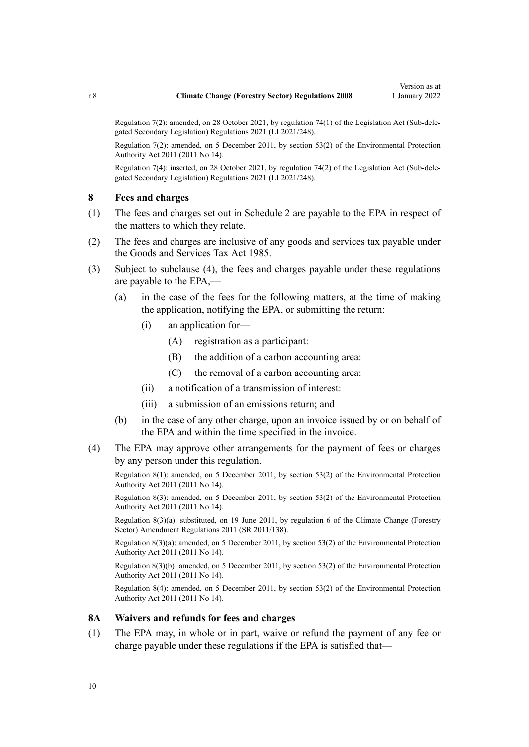Regulation 7(2): amended, on 28 October 2021, by regulation 74(1) of the Legislation Act (Sub-delegated Secondary Legislation) Regulations 2021 (LI 2021/248).

Regulation 7(2): amended, on 5 December 2011, by section 53(2) of the Environmental Protection Authority Act 2011 (2011 No 14).

Regulation 7(4): inserted, on 28 October 2021, by regulation 74(2) of the Legislation Act (Sub-delegated Secondary Legislation) Regulations 2021 (LI 2021/248).

### 8 Fees and charges

(1) The fees and charges set out in Schedule 2 are payable to the EPA in respect of the matters to which they relate.

(2) The fees and charges are inclusive of any goods and services tax payable under the Goods and Services Tax Act 1985.

(3) Subject to subclause (4), the fees and charges payable under these regulations are payable to the EPA,—

 (a) in the case of the fees for the following matters, at the time of making the application, notifying the EPA, or submitting the return:

  (i) an application for—

   (A) registration as a participant:

   (B) the addition of a carbon accounting area:

   (C) the removal of a carbon accounting area:

  (ii) a notification of a transmission of interest:

  (iii) a submission of an emissions return; and

 (b) in the case of any other charge, upon an invoice issued by or on behalf of the EPA and within the time specified in the invoice.

(4) The EPA may approve other arrangements for the payment of fees or charges by any person under this regulation.

Regulation 8(1): amended, on 5 December 2011, by section 53(2) of the Environmental Protection Authority Act 2011 (2011 No 14).

Regulation 8(3): amended, on 5 December 2011, by section 53(2) of the Environmental Protection Authority Act 2011 (2011 No 14).

Regulation 8(3)(a): substituted, on 19 June 2011, by regulation 6 of the Climate Change (Forestry Sector) Amendment Regulations 2011 (SR 2011/138).

Regulation 8(3)(a): amended, on 5 December 2011, by section 53(2) of the Environmental Protection Authority Act 2011 (2011 No 14).

Regulation 8(3)(b): amended, on 5 December 2011, by section 53(2) of the Environmental Protection Authority Act 2011 (2011 No 14).

Regulation 8(4): amended, on 5 December 2011, by section 53(2) of the Environmental Protection Authority Act 2011 (2011 No 14).

### 8A Waivers and refunds for fees and charges

(1) The EPA may, in whole or in part, waive or refund the payment of any fee or charge payable under these regulations if the EPA is satisfied that—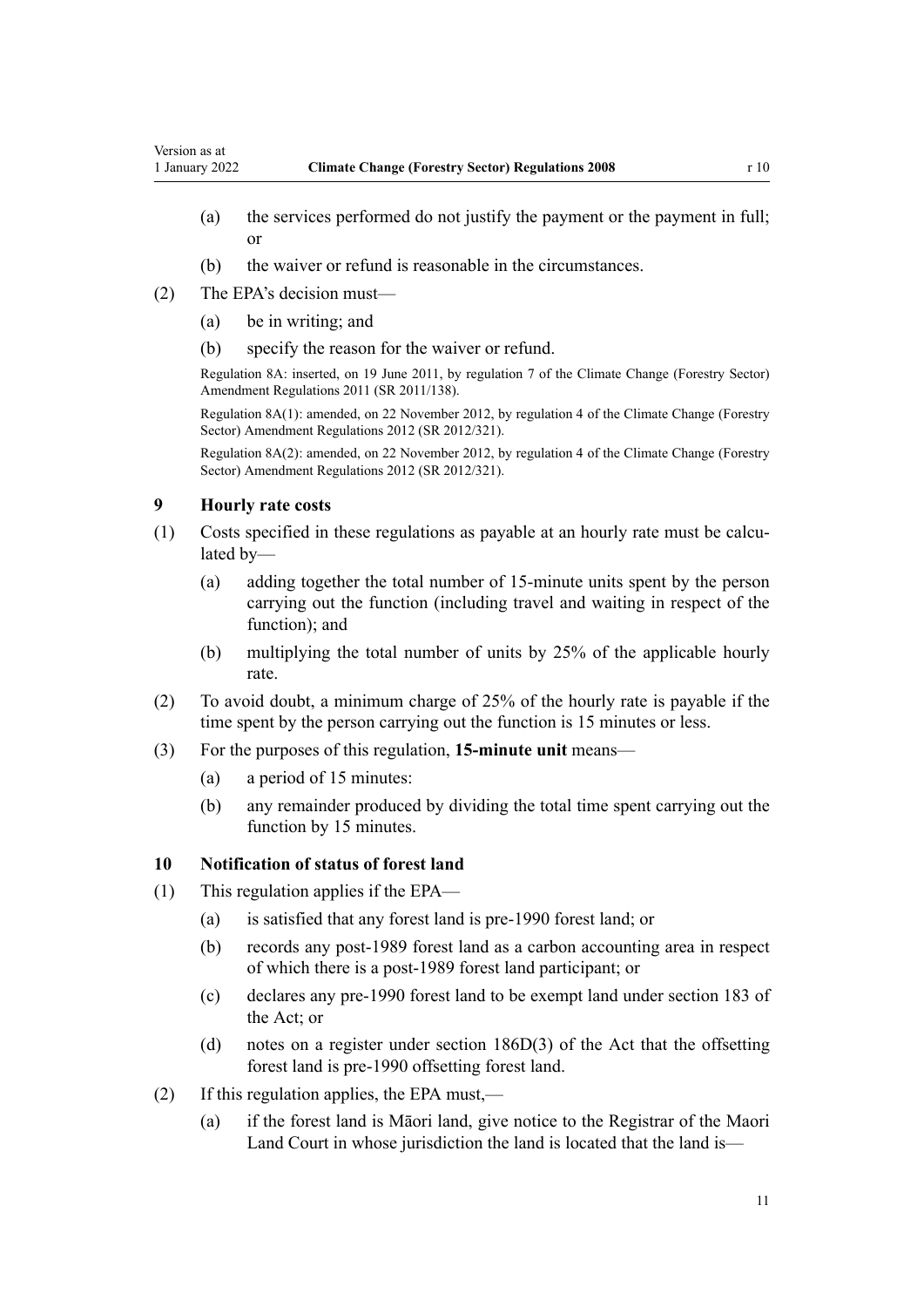(a) the services performed do not justify the payment or the payment in full; or

(b) the waiver or refund is reasonable in the circumstances.

(2) The EPA's decision must—

(a) be in writing; and

(b) specify the reason for the waiver or refund.

Regulation 8A: inserted, on 19 June 2011, by regulation 7 of the Climate Change (Forestry Sector) Amendment Regulations 2011 (SR 2011/138).

Regulation 8A(1): amended, on 22 November 2012, by regulation 4 of the Climate Change (Forestry Sector) Amendment Regulations 2012 (SR 2012/321).

Regulation 8A(2): amended, on 22 November 2012, by regulation 4 of the Climate Change (Forestry Sector) Amendment Regulations 2012 (SR 2012/321).

### 9 Hourly rate costs

(1) Costs specified in these regulations as payable at an hourly rate must be calculated by—

(a) adding together the total number of 15-minute units spent by the person carrying out the function (including travel and waiting in respect of the function); and

(b) multiplying the total number of units by 25% of the applicable hourly rate.

(2) To avoid doubt, a minimum charge of 25% of the hourly rate is payable if the time spent by the person carrying out the function is 15 minutes or less.

(3) For the purposes of this regulation, **15-minute unit** means—

(a) a period of 15 minutes:

(b) any remainder produced by dividing the total time spent carrying out the function by 15 minutes.

### 10 Notification of status of forest land

(1) This regulation applies if the EPA—

(a) is satisfied that any forest land is pre-1990 forest land; or

(b) records any post-1989 forest land as a carbon accounting area in respect of which there is a post-1989 forest land participant; or

(c) declares any pre-1990 forest land to be exempt land under section 183 of the Act; or

(d) notes on a register under section 186D(3) of the Act that the offsetting forest land is pre-1990 offsetting forest land.

(2) If this regulation applies, the EPA must,—

(a) if the forest land is Māori land, give notice to the Registrar of the Maori Land Court in whose jurisdiction the land is located that the land is—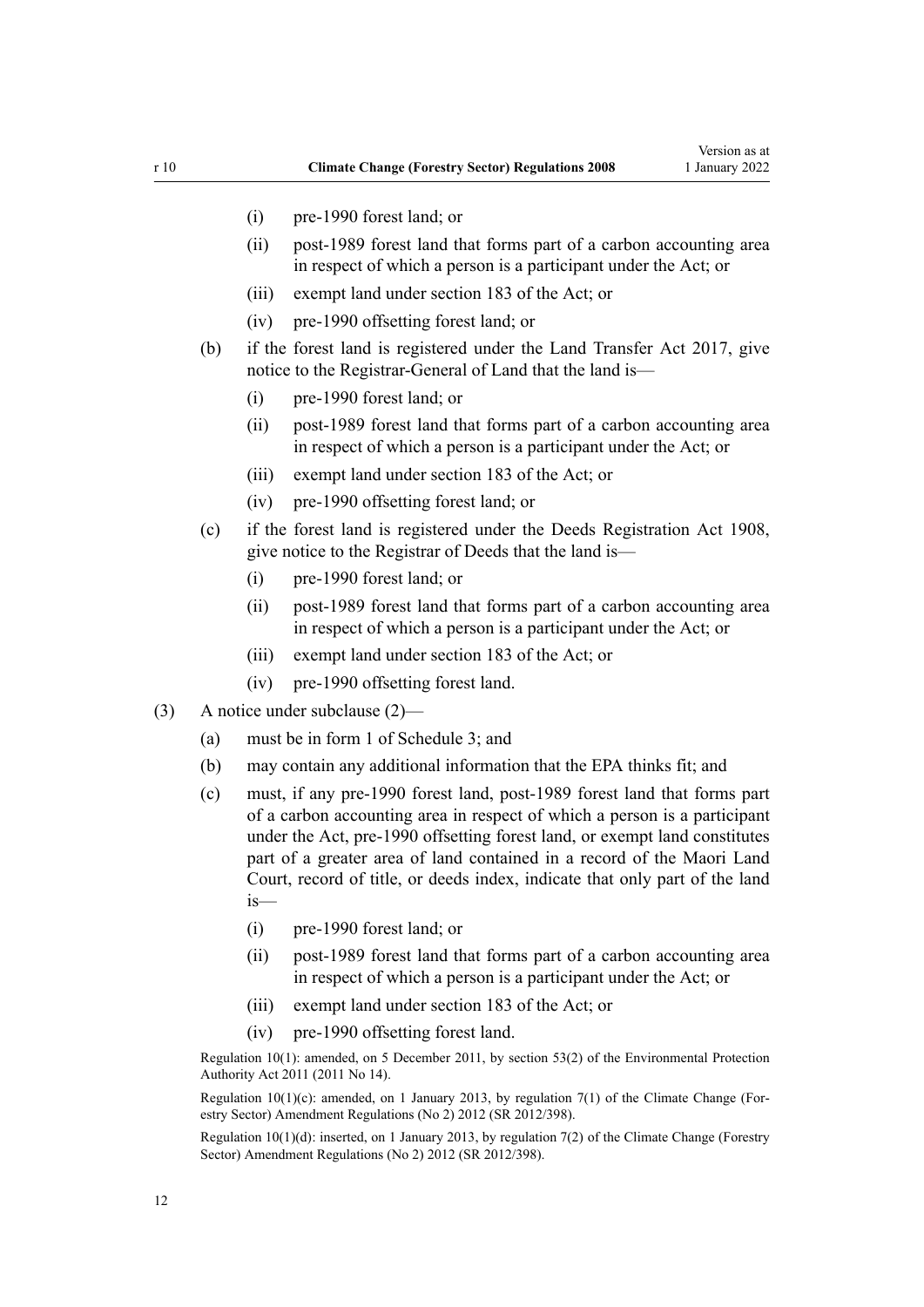(i) pre-1990 forest land; or

(ii) post-1989 forest land that forms part of a carbon accounting area in respect of which a person is a participant under the Act; or

(iii) exempt land under section 183 of the Act; or

(iv) pre-1990 offsetting forest land; or

(b) if the forest land is registered under the Land Transfer Act 2017, give notice to the Registrar-General of Land that the land is—

(i) pre-1990 forest land; or

(ii) post-1989 forest land that forms part of a carbon accounting area in respect of which a person is a participant under the Act; or

(iii) exempt land under section 183 of the Act; or

(iv) pre-1990 offsetting forest land; or

(c) if the forest land is registered under the Deeds Registration Act 1908, give notice to the Registrar of Deeds that the land is—

(i) pre-1990 forest land; or

(ii) post-1989 forest land that forms part of a carbon accounting area in respect of which a person is a participant under the Act; or

(iii) exempt land under section 183 of the Act; or

(iv) pre-1990 offsetting forest land.

(3) A notice under subclause (2)—

(a) must be in form 1 of Schedule 3; and

(b) may contain any additional information that the EPA thinks fit; and

(c) must, if any pre-1990 forest land, post-1989 forest land that forms part of a carbon accounting area in respect of which a person is a participant under the Act, pre-1990 offsetting forest land, or exempt land constitutes part of a greater area of land contained in a record of the Maori Land Court, record of title, or deeds index, indicate that only part of the land is—

(i) pre-1990 forest land; or

(ii) post-1989 forest land that forms part of a carbon accounting area in respect of which a person is a participant under the Act; or

(iii) exempt land under section 183 of the Act; or

(iv) pre-1990 offsetting forest land.

Regulation 10(1): amended, on 5 December 2011, by section 53(2) of the Environmental Protection Authority Act 2011 (2011 No 14).

Regulation 10(1)(c): amended, on 1 January 2013, by regulation 7(1) of the Climate Change (Forestry Sector) Amendment Regulations (No 2) 2012 (SR 2012/398).

Regulation 10(1)(d): inserted, on 1 January 2013, by regulation 7(2) of the Climate Change (Forestry Sector) Amendment Regulations (No 2) 2012 (SR 2012/398).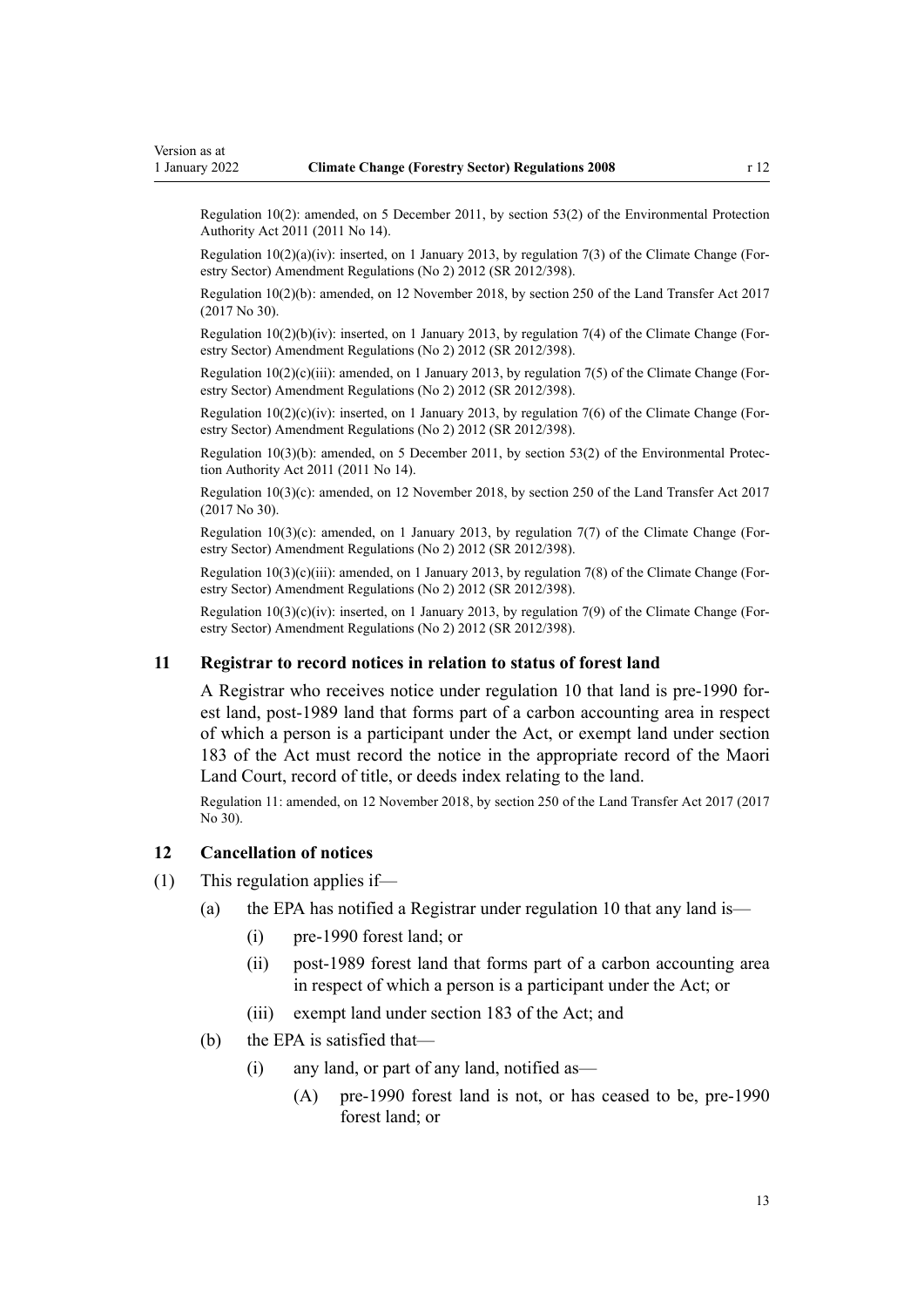Regulation 10(2): amended, on 5 December 2011, by section 53(2) of the Environmental Protection Authority Act 2011 (2011 No 14).

Regulation 10(2)(a)(iv): inserted, on 1 January 2013, by regulation 7(3) of the Climate Change (Forestry Sector) Amendment Regulations (No 2) 2012 (SR 2012/398).

Regulation 10(2)(b): amended, on 12 November 2018, by section 250 of the Land Transfer Act 2017 (2017 No 30).

Regulation 10(2)(b)(iv): inserted, on 1 January 2013, by regulation 7(4) of the Climate Change (Forestry Sector) Amendment Regulations (No 2) 2012 (SR 2012/398).

Regulation 10(2)(c)(iii): amended, on 1 January 2013, by regulation 7(5) of the Climate Change (Forestry Sector) Amendment Regulations (No 2) 2012 (SR 2012/398).

Regulation 10(2)(c)(iv): inserted, on 1 January 2013, by regulation 7(6) of the Climate Change (Forestry Sector) Amendment Regulations (No 2) 2012 (SR 2012/398).

Regulation 10(3)(b): amended, on 5 December 2011, by section 53(2) of the Environmental Protection Authority Act 2011 (2011 No 14).

Regulation 10(3)(c): amended, on 12 November 2018, by section 250 of the Land Transfer Act 2017 (2017 No 30).

Regulation 10(3)(c): amended, on 1 January 2013, by regulation 7(7) of the Climate Change (Forestry Sector) Amendment Regulations (No 2) 2012 (SR 2012/398).

Regulation 10(3)(c)(iii): amended, on 1 January 2013, by regulation 7(8) of the Climate Change (Forestry Sector) Amendment Regulations (No 2) 2012 (SR 2012/398).

Regulation 10(3)(c)(iv): inserted, on 1 January 2013, by regulation 7(9) of the Climate Change (Forestry Sector) Amendment Regulations (No 2) 2012 (SR 2012/398).

### 11 Registrar to record notices in relation to status of forest land

A Registrar who receives notice under regulation 10 that land is pre-1990 forest land, post-1989 land that forms part of a carbon accounting area in respect of which a person is a participant under the Act, or exempt land under section 183 of the Act must record the notice in the appropriate record of the Maori Land Court, record of title, or deeds index relating to the land.

Regulation 11: amended, on 12 November 2018, by section 250 of the Land Transfer Act 2017 (2017 No 30).

### 12 Cancellation of notices

(1) This regulation applies if—

(a) the EPA has notified a Registrar under regulation 10 that any land is—

(i) pre-1990 forest land; or

(ii) post-1989 forest land that forms part of a carbon accounting area in respect of which a person is a participant under the Act; or

(iii) exempt land under section 183 of the Act; and

(b) the EPA is satisfied that—

(i) any land, or part of any land, notified as—

(A) pre-1990 forest land is not, or has ceased to be, pre-1990 forest land; or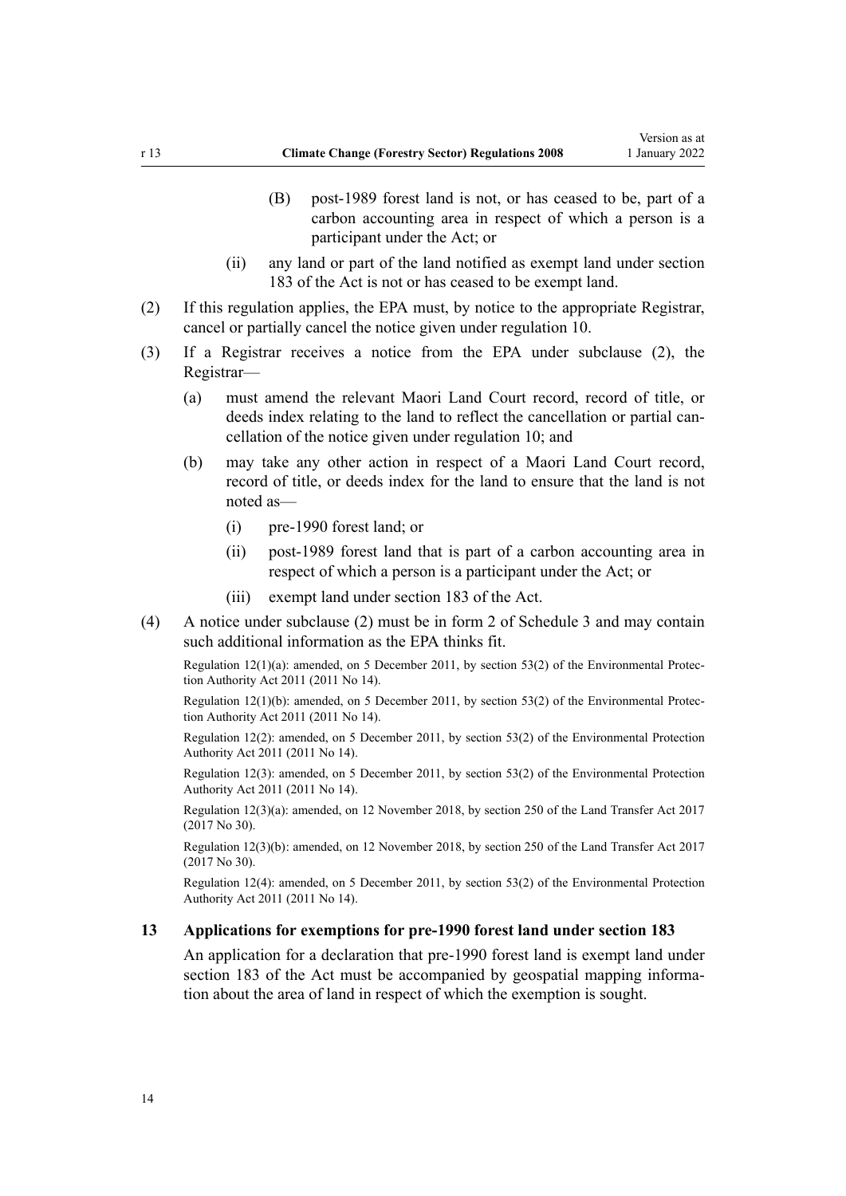(B) post-1989 forest land is not, or has ceased to be, part of a carbon accounting area in respect of which a person is a participant under the Act; or

(ii) any land or part of the land notified as exempt land under section 183 of the Act is not or has ceased to be exempt land.

(2) If this regulation applies, the EPA must, by notice to the appropriate Registrar, cancel or partially cancel the notice given under regulation 10.

(3) If a Registrar receives a notice from the EPA under subclause (2), the Registrar—

(a) must amend the relevant Maori Land Court record, record of title, or deeds index relating to the land to reflect the cancellation or partial cancellation of the notice given under regulation 10; and

(b) may take any other action in respect of a Maori Land Court record, record of title, or deeds index for the land to ensure that the land is not noted as—

(i) pre-1990 forest land; or

(ii) post-1989 forest land that is part of a carbon accounting area in respect of which a person is a participant under the Act; or

(iii) exempt land under section 183 of the Act.

(4) A notice under subclause (2) must be in form 2 of Schedule 3 and may contain such additional information as the EPA thinks fit.

Regulation 12(1)(a): amended, on 5 December 2011, by section 53(2) of the Environmental Protection Authority Act 2011 (2011 No 14).

Regulation 12(1)(b): amended, on 5 December 2011, by section 53(2) of the Environmental Protection Authority Act 2011 (2011 No 14).

Regulation 12(2): amended, on 5 December 2011, by section 53(2) of the Environmental Protection Authority Act 2011 (2011 No 14).

Regulation 12(3): amended, on 5 December 2011, by section 53(2) of the Environmental Protection Authority Act 2011 (2011 No 14).

Regulation 12(3)(a): amended, on 12 November 2018, by section 250 of the Land Transfer Act 2017 (2017 No 30).

Regulation 12(3)(b): amended, on 12 November 2018, by section 250 of the Land Transfer Act 2017 (2017 No 30).

Regulation 12(4): amended, on 5 December 2011, by section 53(2) of the Environmental Protection Authority Act 2011 (2011 No 14).

### 13 Applications for exemptions for pre-1990 forest land under section 183

An application for a declaration that pre-1990 forest land is exempt land under section 183 of the Act must be accompanied by geospatial mapping information about the area of land in respect of which the exemption is sought.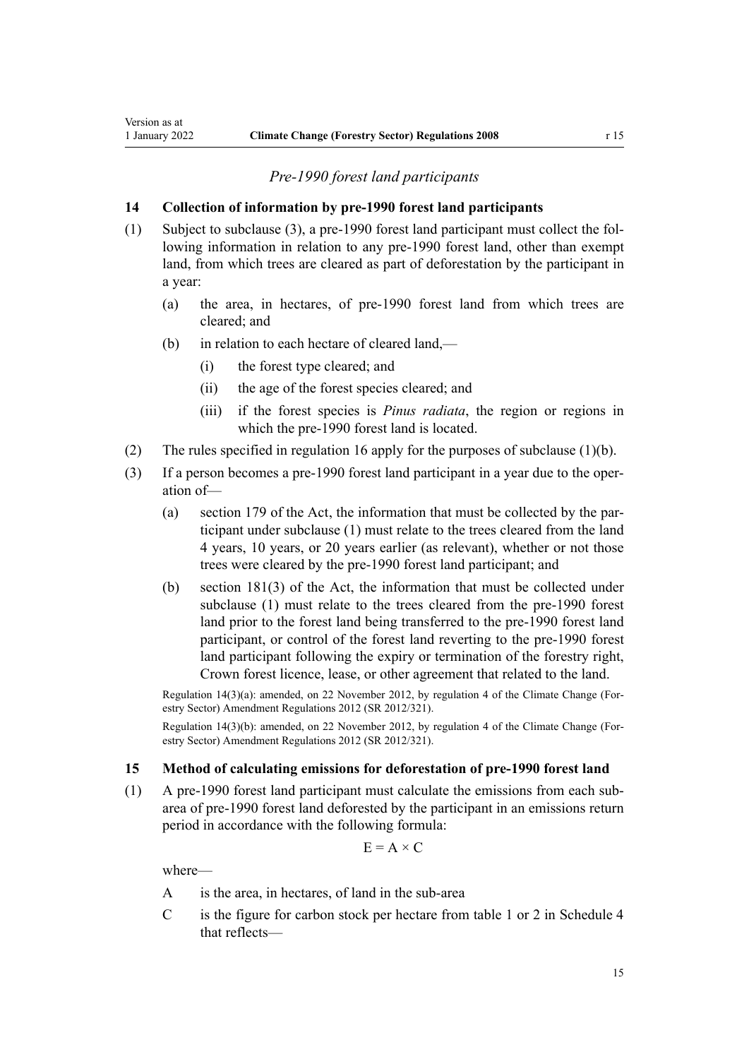*Pre-1990 forest land participants*

### 14 Collection of information by pre-1990 forest land participants

(1) Subject to subclause (3), a pre-1990 forest land participant must collect the following information in relation to any pre-1990 forest land, other than exempt land, from which trees are cleared as part of deforestation by the participant in a year:

   (a) the area, in hectares, of pre-1990 forest land from which trees are cleared; and

   (b) in relation to each hectare of cleared land,—

      (i) the forest type cleared; and

      (ii) the age of the forest species cleared; and

      (iii) if the forest species is *Pinus radiata*, the region or regions in which the pre-1990 forest land is located.

(2) The rules specified in regulation 16 apply for the purposes of subclause (1)(b).

(3) If a person becomes a pre-1990 forest land participant in a year due to the operation of—

   (a) section 179 of the Act, the information that must be collected by the participant under subclause (1) must relate to the trees cleared from the land 4 years, 10 years, or 20 years earlier (as relevant), whether or not those trees were cleared by the pre-1990 forest land participant; and

   (b) section 181(3) of the Act, the information that must be collected under subclause (1) must relate to the trees cleared from the pre-1990 forest land prior to the forest land being transferred to the pre-1990 forest land participant, or control of the forest land reverting to the pre-1990 forest land participant following the expiry or termination of the forestry right, Crown forest licence, lease, or other agreement that related to the land.

Regulation 14(3)(a): amended, on 22 November 2012, by regulation 4 of the Climate Change (Forestry Sector) Amendment Regulations 2012 (SR 2012/321).

Regulation 14(3)(b): amended, on 22 November 2012, by regulation 4 of the Climate Change (Forestry Sector) Amendment Regulations 2012 (SR 2012/321).

### 15 Method of calculating emissions for deforestation of pre-1990 forest land

(1) A pre-1990 forest land participant must calculate the emissions from each sub-area of pre-1990 forest land deforested by the participant in an emissions return period in accordance with the following formula:

$$E = A \times C$$

where—

A is the area, in hectares, of land in the sub-area

C is the figure for carbon stock per hectare from table 1 or 2 in Schedule 4 that reflects—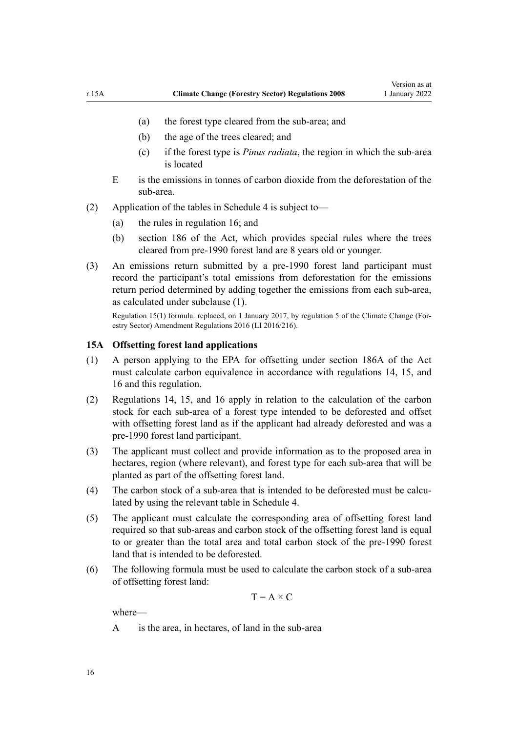(a) the forest type cleared from the sub-area; and

(b) the age of the trees cleared; and

(c) if the forest type is *Pinus radiata*, the region in which the sub-area is located

E is the emissions in tonnes of carbon dioxide from the deforestation of the sub-area.

(2) Application of the tables in Schedule 4 is subject to—

(a) the rules in regulation 16; and

(b) section 186 of the Act, which provides special rules where the trees cleared from pre-1990 forest land are 8 years old or younger.

(3) An emissions return submitted by a pre-1990 forest land participant must record the participant's total emissions from deforestation for the emissions return period determined by adding together the emissions from each sub-area, as calculated under subclause (1).

Regulation 15(1) formula: replaced, on 1 January 2017, by regulation 5 of the Climate Change (Forestry Sector) Amendment Regulations 2016 (LI 2016/216).

### 15A Offsetting forest land applications

(1) A person applying to the EPA for offsetting under section 186A of the Act must calculate carbon equivalence in accordance with regulations 14, 15, and 16 and this regulation.

(2) Regulations 14, 15, and 16 apply in relation to the calculation of the carbon stock for each sub-area of a forest type intended to be deforested and offset with offsetting forest land as if the applicant had already deforested and was a pre-1990 forest land participant.

(3) The applicant must collect and provide information as to the proposed area in hectares, region (where relevant), and forest type for each sub-area that will be planted as part of the offsetting forest land.

(4) The carbon stock of a sub-area that is intended to be deforested must be calculated by using the relevant table in Schedule 4.

(5) The applicant must calculate the corresponding area of offsetting forest land required so that sub-areas and carbon stock of the offsetting forest land is equal to or greater than the total area and total carbon stock of the pre-1990 forest land that is intended to be deforested.

(6) The following formula must be used to calculate the carbon stock of a sub-area of offsetting forest land:

$$T = A \times C$$

where—

A is the area, in hectares, of land in the sub-area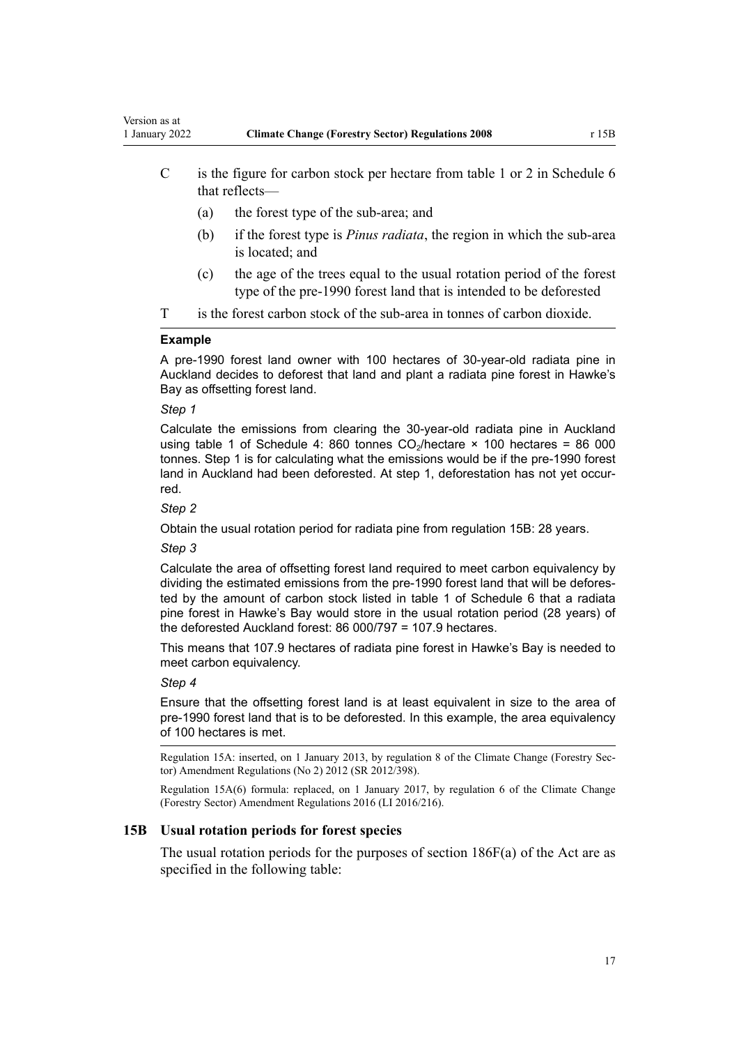C is the figure for carbon stock per hectare from table 1 or 2 in Schedule 6 that reflects—

(a) the forest type of the sub-area; and

(b) if the forest type is *Pinus radiata*, the region in which the sub-area is located; and

(c) the age of the trees equal to the usual rotation period of the forest type of the pre-1990 forest land that is intended to be deforested

T is the forest carbon stock of the sub-area in tonnes of carbon dioxide.

**Example**

A pre-1990 forest land owner with 100 hectares of 30-year-old radiata pine in Auckland decides to deforest that land and plant a radiata pine forest in Hawke's Bay as offsetting forest land.

*Step 1*

Calculate the emissions from clearing the 30-year-old radiata pine in Auckland using table 1 of Schedule 4: 860 tonnes $CO_2$/hectare × 100 hectares = 86 000 tonnes. Step 1 is for calculating what the emissions would be if the pre-1990 forest land in Auckland had been deforested. At step 1, deforestation has not yet occurred.

*Step 2*

Obtain the usual rotation period for radiata pine from regulation 15B: 28 years.

*Step 3*

Calculate the area of offsetting forest land required to meet carbon equivalency by dividing the estimated emissions from the pre-1990 forest land that will be deforested by the amount of carbon stock listed in table 1 of Schedule 6 that a radiata pine forest in Hawke's Bay would store in the usual rotation period (28 years) of the deforested Auckland forest: 86 000/797 = 107.9 hectares.

This means that 107.9 hectares of radiata pine forest in Hawke's Bay is needed to meet carbon equivalency.

*Step 4*

Ensure that the offsetting forest land is at least equivalent in size to the area of pre-1990 forest land that is to be deforested. In this example, the area equivalency of 100 hectares is met.

Regulation 15A: inserted, on 1 January 2013, by regulation 8 of the Climate Change (Forestry Sector) Amendment Regulations (No 2) 2012 (SR 2012/398).

Regulation 15A(6) formula: replaced, on 1 January 2017, by regulation 6 of the Climate Change (Forestry Sector) Amendment Regulations 2016 (LI 2016/216).

### 15B Usual rotation periods for forest species

The usual rotation periods for the purposes of section 186F(a) of the Act are as specified in the following table: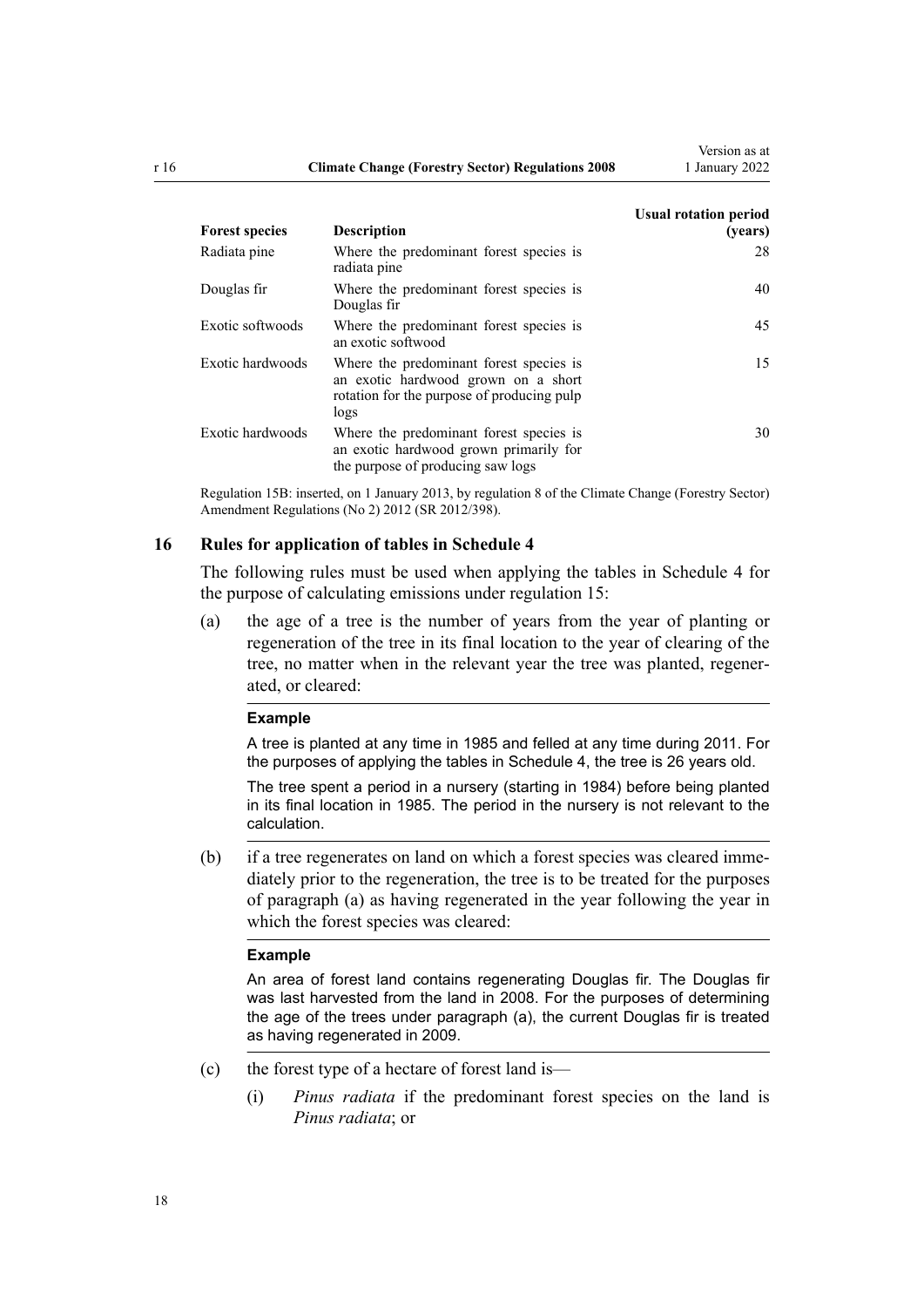| Forest species | Description | Usual rotation period (years) |
|---|---|---|
| Radiata pine | Where the predominant forest species is radiata pine | 28 |
| Douglas fir | Where the predominant forest species is Douglas fir | 40 |
| Exotic softwoods | Where the predominant forest species is an exotic softwood | 45 |
| Exotic hardwoods | Where the predominant forest species is an exotic hardwood grown on a short rotation for the purpose of producing pulp logs | 15 |
| Exotic hardwoods | Where the predominant forest species is an exotic hardwood grown primarily for the purpose of producing saw logs | 30 |

Regulation 15B: inserted, on 1 January 2013, by regulation 8 of the Climate Change (Forestry Sector) Amendment Regulations (No 2) 2012 (SR 2012/398).

## 16 Rules for application of tables in Schedule 4

The following rules must be used when applying the tables in Schedule 4 for the purpose of calculating emissions under regulation 15:

(a) the age of a tree is the number of years from the year of planting or regeneration of the tree in its final location to the year of clearing of the tree, no matter when in the relevant year the tree was planted, regenerated, or cleared:

**Example**

A tree is planted at any time in 1985 and felled at any time during 2011. For the purposes of applying the tables in Schedule 4, the tree is 26 years old.

The tree spent a period in a nursery (starting in 1984) before being planted in its final location in 1985. The period in the nursery is not relevant to the calculation.

(b) if a tree regenerates on land on which a forest species was cleared immediately prior to the regeneration, the tree is to be treated for the purposes of paragraph (a) as having regenerated in the year following the year in which the forest species was cleared:

**Example**

An area of forest land contains regenerating Douglas fir. The Douglas fir was last harvested from the land in 2008. For the purposes of determining the age of the trees under paragraph (a), the current Douglas fir is treated as having regenerated in 2009.

(c) the forest type of a hectare of forest land is—

(i) *Pinus radiata* if the predominant forest species on the land is *Pinus radiata*; or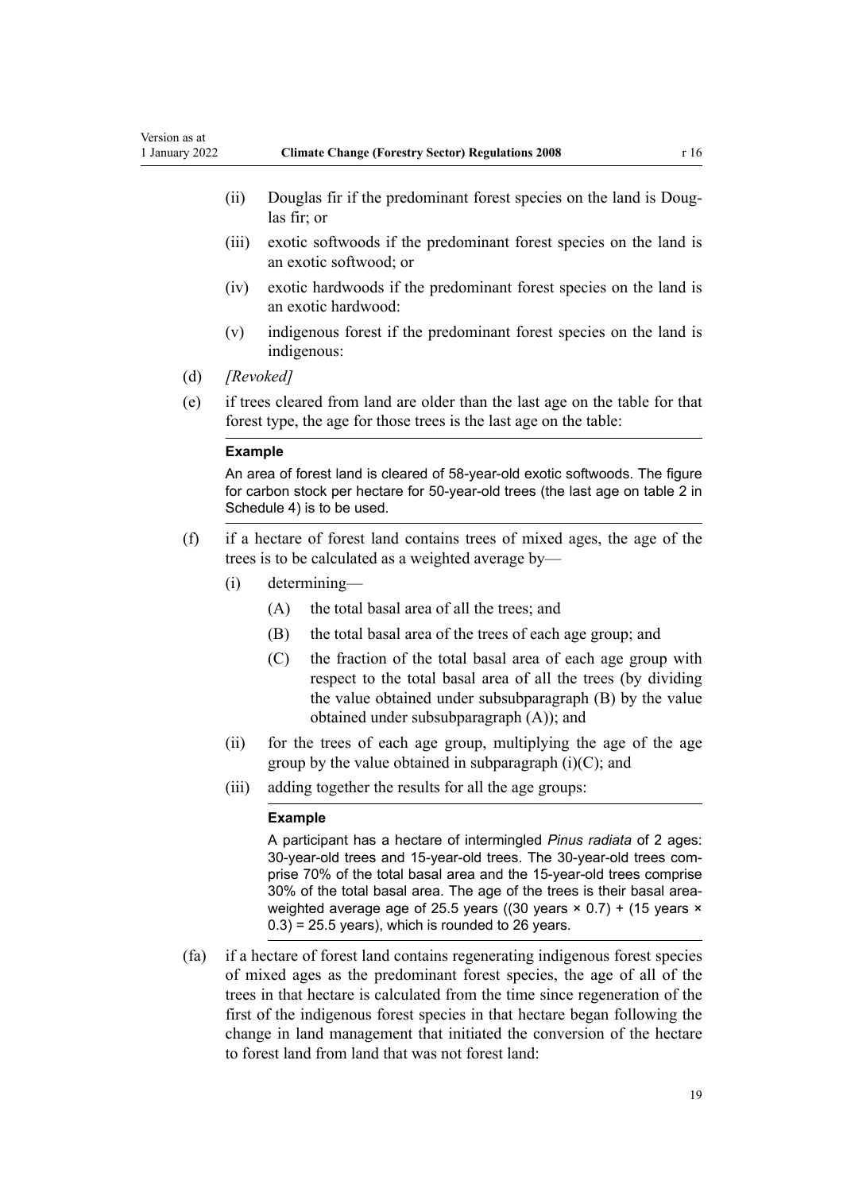(ii) Douglas fir if the predominant forest species on the land is Douglas fir; or

(iii) exotic softwoods if the predominant forest species on the land is an exotic softwood; or

(iv) exotic hardwoods if the predominant forest species on the land is an exotic hardwood:

(v) indigenous forest if the predominant forest species on the land is indigenous:

(d) *[Revoked]*

(e) if trees cleared from land are older than the last age on the table for that forest type, the age for those trees is the last age on the table:

**Example**

An area of forest land is cleared of 58-year-old exotic softwoods. The figure for carbon stock per hectare for 50-year-old trees (the last age on table 2 in Schedule 4) is to be used.

(f) if a hectare of forest land contains trees of mixed ages, the age of the trees is to be calculated as a weighted average by—

(i) determining—

(A) the total basal area of all the trees; and

(B) the total basal area of the trees of each age group; and

(C) the fraction of the total basal area of each age group with respect to the total basal area of all the trees (by dividing the value obtained under subsubparagraph (B) by the value obtained under subsubparagraph (A)); and

(ii) for the trees of each age group, multiplying the age of the age group by the value obtained in subparagraph (i)(C); and

(iii) adding together the results for all the age groups:

**Example**

A participant has a hectare of intermingled *Pinus radiata* of 2 ages: 30-year-old trees and 15-year-old trees. The 30-year-old trees comprise 70% of the total basal area and the 15-year-old trees comprise 30% of the total basal area. The age of the trees is their basal area-weighted average age of 25.5 years ((30 years × 0.7) + (15 years × 0.3) = 25.5 years), which is rounded to 26 years.

(fa) if a hectare of forest land contains regenerating indigenous forest species of mixed ages as the predominant forest species, the age of all of the trees in that hectare is calculated from the time since regeneration of the first of the indigenous forest species in that hectare began following the change in land management that initiated the conversion of the hectare to forest land from land that was not forest land: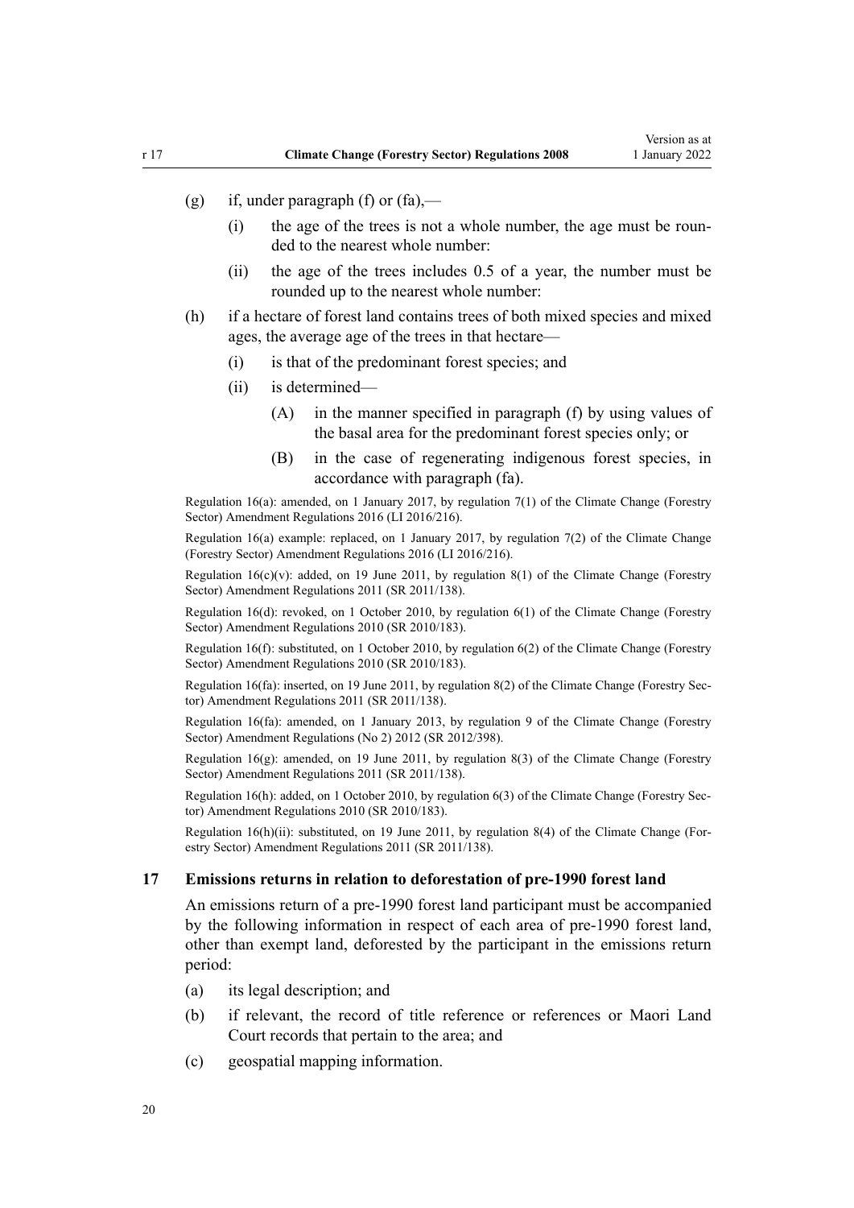(g) if, under paragraph (f) or (fa),—

   (i) the age of the trees is not a whole number, the age must be rounded to the nearest whole number:

   (ii) the age of the trees includes 0.5 of a year, the number must be rounded up to the nearest whole number:

(h) if a hectare of forest land contains trees of both mixed species and mixed ages, the average age of the trees in that hectare—

   (i) is that of the predominant forest species; and

   (ii) is determined—

      (A) in the manner specified in paragraph (f) by using values of the basal area for the predominant forest species only; or

      (B) in the case of regenerating indigenous forest species, in accordance with paragraph (fa).

Regulation 16(a): amended, on 1 January 2017, by regulation 7(1) of the Climate Change (Forestry Sector) Amendment Regulations 2016 (LI 2016/216).

Regulation 16(a) example: replaced, on 1 January 2017, by regulation 7(2) of the Climate Change (Forestry Sector) Amendment Regulations 2016 (LI 2016/216).

Regulation 16(c)(v): added, on 19 June 2011, by regulation 8(1) of the Climate Change (Forestry Sector) Amendment Regulations 2011 (SR 2011/138).

Regulation 16(d): revoked, on 1 October 2010, by regulation 6(1) of the Climate Change (Forestry Sector) Amendment Regulations 2010 (SR 2010/183).

Regulation 16(f): substituted, on 1 October 2010, by regulation 6(2) of the Climate Change (Forestry Sector) Amendment Regulations 2010 (SR 2010/183).

Regulation 16(fa): inserted, on 19 June 2011, by regulation 8(2) of the Climate Change (Forestry Sector) Amendment Regulations 2011 (SR 2011/138).

Regulation 16(fa): amended, on 1 January 2013, by regulation 9 of the Climate Change (Forestry Sector) Amendment Regulations (No 2) 2012 (SR 2012/398).

Regulation 16(g): amended, on 19 June 2011, by regulation 8(3) of the Climate Change (Forestry Sector) Amendment Regulations 2011 (SR 2011/138).

Regulation 16(h): added, on 1 October 2010, by regulation 6(3) of the Climate Change (Forestry Sector) Amendment Regulations 2010 (SR 2010/183).

Regulation 16(h)(ii): substituted, on 19 June 2011, by regulation 8(4) of the Climate Change (Forestry Sector) Amendment Regulations 2011 (SR 2011/138).

### 17 Emissions returns in relation to deforestation of pre-1990 forest land

An emissions return of a pre-1990 forest land participant must be accompanied by the following information in respect of each area of pre-1990 forest land, other than exempt land, deforested by the participant in the emissions return period:

(a) its legal description; and

(b) if relevant, the record of title reference or references or Maori Land Court records that pertain to the area; and

(c) geospatial mapping information.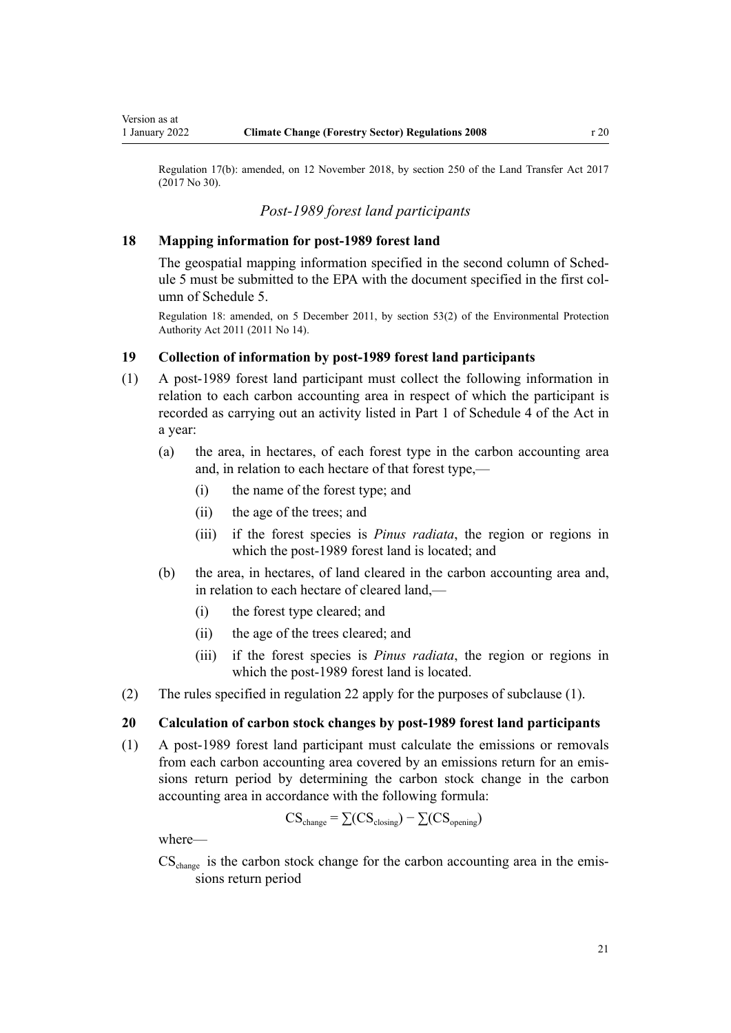Regulation 17(b): amended, on 12 November 2018, by section 250 of the Land Transfer Act 2017 (2017 No 30).

*Post-1989 forest land participants*

### 18 Mapping information for post-1989 forest land

The geospatial mapping information specified in the second column of Schedule 5 must be submitted to the EPA with the document specified in the first column of Schedule 5.

Regulation 18: amended, on 5 December 2011, by section 53(2) of the Environmental Protection Authority Act 2011 (2011 No 14).

### 19 Collection of information by post-1989 forest land participants

(1) A post-1989 forest land participant must collect the following information in relation to each carbon accounting area in respect of which the participant is recorded as carrying out an activity listed in Part 1 of Schedule 4 of the Act in a year:

   (a) the area, in hectares, of each forest type in the carbon accounting area and, in relation to each hectare of that forest type,—

      (i) the name of the forest type; and

      (ii) the age of the trees; and

      (iii) if the forest species is *Pinus radiata*, the region or regions in which the post-1989 forest land is located; and

   (b) the area, in hectares, of land cleared in the carbon accounting area and, in relation to each hectare of cleared land,—

      (i) the forest type cleared; and

      (ii) the age of the trees cleared; and

      (iii) if the forest species is *Pinus radiata*, the region or regions in which the post-1989 forest land is located.

(2) The rules specified in regulation 22 apply for the purposes of subclause (1).

### 20 Calculation of carbon stock changes by post-1989 forest land participants

(1) A post-1989 forest land participant must calculate the emissions or removals from each carbon accounting area covered by an emissions return for an emissions return period by determining the carbon stock change in the carbon accounting area in accordance with the following formula:

$$CS_{change} = \sum(CS_{closing}) - \sum(CS_{opening})$$

where—

$CS_{change}$ is the carbon stock change for the carbon accounting area in the emissions return period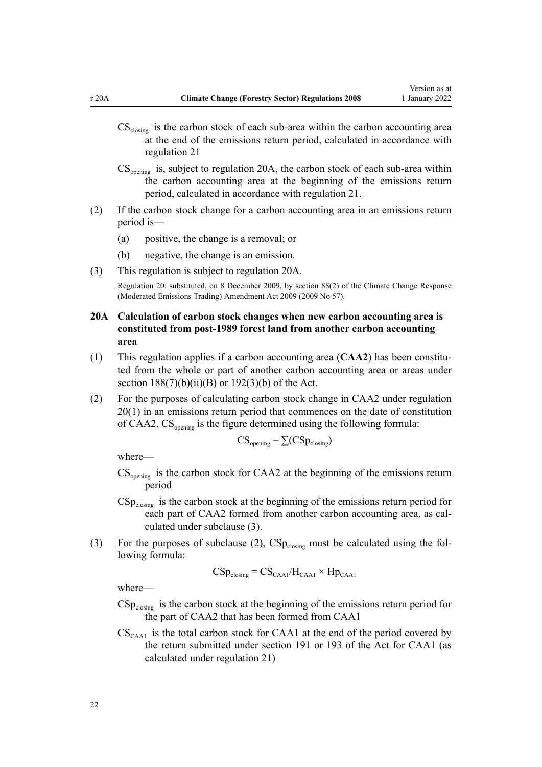$CS_{closing}$ is the carbon stock of each sub-area within the carbon accounting area at the end of the emissions return period, calculated in accordance with regulation 21

$CS_{opening}$ is, subject to regulation 20A, the carbon stock of each sub-area within the carbon accounting area at the beginning of the emissions return period, calculated in accordance with regulation 21.

(2) If the carbon stock change for a carbon accounting area in an emissions return period is—

(a) positive, the change is a removal; or

(b) negative, the change is an emission.

(3) This regulation is subject to regulation 20A.

Regulation 20: substituted, on 8 December 2009, by section 88(2) of the Climate Change Response (Moderated Emissions Trading) Amendment Act 2009 (2009 No 57).

### 20A Calculation of carbon stock changes when new carbon accounting area is constituted from post-1989 forest land from another carbon accounting area

(1) This regulation applies if a carbon accounting area (**CAA2**) has been constituted from the whole or part of another carbon accounting area or areas under section 188(7)(b)(ii)(B) or 192(3)(b) of the Act.

(2) For the purposes of calculating carbon stock change in CAA2 under regulation 20(1) in an emissions return period that commences on the date of constitution of CAA2, $CS_{opening}$ is the figure determined using the following formula:

$$CS_{opening} = \sum(CSp_{closing})$$

where—

$CS_{opening}$ is the carbon stock for CAA2 at the beginning of the emissions return period

$CSp_{closing}$ is the carbon stock at the beginning of the emissions return period for each part of CAA2 formed from another carbon accounting area, as calculated under subclause (3).

(3) For the purposes of subclause (2), $CSp_{closing}$ must be calculated using the following formula:

$$CSp_{closing} = CS_{CAA1}/H_{CAA1} \times Hp_{CAA1}$$

where—

$CSp_{closing}$ is the carbon stock at the beginning of the emissions return period for the part of CAA2 that has been formed from CAA1

$CS_{CAA1}$ is the total carbon stock for CAA1 at the end of the period covered by the return submitted under section 191 or 193 of the Act for CAA1 (as calculated under regulation 21)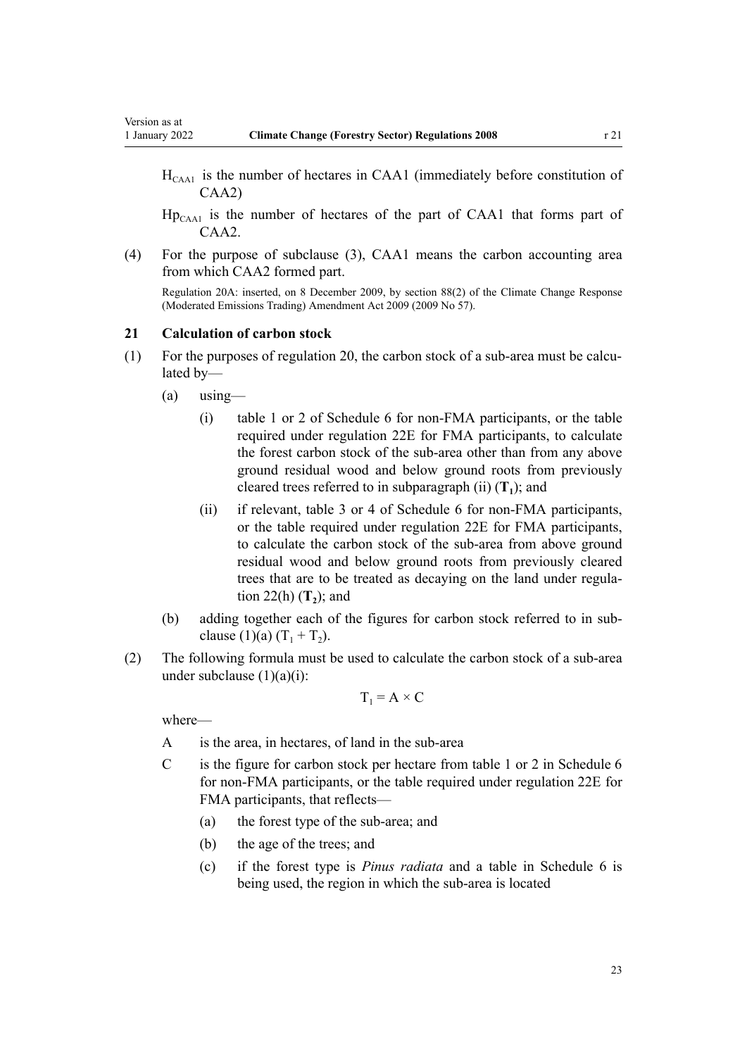$H_{CAA1}$ is the number of hectares in CAA1 (immediately before constitution of CAA2)

$Hp_{CAA1}$ is the number of hectares of the part of CAA1 that forms part of CAA2.

(4) For the purpose of subclause (3), CAA1 means the carbon accounting area from which CAA2 formed part.

Regulation 20A: inserted, on 8 December 2009, by section 88(2) of the Climate Change Response (Moderated Emissions Trading) Amendment Act 2009 (2009 No 57).

### 21 Calculation of carbon stock

(1) For the purposes of regulation 20, the carbon stock of a sub-area must be calculated by—

- (a) using—
  - (i) table 1 or 2 of Schedule 6 for non-FMA participants, or the table required under regulation 22E for FMA participants, to calculate the forest carbon stock of the sub-area other than from any above ground residual wood and below ground roots from previously cleared trees referred to in subparagraph (ii) (**$T_1$**); and
  - (ii) if relevant, table 3 or 4 of Schedule 6 for non-FMA participants, or the table required under regulation 22E for FMA participants, to calculate the carbon stock of the sub-area from above ground residual wood and below ground roots from previously cleared trees that are to be treated as decaying on the land under regulation 22(h) (**$T_2$**); and
- (b) adding together each of the figures for carbon stock referred to in subclause (1)(a) ($T_1 + T_2$).

(2) The following formula must be used to calculate the carbon stock of a sub-area under subclause (1)(a)(i):

$$T_1 = A \times C$$

where—

A is the area, in hectares, of land in the sub-area

C is the figure for carbon stock per hectare from table 1 or 2 in Schedule 6 for non-FMA participants, or the table required under regulation 22E for FMA participants, that reflects—

- (a) the forest type of the sub-area; and
- (b) the age of the trees; and
- (c) if the forest type is *Pinus radiata* and a table in Schedule 6 is being used, the region in which the sub-area is located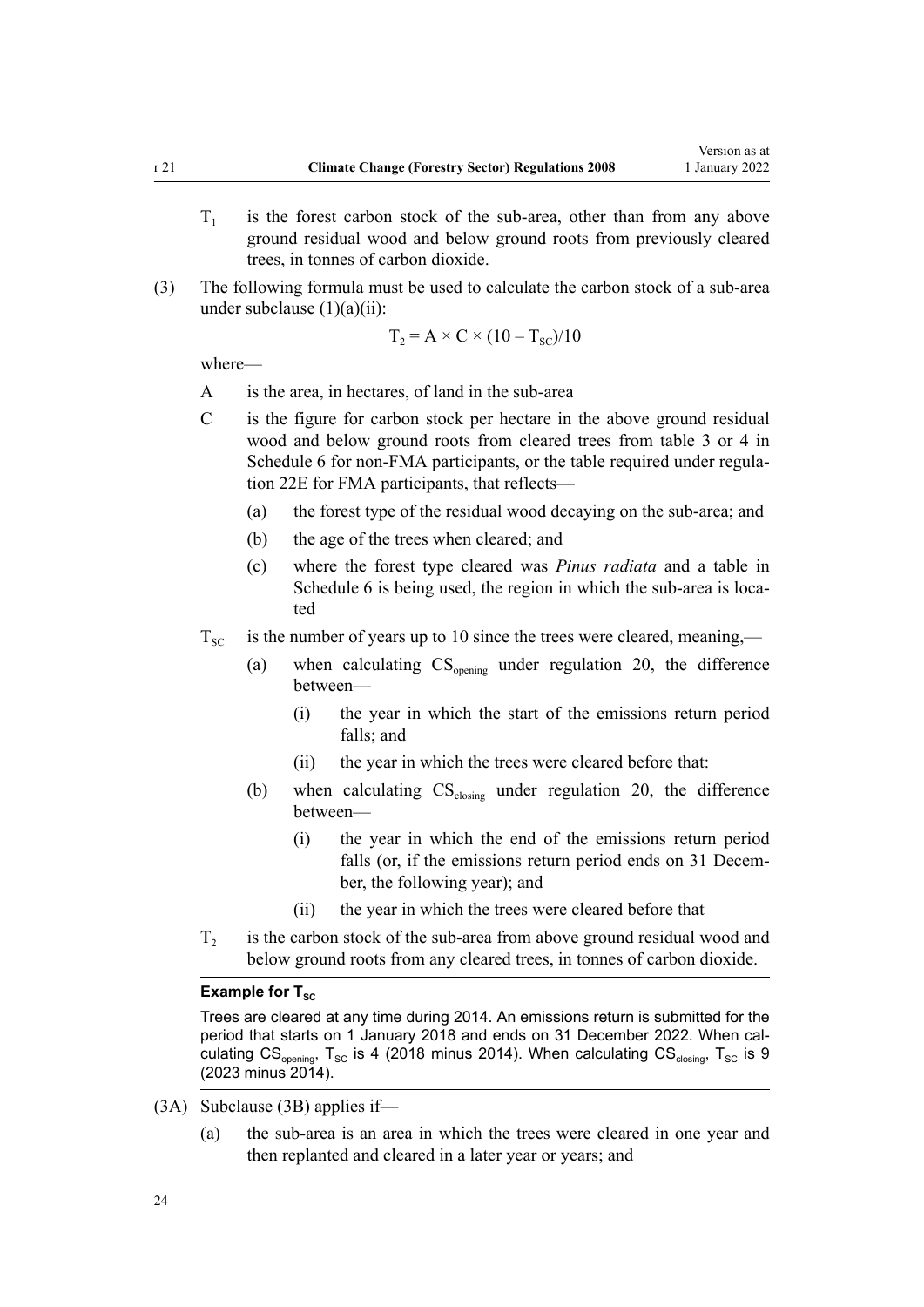$T_1$ is the forest carbon stock of the sub-area, other than from any above ground residual wood and below ground roots from previously cleared trees, in tonnes of carbon dioxide.

(3) The following formula must be used to calculate the carbon stock of a sub-area under subclause (1)(a)(ii):

$$T_2 = A \times C \times (10 - T_{SC})/10$$

where—

A is the area, in hectares, of land in the sub-area

C is the figure for carbon stock per hectare in the above ground residual wood and below ground roots from cleared trees from table 3 or 4 in Schedule 6 for non-FMA participants, or the table required under regulation 22E for FMA participants, that reflects—

(a) the forest type of the residual wood decaying on the sub-area; and

(b) the age of the trees when cleared; and

(c) where the forest type cleared was *Pinus radiata* and a table in Schedule 6 is being used, the region in which the sub-area is located

$T_{SC}$ is the number of years up to 10 since the trees were cleared, meaning,—

(a) when calculating $CS_{opening}$ under regulation 20, the difference between—

(i) the year in which the start of the emissions return period falls; and

(ii) the year in which the trees were cleared before that:

(b) when calculating $CS_{closing}$ under regulation 20, the difference between—

(i) the year in which the end of the emissions return period falls (or, if the emissions return period ends on 31 December, the following year); and

(ii) the year in which the trees were cleared before that

$T_2$ is the carbon stock of the sub-area from above ground residual wood and below ground roots from any cleared trees, in tonnes of carbon dioxide.

**Example for $T_{SC}$**

Trees are cleared at any time during 2014. An emissions return is submitted for the period that starts on 1 January 2018 and ends on 31 December 2022. When calculating $CS_{opening}$, $T_{SC}$ is 4 (2018 minus 2014). When calculating $CS_{closing}$, $T_{SC}$ is 9 (2023 minus 2014).

(3A) Subclause (3B) applies if—

(a) the sub-area is an area in which the trees were cleared in one year and then replanted and cleared in a later year or years; and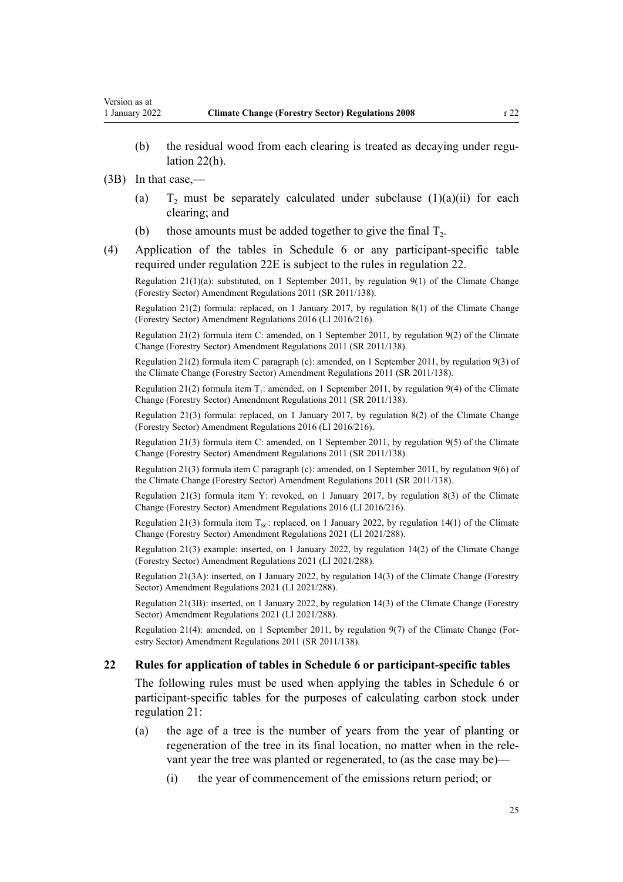(b) the residual wood from each clearing is treated as decaying under regulation 22(h).

(3B) In that case,—

(a) $T_2$ must be separately calculated under subclause (1)(a)(ii) for each clearing; and

(b) those amounts must be added together to give the final $T_2$.

(4) Application of the tables in Schedule 6 or any participant-specific table required under regulation 22E is subject to the rules in regulation 22.

Regulation 21(1)(a): substituted, on 1 September 2011, by regulation 9(1) of the Climate Change (Forestry Sector) Amendment Regulations 2011 (SR 2011/138).

Regulation 21(2) formula: replaced, on 1 January 2017, by regulation 8(1) of the Climate Change (Forestry Sector) Amendment Regulations 2016 (LI 2016/216).

Regulation 21(2) formula item C: amended, on 1 September 2011, by regulation 9(2) of the Climate Change (Forestry Sector) Amendment Regulations 2011 (SR 2011/138).

Regulation 21(2) formula item C paragraph (c): amended, on 1 September 2011, by regulation 9(3) of the Climate Change (Forestry Sector) Amendment Regulations 2011 (SR 2011/138).

Regulation 21(2) formula item $T_1$: amended, on 1 September 2011, by regulation 9(4) of the Climate Change (Forestry Sector) Amendment Regulations 2011 (SR 2011/138).

Regulation 21(3) formula: replaced, on 1 January 2017, by regulation 8(2) of the Climate Change (Forestry Sector) Amendment Regulations 2016 (LI 2016/216).

Regulation 21(3) formula item C: amended, on 1 September 2011, by regulation 9(5) of the Climate Change (Forestry Sector) Amendment Regulations 2011 (SR 2011/138).

Regulation 21(3) formula item C paragraph (c): amended, on 1 September 2011, by regulation 9(6) of the Climate Change (Forestry Sector) Amendment Regulations 2011 (SR 2011/138).

Regulation 21(3) formula item Y: revoked, on 1 January 2017, by regulation 8(3) of the Climate Change (Forestry Sector) Amendment Regulations 2016 (LI 2016/216).

Regulation 21(3) formula item $T_{SC}$: replaced, on 1 January 2022, by regulation 14(1) of the Climate Change (Forestry Sector) Amendment Regulations 2021 (LI 2021/288).

Regulation 21(3) example: inserted, on 1 January 2022, by regulation 14(2) of the Climate Change (Forestry Sector) Amendment Regulations 2021 (LI 2021/288).

Regulation 21(3A): inserted, on 1 January 2022, by regulation 14(3) of the Climate Change (Forestry Sector) Amendment Regulations 2021 (LI 2021/288).

Regulation 21(3B): inserted, on 1 January 2022, by regulation 14(3) of the Climate Change (Forestry Sector) Amendment Regulations 2021 (LI 2021/288).

Regulation 21(4): amended, on 1 September 2011, by regulation 9(7) of the Climate Change (Forestry Sector) Amendment Regulations 2011 (SR 2011/138).

### 22 Rules for application of tables in Schedule 6 or participant-specific tables

The following rules must be used when applying the tables in Schedule 6 or participant-specific tables for the purposes of calculating carbon stock under regulation 21:

(a) the age of a tree is the number of years from the year of planting or regeneration of the tree in its final location, no matter when in the relevant year the tree was planted or regenerated, to (as the case may be)—

(i) the year of commencement of the emissions return period; or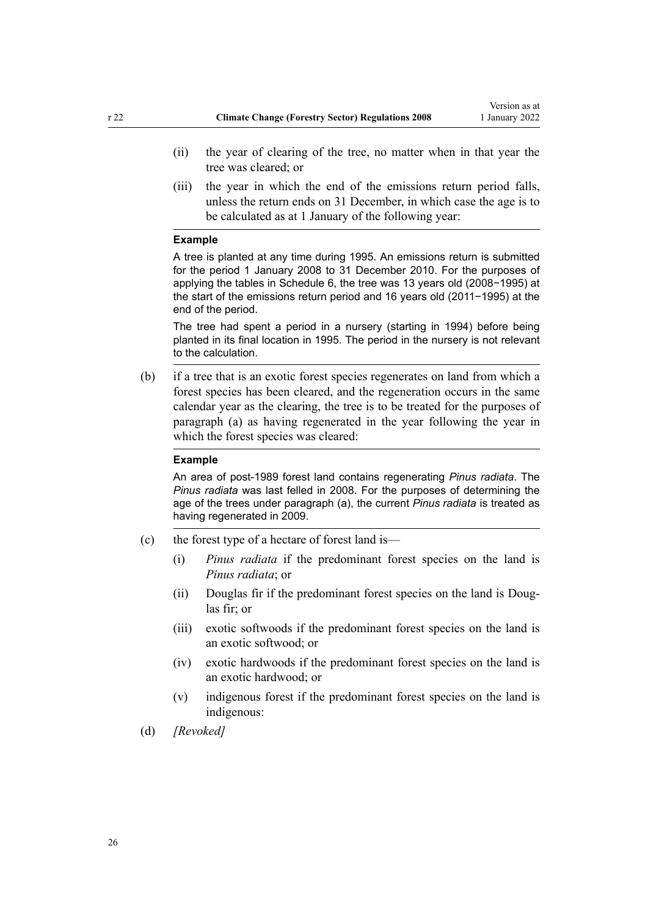(ii) the year of clearing of the tree, no matter when in that year the tree was cleared; or

(iii) the year in which the end of the emissions return period falls, unless the return ends on 31 December, in which case the age is to be calculated as at 1 January of the following year:

**Example**

A tree is planted at any time during 1995. An emissions return is submitted for the period 1 January 2008 to 31 December 2010. For the purposes of applying the tables in Schedule 6, the tree was 13 years old (2008−1995) at the start of the emissions return period and 16 years old (2011−1995) at the end of the period.

The tree had spent a period in a nursery (starting in 1994) before being planted in its final location in 1995. The period in the nursery is not relevant to the calculation.

(b) if a tree that is an exotic forest species regenerates on land from which a forest species has been cleared, and the regeneration occurs in the same calendar year as the clearing, the tree is to be treated for the purposes of paragraph (a) as having regenerated in the year following the year in which the forest species was cleared:

**Example**

An area of post-1989 forest land contains regenerating *Pinus radiata*. The *Pinus radiata* was last felled in 2008. For the purposes of determining the age of the trees under paragraph (a), the current *Pinus radiata* is treated as having regenerated in 2009.

(c) the forest type of a hectare of forest land is—

(i) *Pinus radiata* if the predominant forest species on the land is *Pinus radiata*; or

(ii) Douglas fir if the predominant forest species on the land is Douglas fir; or

(iii) exotic softwoods if the predominant forest species on the land is an exotic softwood; or

(iv) exotic hardwoods if the predominant forest species on the land is an exotic hardwood; or

(v) indigenous forest if the predominant forest species on the land is indigenous:

(d) *[Revoked]*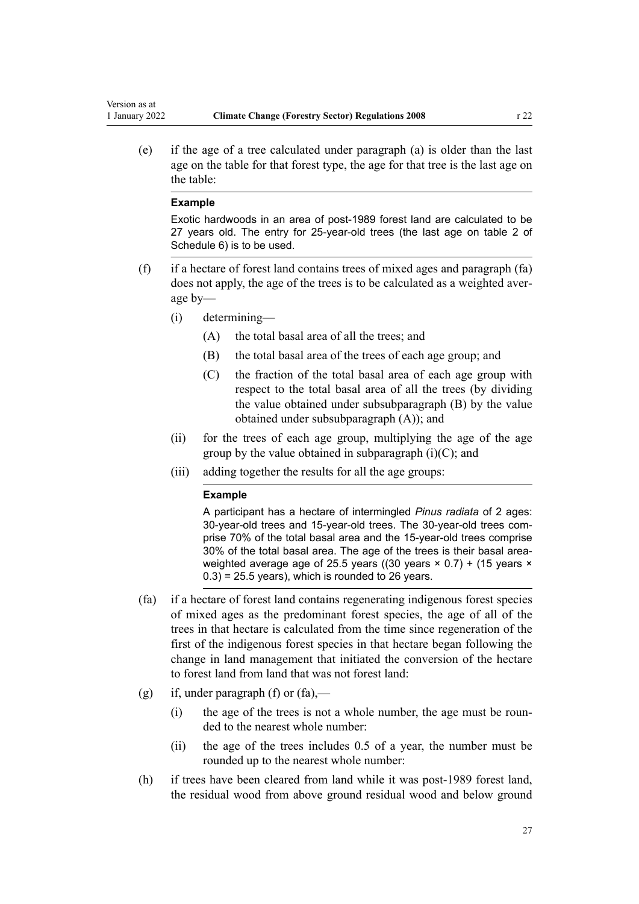(e) if the age of a tree calculated under paragraph (a) is older than the last age on the table for that forest type, the age for that tree is the last age on the table:

**Example**

Exotic hardwoods in an area of post-1989 forest land are calculated to be 27 years old. The entry for 25-year-old trees (the last age on table 2 of Schedule 6) is to be used.

(f) if a hectare of forest land contains trees of mixed ages and paragraph (fa) does not apply, the age of the trees is to be calculated as a weighted average by—

  (i) determining—

    (A) the total basal area of all the trees; and

    (B) the total basal area of the trees of each age group; and

    (C) the fraction of the total basal area of each age group with respect to the total basal area of all the trees (by dividing the value obtained under subsubparagraph (B) by the value obtained under subsubparagraph (A)); and

  (ii) for the trees of each age group, multiplying the age of the age group by the value obtained in subparagraph (i)(C); and

  (iii) adding together the results for all the age groups:

  **Example**

  A participant has a hectare of intermingled *Pinus radiata* of 2 ages: 30-year-old trees and 15-year-old trees. The 30-year-old trees comprise 70% of the total basal area and the 15-year-old trees comprise 30% of the total basal area. The age of the trees is their basal area-weighted average age of 25.5 years ((30 years × 0.7) + (15 years × 0.3) = 25.5 years), which is rounded to 26 years.

(fa) if a hectare of forest land contains regenerating indigenous forest species of mixed ages as the predominant forest species, the age of all of the trees in that hectare is calculated from the time since regeneration of the first of the indigenous forest species in that hectare began following the change in land management that initiated the conversion of the hectare to forest land from land that was not forest land:

(g) if, under paragraph (f) or (fa),—

  (i) the age of the trees is not a whole number, the age must be rounded to the nearest whole number:

  (ii) the age of the trees includes 0.5 of a year, the number must be rounded up to the nearest whole number:

(h) if trees have been cleared from land while it was post-1989 forest land, the residual wood from above ground residual wood and below ground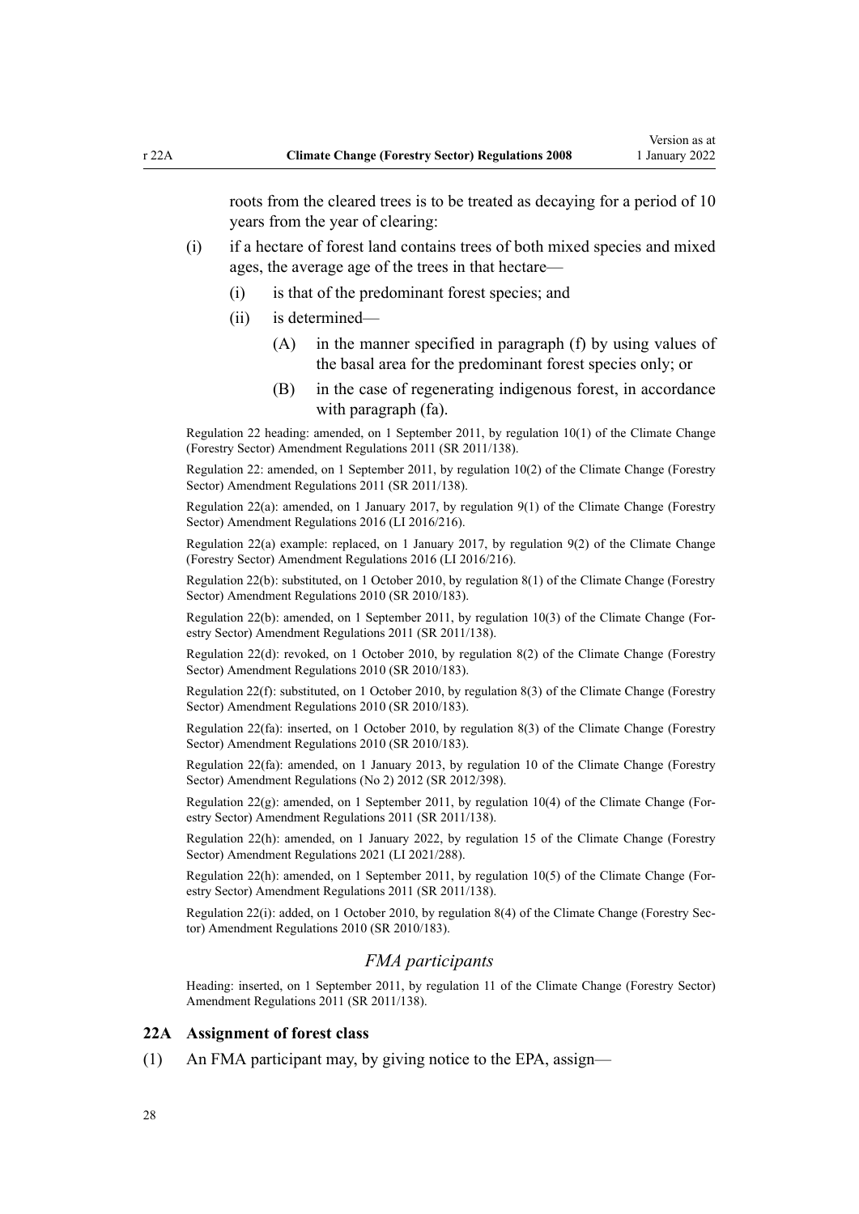roots from the cleared trees is to be treated as decaying for a period of 10 years from the year of clearing:

(i) if a hectare of forest land contains trees of both mixed species and mixed ages, the average age of the trees in that hectare—

  (i) is that of the predominant forest species; and

  (ii) is determined—

    (A) in the manner specified in paragraph (f) by using values of the basal area for the predominant forest species only; or

    (B) in the case of regenerating indigenous forest, in accordance with paragraph (fa).

Regulation 22 heading: amended, on 1 September 2011, by regulation 10(1) of the Climate Change (Forestry Sector) Amendment Regulations 2011 (SR 2011/138).

Regulation 22: amended, on 1 September 2011, by regulation 10(2) of the Climate Change (Forestry Sector) Amendment Regulations 2011 (SR 2011/138).

Regulation 22(a): amended, on 1 January 2017, by regulation 9(1) of the Climate Change (Forestry Sector) Amendment Regulations 2016 (LI 2016/216).

Regulation 22(a) example: replaced, on 1 January 2017, by regulation 9(2) of the Climate Change (Forestry Sector) Amendment Regulations 2016 (LI 2016/216).

Regulation 22(b): substituted, on 1 October 2010, by regulation 8(1) of the Climate Change (Forestry Sector) Amendment Regulations 2010 (SR 2010/183).

Regulation 22(b): amended, on 1 September 2011, by regulation 10(3) of the Climate Change (Forestry Sector) Amendment Regulations 2011 (SR 2011/138).

Regulation 22(d): revoked, on 1 October 2010, by regulation 8(2) of the Climate Change (Forestry Sector) Amendment Regulations 2010 (SR 2010/183).

Regulation 22(f): substituted, on 1 October 2010, by regulation 8(3) of the Climate Change (Forestry Sector) Amendment Regulations 2010 (SR 2010/183).

Regulation 22(fa): inserted, on 1 October 2010, by regulation 8(3) of the Climate Change (Forestry Sector) Amendment Regulations 2010 (SR 2010/183).

Regulation 22(fa): amended, on 1 January 2013, by regulation 10 of the Climate Change (Forestry Sector) Amendment Regulations (No 2) 2012 (SR 2012/398).

Regulation 22(g): amended, on 1 September 2011, by regulation 10(4) of the Climate Change (Forestry Sector) Amendment Regulations 2011 (SR 2011/138).

Regulation 22(h): amended, on 1 January 2022, by regulation 15 of the Climate Change (Forestry Sector) Amendment Regulations 2021 (LI 2021/288).

Regulation 22(h): amended, on 1 September 2011, by regulation 10(5) of the Climate Change (Forestry Sector) Amendment Regulations 2011 (SR 2011/138).

Regulation 22(i): added, on 1 October 2010, by regulation 8(4) of the Climate Change (Forestry Sector) Amendment Regulations 2010 (SR 2010/183).

### *FMA participants*

Heading: inserted, on 1 September 2011, by regulation 11 of the Climate Change (Forestry Sector) Amendment Regulations 2011 (SR 2011/138).

### 22A Assignment of forest class

(1) An FMA participant may, by giving notice to the EPA, assign—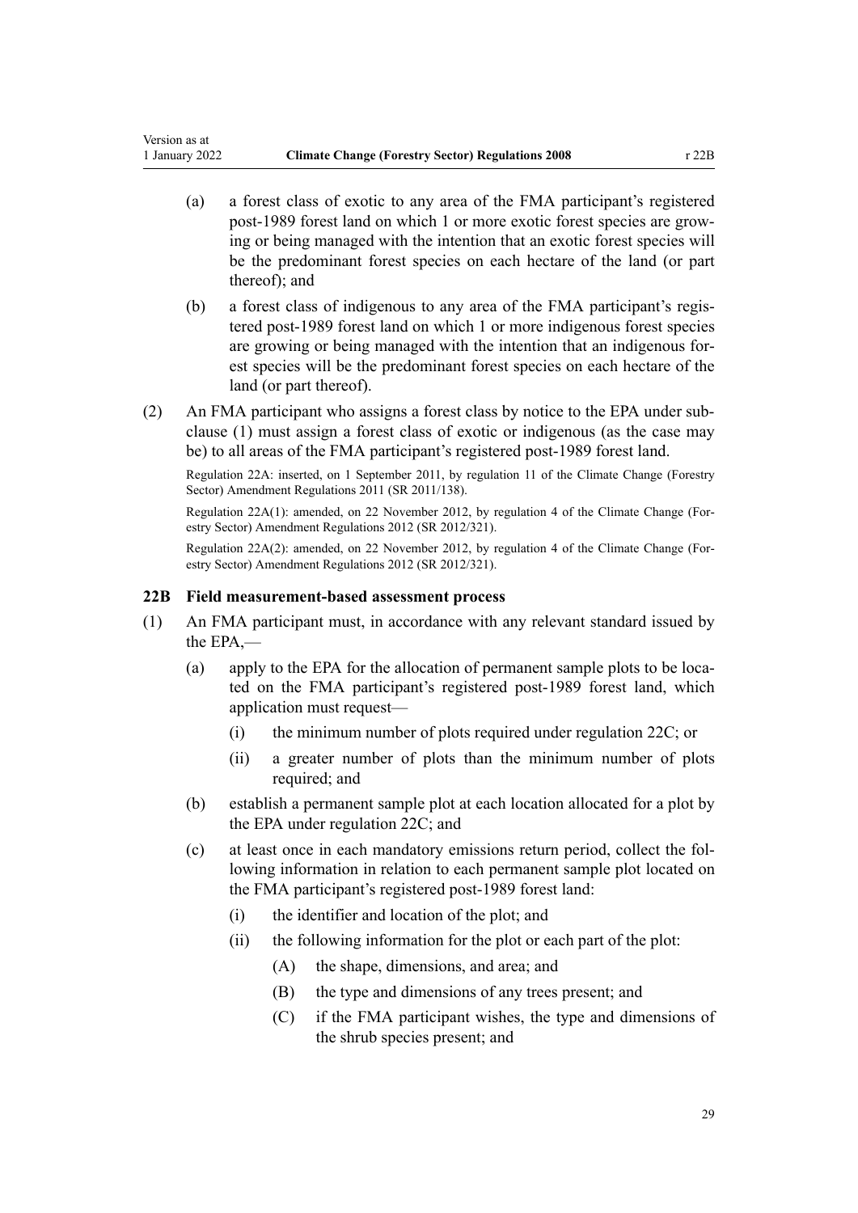(a) a forest class of exotic to any area of the FMA participant's registered post-1989 forest land on which 1 or more exotic forest species are growing or being managed with the intention that an exotic forest species will be the predominant forest species on each hectare of the land (or part thereof); and

(b) a forest class of indigenous to any area of the FMA participant's registered post-1989 forest land on which 1 or more indigenous forest species are growing or being managed with the intention that an indigenous forest species will be the predominant forest species on each hectare of the land (or part thereof).

(2) An FMA participant who assigns a forest class by notice to the EPA under subclause (1) must assign a forest class of exotic or indigenous (as the case may be) to all areas of the FMA participant's registered post-1989 forest land.

Regulation 22A: inserted, on 1 September 2011, by regulation 11 of the Climate Change (Forestry Sector) Amendment Regulations 2011 (SR 2011/138).

Regulation 22A(1): amended, on 22 November 2012, by regulation 4 of the Climate Change (Forestry Sector) Amendment Regulations 2012 (SR 2012/321).

Regulation 22A(2): amended, on 22 November 2012, by regulation 4 of the Climate Change (Forestry Sector) Amendment Regulations 2012 (SR 2012/321).

### 22B Field measurement-based assessment process

(1) An FMA participant must, in accordance with any relevant standard issued by the EPA,—

(a) apply to the EPA for the allocation of permanent sample plots to be located on the FMA participant's registered post-1989 forest land, which application must request—

(i) the minimum number of plots required under regulation 22C; or

(ii) a greater number of plots than the minimum number of plots required; and

(b) establish a permanent sample plot at each location allocated for a plot by the EPA under regulation 22C; and

(c) at least once in each mandatory emissions return period, collect the following information in relation to each permanent sample plot located on the FMA participant's registered post-1989 forest land:

(i) the identifier and location of the plot; and

(ii) the following information for the plot or each part of the plot:

(A) the shape, dimensions, and area; and

(B) the type and dimensions of any trees present; and

(C) if the FMA participant wishes, the type and dimensions of the shrub species present; and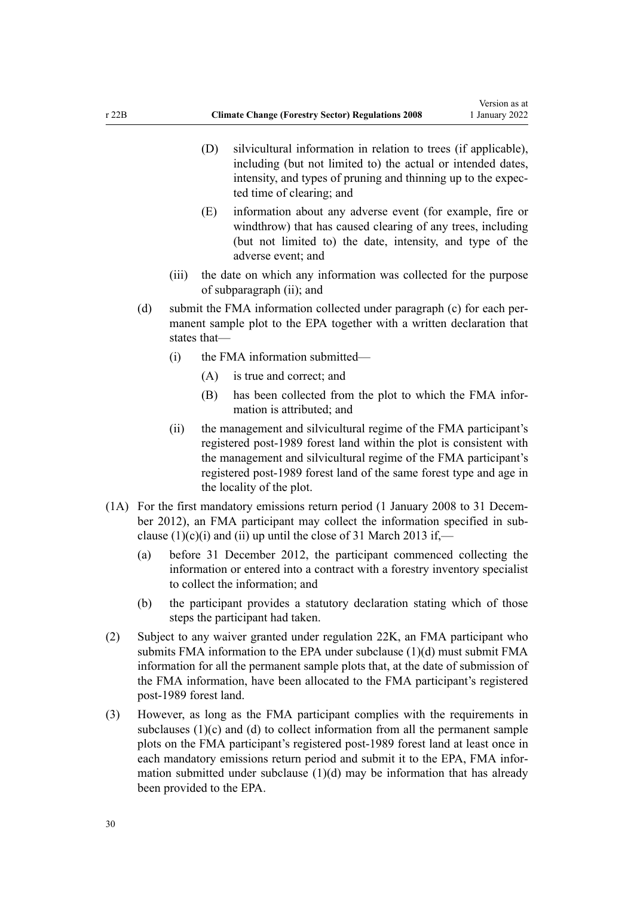(D) silvicultural information in relation to trees (if applicable), including (but not limited to) the actual or intended dates, intensity, and types of pruning and thinning up to the expected time of clearing; and

(E) information about any adverse event (for example, fire or windthrow) that has caused clearing of any trees, including (but not limited to) the date, intensity, and type of the adverse event; and

(iii) the date on which any information was collected for the purpose of subparagraph (ii); and

(d) submit the FMA information collected under paragraph (c) for each permanent sample plot to the EPA together with a written declaration that states that—

(i) the FMA information submitted—

(A) is true and correct; and

(B) has been collected from the plot to which the FMA information is attributed; and

(ii) the management and silvicultural regime of the FMA participant's registered post-1989 forest land within the plot is consistent with the management and silvicultural regime of the FMA participant's registered post-1989 forest land of the same forest type and age in the locality of the plot.

(1A) For the first mandatory emissions return period (1 January 2008 to 31 December 2012), an FMA participant may collect the information specified in subclause (1)(c)(i) and (ii) up until the close of 31 March 2013 if,—

(a) before 31 December 2012, the participant commenced collecting the information or entered into a contract with a forestry inventory specialist to collect the information; and

(b) the participant provides a statutory declaration stating which of those steps the participant had taken.

(2) Subject to any waiver granted under regulation 22K, an FMA participant who submits FMA information to the EPA under subclause (1)(d) must submit FMA information for all the permanent sample plots that, at the date of submission of the FMA information, have been allocated to the FMA participant's registered post-1989 forest land.

(3) However, as long as the FMA participant complies with the requirements in subclauses (1)(c) and (d) to collect information from all the permanent sample plots on the FMA participant's registered post-1989 forest land at least once in each mandatory emissions return period and submit it to the EPA, FMA information submitted under subclause (1)(d) may be information that has already been provided to the EPA.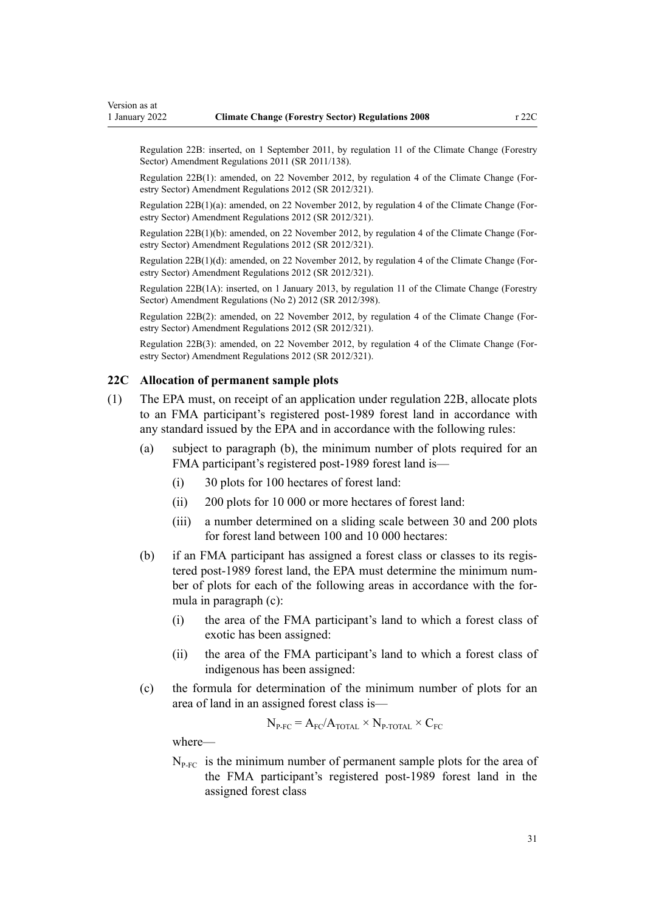Regulation 22B: inserted, on 1 September 2011, by regulation 11 of the Climate Change (Forestry Sector) Amendment Regulations 2011 (SR 2011/138).

Regulation 22B(1): amended, on 22 November 2012, by regulation 4 of the Climate Change (Forestry Sector) Amendment Regulations 2012 (SR 2012/321).

Regulation 22B(1)(a): amended, on 22 November 2012, by regulation 4 of the Climate Change (Forestry Sector) Amendment Regulations 2012 (SR 2012/321).

Regulation 22B(1)(b): amended, on 22 November 2012, by regulation 4 of the Climate Change (Forestry Sector) Amendment Regulations 2012 (SR 2012/321).

Regulation 22B(1)(d): amended, on 22 November 2012, by regulation 4 of the Climate Change (Forestry Sector) Amendment Regulations 2012 (SR 2012/321).

Regulation 22B(1A): inserted, on 1 January 2013, by regulation 11 of the Climate Change (Forestry Sector) Amendment Regulations (No 2) 2012 (SR 2012/398).

Regulation 22B(2): amended, on 22 November 2012, by regulation 4 of the Climate Change (Forestry Sector) Amendment Regulations 2012 (SR 2012/321).

Regulation 22B(3): amended, on 22 November 2012, by regulation 4 of the Climate Change (Forestry Sector) Amendment Regulations 2012 (SR 2012/321).

### 22C Allocation of permanent sample plots

(1) The EPA must, on receipt of an application under regulation 22B, allocate plots to an FMA participant's registered post-1989 forest land in accordance with any standard issued by the EPA and in accordance with the following rules:

(a) subject to paragraph (b), the minimum number of plots required for an FMA participant's registered post-1989 forest land is—

(i) 30 plots for 100 hectares of forest land:

(ii) 200 plots for 10 000 or more hectares of forest land:

(iii) a number determined on a sliding scale between 30 and 200 plots for forest land between 100 and 10 000 hectares:

(b) if an FMA participant has assigned a forest class or classes to its registered post-1989 forest land, the EPA must determine the minimum number of plots for each of the following areas in accordance with the formula in paragraph (c):

(i) the area of the FMA participant's land to which a forest class of exotic has been assigned:

(ii) the area of the FMA participant's land to which a forest class of indigenous has been assigned:

(c) the formula for determination of the minimum number of plots for an area of land in an assigned forest class is—

$$N_{P\text{-}FC} = A_{FC}/A_{TOTAL} \times N_{P\text{-}TOTAL} \times C_{FC}$$

where—

$N_{P\text{-}FC}$ is the minimum number of permanent sample plots for the area of the FMA participant's registered post-1989 forest land in the assigned forest class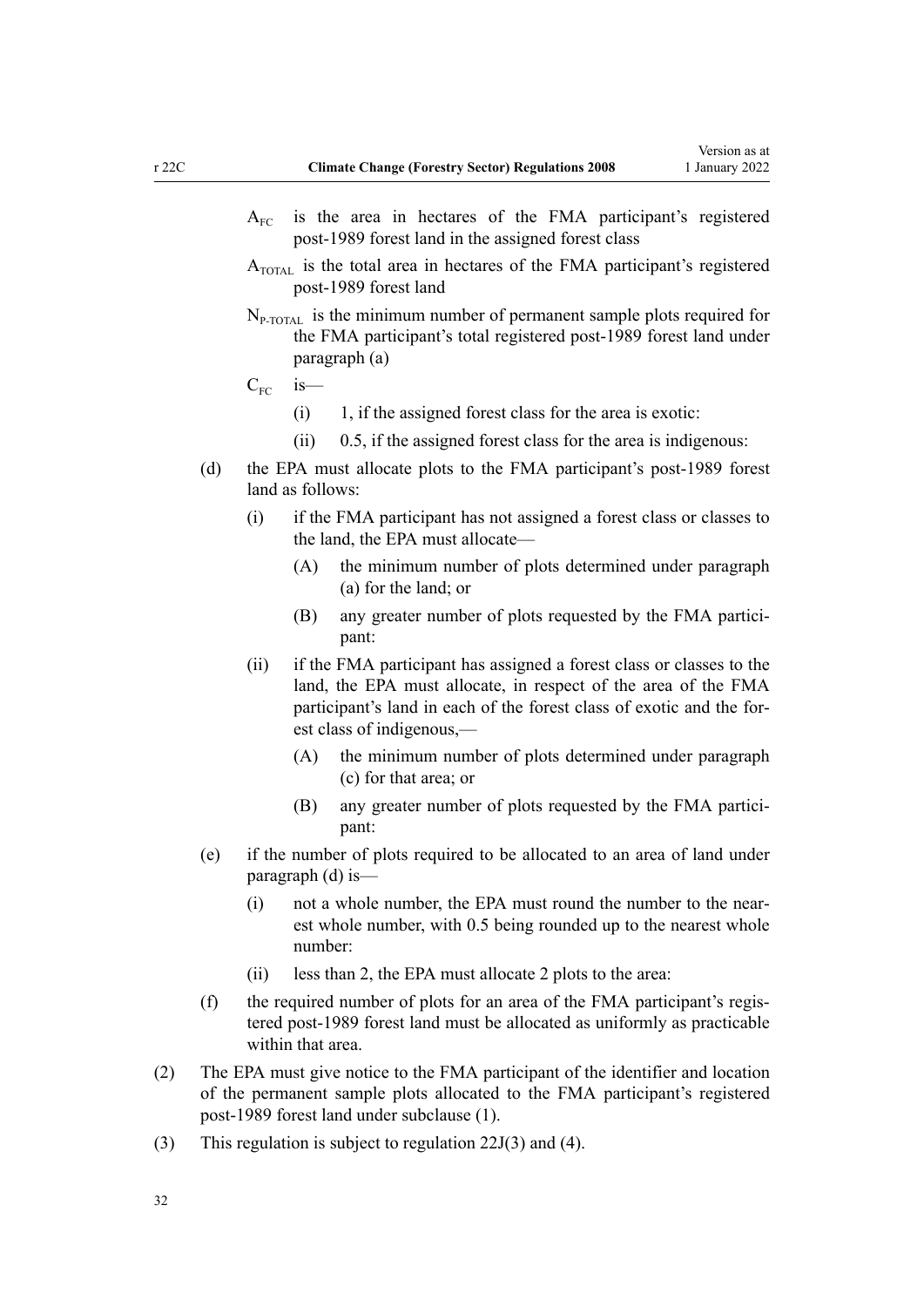$A_{FC}$ is the area in hectares of the FMA participant's registered post-1989 forest land in the assigned forest class

$A_{TOTAL}$ is the total area in hectares of the FMA participant's registered post-1989 forest land

$N_{P\text{-}TOTAL}$ is the minimum number of permanent sample plots required for the FMA participant's total registered post-1989 forest land under paragraph (a)

$C_{FC}$ is—

- (i) 1, if the assigned forest class for the area is exotic:
- (ii) 0.5, if the assigned forest class for the area is indigenous:

(d) the EPA must allocate plots to the FMA participant's post-1989 forest land as follows:

- (i) if the FMA participant has not assigned a forest class or classes to the land, the EPA must allocate—
  - (A) the minimum number of plots determined under paragraph (a) for the land; or
  - (B) any greater number of plots requested by the FMA participant:
- (ii) if the FMA participant has assigned a forest class or classes to the land, the EPA must allocate, in respect of the area of the FMA participant's land in each of the forest class of exotic and the forest class of indigenous,—
  - (A) the minimum number of plots determined under paragraph (c) for that area; or
  - (B) any greater number of plots requested by the FMA participant:

(e) if the number of plots required to be allocated to an area of land under paragraph (d) is—

- (i) not a whole number, the EPA must round the number to the nearest whole number, with 0.5 being rounded up to the nearest whole number:
- (ii) less than 2, the EPA must allocate 2 plots to the area:

(f) the required number of plots for an area of the FMA participant's registered post-1989 forest land must be allocated as uniformly as practicable within that area.

(2) The EPA must give notice to the FMA participant of the identifier and location of the permanent sample plots allocated to the FMA participant's registered post-1989 forest land under subclause (1).

(3) This regulation is subject to regulation 22J(3) and (4).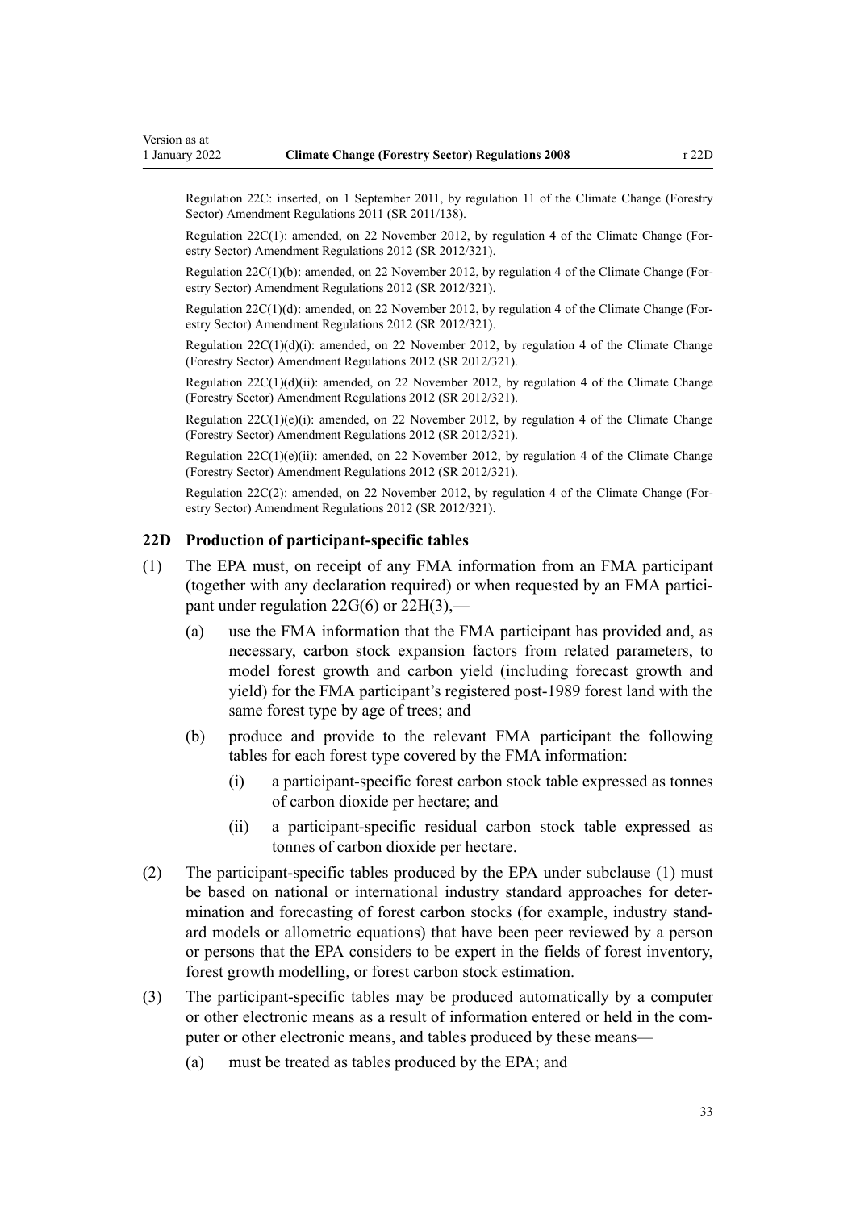Regulation 22C: inserted, on 1 September 2011, by regulation 11 of the Climate Change (Forestry Sector) Amendment Regulations 2011 (SR 2011/138).

Regulation 22C(1): amended, on 22 November 2012, by regulation 4 of the Climate Change (Forestry Sector) Amendment Regulations 2012 (SR 2012/321).

Regulation 22C(1)(b): amended, on 22 November 2012, by regulation 4 of the Climate Change (Forestry Sector) Amendment Regulations 2012 (SR 2012/321).

Regulation 22C(1)(d): amended, on 22 November 2012, by regulation 4 of the Climate Change (Forestry Sector) Amendment Regulations 2012 (SR 2012/321).

Regulation 22C(1)(d)(i): amended, on 22 November 2012, by regulation 4 of the Climate Change (Forestry Sector) Amendment Regulations 2012 (SR 2012/321).

Regulation 22C(1)(d)(ii): amended, on 22 November 2012, by regulation 4 of the Climate Change (Forestry Sector) Amendment Regulations 2012 (SR 2012/321).

Regulation 22C(1)(e)(i): amended, on 22 November 2012, by regulation 4 of the Climate Change (Forestry Sector) Amendment Regulations 2012 (SR 2012/321).

Regulation 22C(1)(e)(ii): amended, on 22 November 2012, by regulation 4 of the Climate Change (Forestry Sector) Amendment Regulations 2012 (SR 2012/321).

Regulation 22C(2): amended, on 22 November 2012, by regulation 4 of the Climate Change (Forestry Sector) Amendment Regulations 2012 (SR 2012/321).

### 22D Production of participant-specific tables

(1) The EPA must, on receipt of any FMA information from an FMA participant (together with any declaration required) or when requested by an FMA participant under regulation 22G(6) or 22H(3),—

(a) use the FMA information that the FMA participant has provided and, as necessary, carbon stock expansion factors from related parameters, to model forest growth and carbon yield (including forecast growth and yield) for the FMA participant's registered post-1989 forest land with the same forest type by age of trees; and

(b) produce and provide to the relevant FMA participant the following tables for each forest type covered by the FMA information:

(i) a participant-specific forest carbon stock table expressed as tonnes of carbon dioxide per hectare; and

(ii) a participant-specific residual carbon stock table expressed as tonnes of carbon dioxide per hectare.

(2) The participant-specific tables produced by the EPA under subclause (1) must be based on national or international industry standard approaches for determination and forecasting of forest carbon stocks (for example, industry standard models or allometric equations) that have been peer reviewed by a person or persons that the EPA considers to be expert in the fields of forest inventory, forest growth modelling, or forest carbon stock estimation.

(3) The participant-specific tables may be produced automatically by a computer or other electronic means as a result of information entered or held in the computer or other electronic means, and tables produced by these means—

(a) must be treated as tables produced by the EPA; and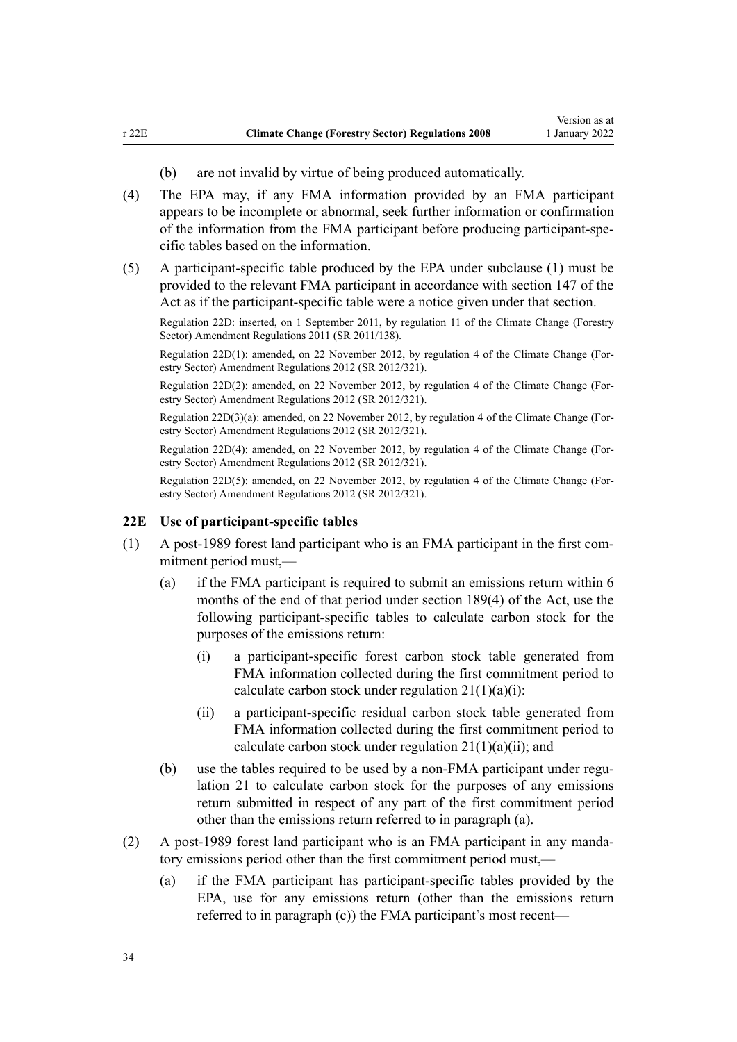(b) are not invalid by virtue of being produced automatically.

(4) The EPA may, if any FMA information provided by an FMA participant appears to be incomplete or abnormal, seek further information or confirmation of the information from the FMA participant before producing participant-specific tables based on the information.

(5) A participant-specific table produced by the EPA under subclause (1) must be provided to the relevant FMA participant in accordance with section 147 of the Act as if the participant-specific table were a notice given under that section.

Regulation 22D: inserted, on 1 September 2011, by regulation 11 of the Climate Change (Forestry Sector) Amendment Regulations 2011 (SR 2011/138).

Regulation 22D(1): amended, on 22 November 2012, by regulation 4 of the Climate Change (Forestry Sector) Amendment Regulations 2012 (SR 2012/321).

Regulation 22D(2): amended, on 22 November 2012, by regulation 4 of the Climate Change (Forestry Sector) Amendment Regulations 2012 (SR 2012/321).

Regulation 22D(3)(a): amended, on 22 November 2012, by regulation 4 of the Climate Change (Forestry Sector) Amendment Regulations 2012 (SR 2012/321).

Regulation 22D(4): amended, on 22 November 2012, by regulation 4 of the Climate Change (Forestry Sector) Amendment Regulations 2012 (SR 2012/321).

Regulation 22D(5): amended, on 22 November 2012, by regulation 4 of the Climate Change (Forestry Sector) Amendment Regulations 2012 (SR 2012/321).

### 22E Use of participant-specific tables

(1) A post-1989 forest land participant who is an FMA participant in the first commitment period must,—

(a) if the FMA participant is required to submit an emissions return within 6 months of the end of that period under section 189(4) of the Act, use the following participant-specific tables to calculate carbon stock for the purposes of the emissions return:

(i) a participant-specific forest carbon stock table generated from FMA information collected during the first commitment period to calculate carbon stock under regulation 21(1)(a)(i):

(ii) a participant-specific residual carbon stock table generated from FMA information collected during the first commitment period to calculate carbon stock under regulation 21(1)(a)(ii); and

(b) use the tables required to be used by a non-FMA participant under regulation 21 to calculate carbon stock for the purposes of any emissions return submitted in respect of any part of the first commitment period other than the emissions return referred to in paragraph (a).

(2) A post-1989 forest land participant who is an FMA participant in any mandatory emissions period other than the first commitment period must,—

(a) if the FMA participant has participant-specific tables provided by the EPA, use for any emissions return (other than the emissions return referred to in paragraph (c)) the FMA participant's most recent—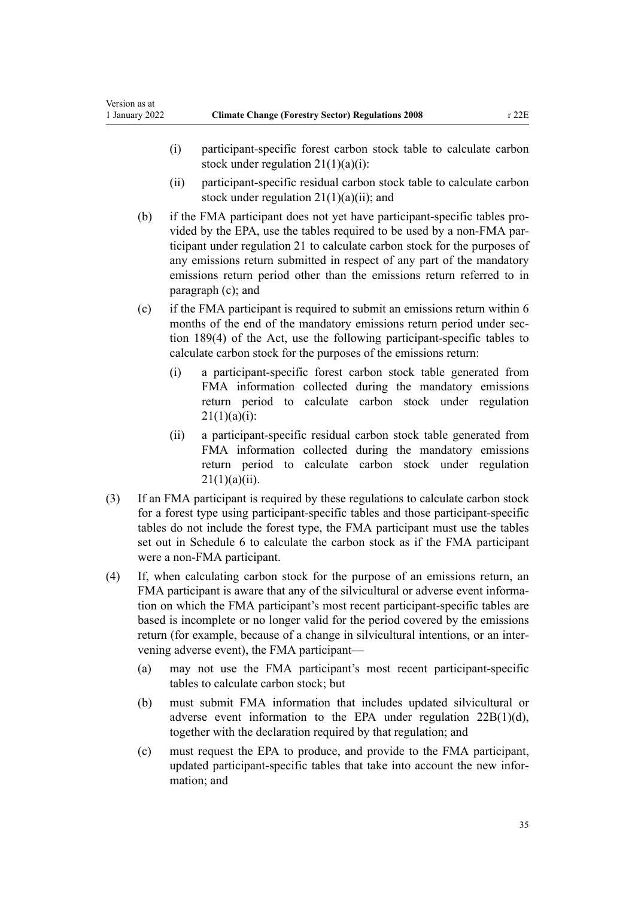(i) participant-specific forest carbon stock table to calculate carbon stock under regulation 21(1)(a)(i):

(ii) participant-specific residual carbon stock table to calculate carbon stock under regulation 21(1)(a)(ii); and

(b) if the FMA participant does not yet have participant-specific tables provided by the EPA, use the tables required to be used by a non-FMA participant under regulation 21 to calculate carbon stock for the purposes of any emissions return submitted in respect of any part of the mandatory emissions return period other than the emissions return referred to in paragraph (c); and

(c) if the FMA participant is required to submit an emissions return within 6 months of the end of the mandatory emissions return period under section 189(4) of the Act, use the following participant-specific tables to calculate carbon stock for the purposes of the emissions return:

(i) a participant-specific forest carbon stock table generated from FMA information collected during the mandatory emissions return period to calculate carbon stock under regulation 21(1)(a)(i):

(ii) a participant-specific residual carbon stock table generated from FMA information collected during the mandatory emissions return period to calculate carbon stock under regulation 21(1)(a)(ii).

(3) If an FMA participant is required by these regulations to calculate carbon stock for a forest type using participant-specific tables and those participant-specific tables do not include the forest type, the FMA participant must use the tables set out in Schedule 6 to calculate the carbon stock as if the FMA participant were a non-FMA participant.

(4) If, when calculating carbon stock for the purpose of an emissions return, an FMA participant is aware that any of the silvicultural or adverse event information on which the FMA participant's most recent participant-specific tables are based is incomplete or no longer valid for the period covered by the emissions return (for example, because of a change in silvicultural intentions, or an intervening adverse event), the FMA participant—

(a) may not use the FMA participant's most recent participant-specific tables to calculate carbon stock; but

(b) must submit FMA information that includes updated silvicultural or adverse event information to the EPA under regulation 22B(1)(d), together with the declaration required by that regulation; and

(c) must request the EPA to produce, and provide to the FMA participant, updated participant-specific tables that take into account the new information; and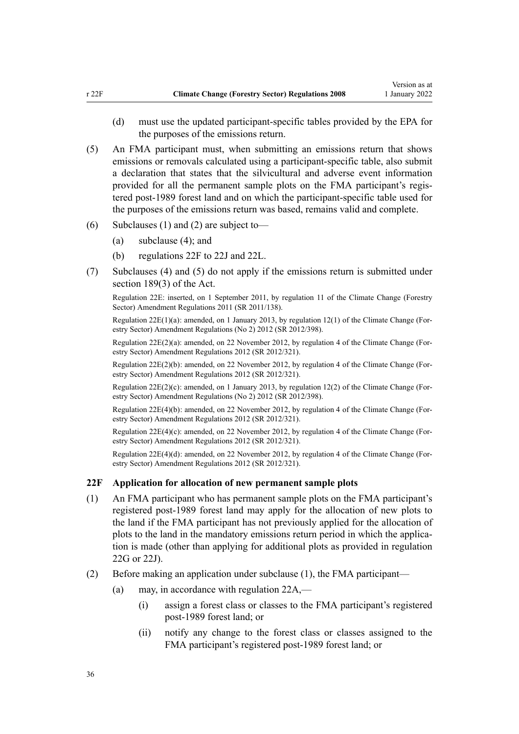(d) must use the updated participant-specific tables provided by the EPA for the purposes of the emissions return.

(5) An FMA participant must, when submitting an emissions return that shows emissions or removals calculated using a participant-specific table, also submit a declaration that states that the silvicultural and adverse event information provided for all the permanent sample plots on the FMA participant's registered post-1989 forest land and on which the participant-specific table used for the purposes of the emissions return was based, remains valid and complete.

(6) Subclauses (1) and (2) are subject to—

(a) subclause (4); and

(b) regulations 22F to 22J and 22L.

(7) Subclauses (4) and (5) do not apply if the emissions return is submitted under section 189(3) of the Act.

Regulation 22E: inserted, on 1 September 2011, by regulation 11 of the Climate Change (Forestry Sector) Amendment Regulations 2011 (SR 2011/138).

Regulation 22E(1)(a): amended, on 1 January 2013, by regulation 12(1) of the Climate Change (Forestry Sector) Amendment Regulations (No 2) 2012 (SR 2012/398).

Regulation 22E(2)(a): amended, on 22 November 2012, by regulation 4 of the Climate Change (Forestry Sector) Amendment Regulations 2012 (SR 2012/321).

Regulation 22E(2)(b): amended, on 22 November 2012, by regulation 4 of the Climate Change (Forestry Sector) Amendment Regulations 2012 (SR 2012/321).

Regulation 22E(2)(c): amended, on 1 January 2013, by regulation 12(2) of the Climate Change (Forestry Sector) Amendment Regulations (No 2) 2012 (SR 2012/398).

Regulation 22E(4)(b): amended, on 22 November 2012, by regulation 4 of the Climate Change (Forestry Sector) Amendment Regulations 2012 (SR 2012/321).

Regulation 22E(4)(c): amended, on 22 November 2012, by regulation 4 of the Climate Change (Forestry Sector) Amendment Regulations 2012 (SR 2012/321).

Regulation 22E(4)(d): amended, on 22 November 2012, by regulation 4 of the Climate Change (Forestry Sector) Amendment Regulations 2012 (SR 2012/321).

### 22F Application for allocation of new permanent sample plots

(1) An FMA participant who has permanent sample plots on the FMA participant's registered post-1989 forest land may apply for the allocation of new plots to the land if the FMA participant has not previously applied for the allocation of plots to the land in the mandatory emissions return period in which the application is made (other than applying for additional plots as provided in regulation 22G or 22J).

(2) Before making an application under subclause (1), the FMA participant—

(a) may, in accordance with regulation 22A,—

(i) assign a forest class or classes to the FMA participant's registered post-1989 forest land; or

(ii) notify any change to the forest class or classes assigned to the FMA participant's registered post-1989 forest land; or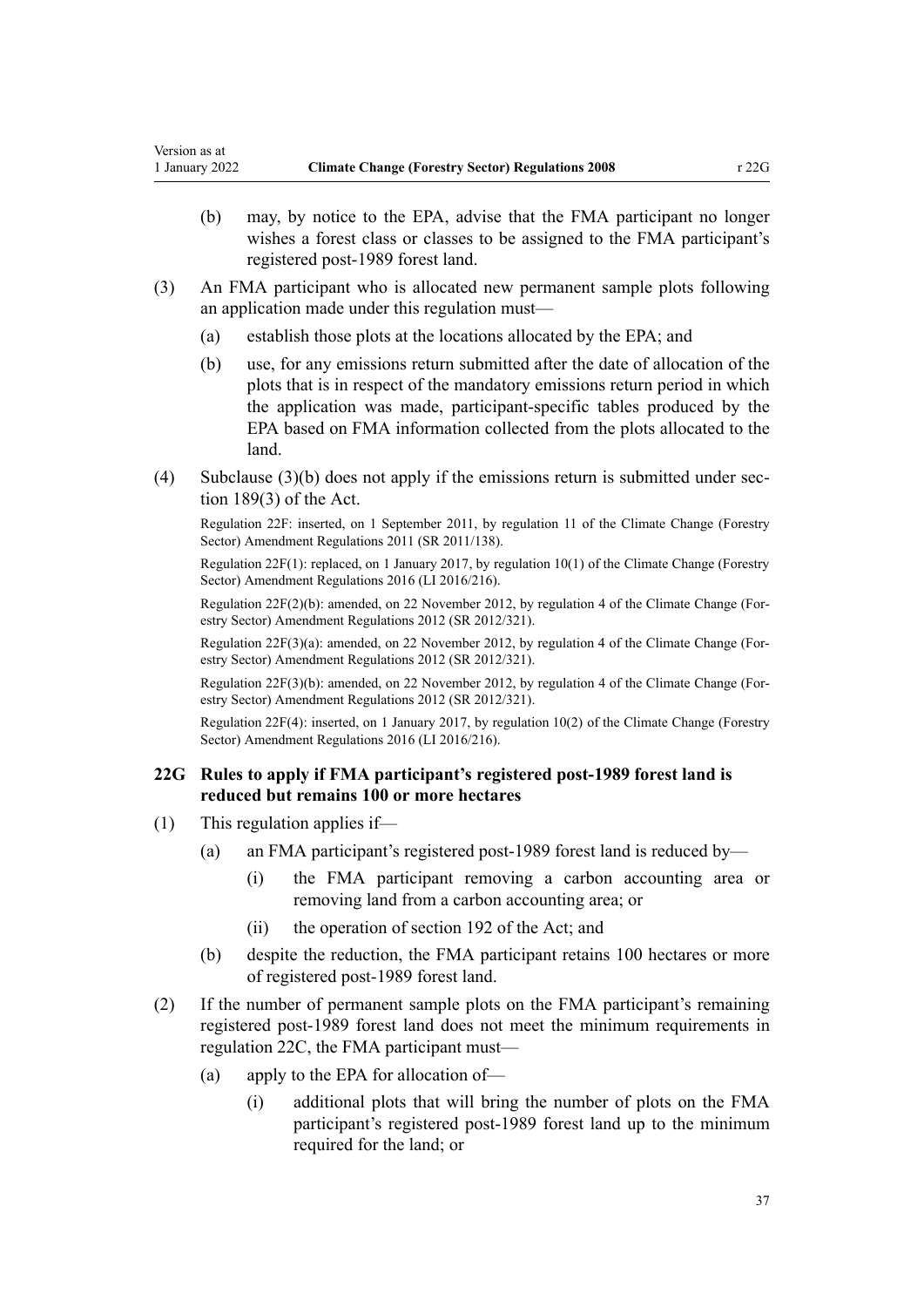(b) may, by notice to the EPA, advise that the FMA participant no longer wishes a forest class or classes to be assigned to the FMA participant's registered post-1989 forest land.

(3) An FMA participant who is allocated new permanent sample plots following an application made under this regulation must—

(a) establish those plots at the locations allocated by the EPA; and

(b) use, for any emissions return submitted after the date of allocation of the plots that is in respect of the mandatory emissions return period in which the application was made, participant-specific tables produced by the EPA based on FMA information collected from the plots allocated to the land.

(4) Subclause (3)(b) does not apply if the emissions return is submitted under section 189(3) of the Act.

Regulation 22F: inserted, on 1 September 2011, by regulation 11 of the Climate Change (Forestry Sector) Amendment Regulations 2011 (SR 2011/138).

Regulation 22F(1): replaced, on 1 January 2017, by regulation 10(1) of the Climate Change (Forestry Sector) Amendment Regulations 2016 (LI 2016/216).

Regulation 22F(2)(b): amended, on 22 November 2012, by regulation 4 of the Climate Change (Forestry Sector) Amendment Regulations 2012 (SR 2012/321).

Regulation 22F(3)(a): amended, on 22 November 2012, by regulation 4 of the Climate Change (Forestry Sector) Amendment Regulations 2012 (SR 2012/321).

Regulation 22F(3)(b): amended, on 22 November 2012, by regulation 4 of the Climate Change (Forestry Sector) Amendment Regulations 2012 (SR 2012/321).

Regulation 22F(4): inserted, on 1 January 2017, by regulation 10(2) of the Climate Change (Forestry Sector) Amendment Regulations 2016 (LI 2016/216).

### 22G Rules to apply if FMA participant's registered post-1989 forest land is reduced but remains 100 or more hectares

(1) This regulation applies if—

(a) an FMA participant's registered post-1989 forest land is reduced by—

(i) the FMA participant removing a carbon accounting area or removing land from a carbon accounting area; or

(ii) the operation of section 192 of the Act; and

(b) despite the reduction, the FMA participant retains 100 hectares or more of registered post-1989 forest land.

(2) If the number of permanent sample plots on the FMA participant's remaining registered post-1989 forest land does not meet the minimum requirements in regulation 22C, the FMA participant must—

(a) apply to the EPA for allocation of—

(i) additional plots that will bring the number of plots on the FMA participant's registered post-1989 forest land up to the minimum required for the land; or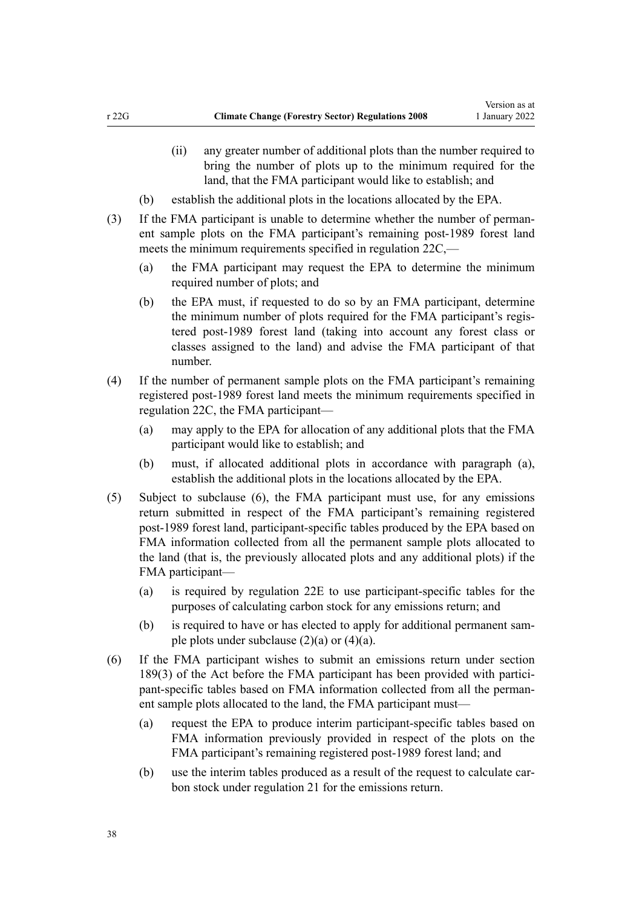(ii) any greater number of additional plots than the number required to bring the number of plots up to the minimum required for the land, that the FMA participant would like to establish; and

(b) establish the additional plots in the locations allocated by the EPA.

(3) If the FMA participant is unable to determine whether the number of permanent sample plots on the FMA participant's remaining post-1989 forest land meets the minimum requirements specified in regulation 22C,—

(a) the FMA participant may request the EPA to determine the minimum required number of plots; and

(b) the EPA must, if requested to do so by an FMA participant, determine the minimum number of plots required for the FMA participant's registered post-1989 forest land (taking into account any forest class or classes assigned to the land) and advise the FMA participant of that number.

(4) If the number of permanent sample plots on the FMA participant's remaining registered post-1989 forest land meets the minimum requirements specified in regulation 22C, the FMA participant—

(a) may apply to the EPA for allocation of any additional plots that the FMA participant would like to establish; and

(b) must, if allocated additional plots in accordance with paragraph (a), establish the additional plots in the locations allocated by the EPA.

(5) Subject to subclause (6), the FMA participant must use, for any emissions return submitted in respect of the FMA participant's remaining registered post-1989 forest land, participant-specific tables produced by the EPA based on FMA information collected from all the permanent sample plots allocated to the land (that is, the previously allocated plots and any additional plots) if the FMA participant—

(a) is required by regulation 22E to use participant-specific tables for the purposes of calculating carbon stock for any emissions return; and

(b) is required to have or has elected to apply for additional permanent sample plots under subclause (2)(a) or (4)(a).

(6) If the FMA participant wishes to submit an emissions return under section 189(3) of the Act before the FMA participant has been provided with participant-specific tables based on FMA information collected from all the permanent sample plots allocated to the land, the FMA participant must—

(a) request the EPA to produce interim participant-specific tables based on FMA information previously provided in respect of the plots on the FMA participant's remaining registered post-1989 forest land; and

(b) use the interim tables produced as a result of the request to calculate carbon stock under regulation 21 for the emissions return.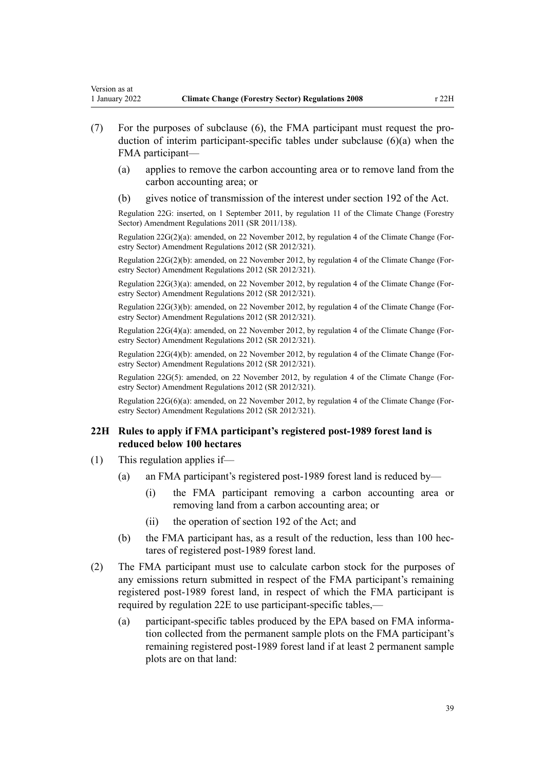(7) For the purposes of subclause (6), the FMA participant must request the production of interim participant-specific tables under subclause (6)(a) when the FMA participant—

(a) applies to remove the carbon accounting area or to remove land from the carbon accounting area; or

(b) gives notice of transmission of the interest under section 192 of the Act.

Regulation 22G: inserted, on 1 September 2011, by regulation 11 of the Climate Change (Forestry Sector) Amendment Regulations 2011 (SR 2011/138).

Regulation 22G(2)(a): amended, on 22 November 2012, by regulation 4 of the Climate Change (Forestry Sector) Amendment Regulations 2012 (SR 2012/321).

Regulation 22G(2)(b): amended, on 22 November 2012, by regulation 4 of the Climate Change (Forestry Sector) Amendment Regulations 2012 (SR 2012/321).

Regulation 22G(3)(a): amended, on 22 November 2012, by regulation 4 of the Climate Change (Forestry Sector) Amendment Regulations 2012 (SR 2012/321).

Regulation 22G(3)(b): amended, on 22 November 2012, by regulation 4 of the Climate Change (Forestry Sector) Amendment Regulations 2012 (SR 2012/321).

Regulation 22G(4)(a): amended, on 22 November 2012, by regulation 4 of the Climate Change (Forestry Sector) Amendment Regulations 2012 (SR 2012/321).

Regulation 22G(4)(b): amended, on 22 November 2012, by regulation 4 of the Climate Change (Forestry Sector) Amendment Regulations 2012 (SR 2012/321).

Regulation 22G(5): amended, on 22 November 2012, by regulation 4 of the Climate Change (Forestry Sector) Amendment Regulations 2012 (SR 2012/321).

Regulation 22G(6)(a): amended, on 22 November 2012, by regulation 4 of the Climate Change (Forestry Sector) Amendment Regulations 2012 (SR 2012/321).

### 22H Rules to apply if FMA participant's registered post-1989 forest land is reduced below 100 hectares

(1) This regulation applies if—

(a) an FMA participant's registered post-1989 forest land is reduced by—

(i) the FMA participant removing a carbon accounting area or removing land from a carbon accounting area; or

(ii) the operation of section 192 of the Act; and

(b) the FMA participant has, as a result of the reduction, less than 100 hectares of registered post-1989 forest land.

(2) The FMA participant must use to calculate carbon stock for the purposes of any emissions return submitted in respect of the FMA participant's remaining registered post-1989 forest land, in respect of which the FMA participant is required by regulation 22E to use participant-specific tables,—

(a) participant-specific tables produced by the EPA based on FMA information collected from the permanent sample plots on the FMA participant's remaining registered post-1989 forest land if at least 2 permanent sample plots are on that land: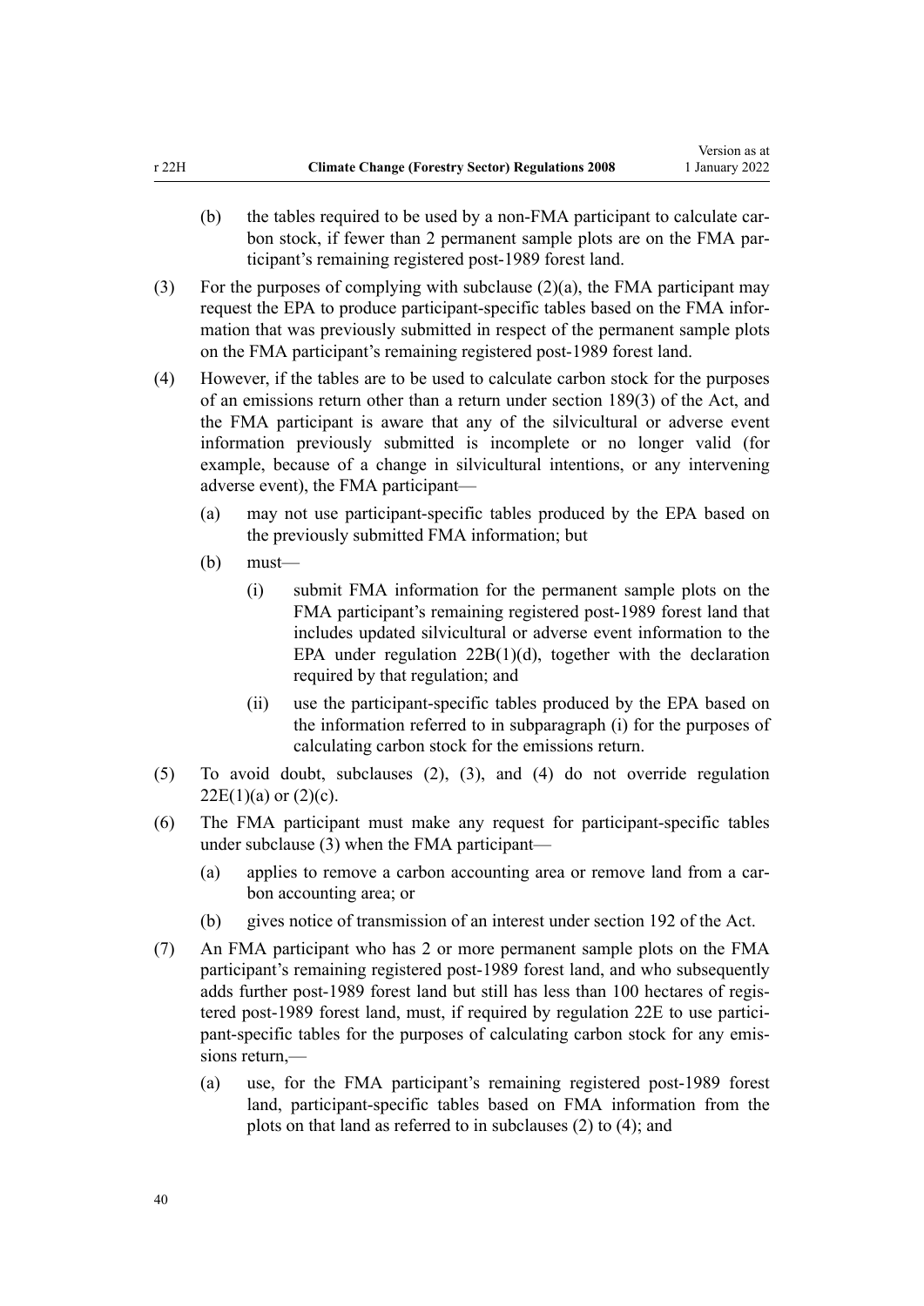(b) the tables required to be used by a non-FMA participant to calculate carbon stock, if fewer than 2 permanent sample plots are on the FMA participant's remaining registered post-1989 forest land.

(3) For the purposes of complying with subclause (2)(a), the FMA participant may request the EPA to produce participant-specific tables based on the FMA information that was previously submitted in respect of the permanent sample plots on the FMA participant's remaining registered post-1989 forest land.

(4) However, if the tables are to be used to calculate carbon stock for the purposes of an emissions return other than a return under section 189(3) of the Act, and the FMA participant is aware that any of the silvicultural or adverse event information previously submitted is incomplete or no longer valid (for example, because of a change in silvicultural intentions, or any intervening adverse event), the FMA participant—

- (a) may not use participant-specific tables produced by the EPA based on the previously submitted FMA information; but
- (b) must—
  - (i) submit FMA information for the permanent sample plots on the FMA participant's remaining registered post-1989 forest land that includes updated silvicultural or adverse event information to the EPA under regulation 22B(1)(d), together with the declaration required by that regulation; and
  - (ii) use the participant-specific tables produced by the EPA based on the information referred to in subparagraph (i) for the purposes of calculating carbon stock for the emissions return.

(5) To avoid doubt, subclauses (2), (3), and (4) do not override regulation 22E(1)(a) or (2)(c).

(6) The FMA participant must make any request for participant-specific tables under subclause (3) when the FMA participant—

- (a) applies to remove a carbon accounting area or remove land from a carbon accounting area; or
- (b) gives notice of transmission of an interest under section 192 of the Act.

(7) An FMA participant who has 2 or more permanent sample plots on the FMA participant's remaining registered post-1989 forest land, and who subsequently adds further post-1989 forest land but still has less than 100 hectares of registered post-1989 forest land, must, if required by regulation 22E to use participant-specific tables for the purposes of calculating carbon stock for any emissions return,—

- (a) use, for the FMA participant's remaining registered post-1989 forest land, participant-specific tables based on FMA information from the plots on that land as referred to in subclauses (2) to (4); and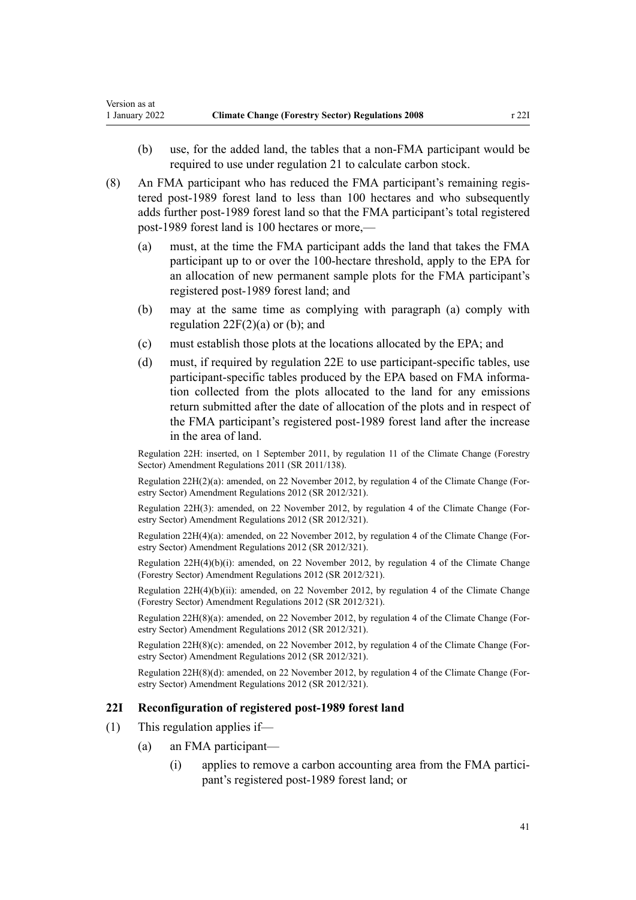(b) use, for the added land, the tables that a non-FMA participant would be required to use under regulation 21 to calculate carbon stock.

(8) An FMA participant who has reduced the FMA participant's remaining registered post-1989 forest land to less than 100 hectares and who subsequently adds further post-1989 forest land so that the FMA participant's total registered post-1989 forest land is 100 hectares or more,—

(a) must, at the time the FMA participant adds the land that takes the FMA participant up to or over the 100-hectare threshold, apply to the EPA for an allocation of new permanent sample plots for the FMA participant's registered post-1989 forest land; and

(b) may at the same time as complying with paragraph (a) comply with regulation 22F(2)(a) or (b); and

(c) must establish those plots at the locations allocated by the EPA; and

(d) must, if required by regulation 22E to use participant-specific tables, use participant-specific tables produced by the EPA based on FMA information collected from the plots allocated to the land for any emissions return submitted after the date of allocation of the plots and in respect of the FMA participant's registered post-1989 forest land after the increase in the area of land.

Regulation 22H: inserted, on 1 September 2011, by regulation 11 of the Climate Change (Forestry Sector) Amendment Regulations 2011 (SR 2011/138).

Regulation 22H(2)(a): amended, on 22 November 2012, by regulation 4 of the Climate Change (Forestry Sector) Amendment Regulations 2012 (SR 2012/321).

Regulation 22H(3): amended, on 22 November 2012, by regulation 4 of the Climate Change (Forestry Sector) Amendment Regulations 2012 (SR 2012/321).

Regulation 22H(4)(a): amended, on 22 November 2012, by regulation 4 of the Climate Change (Forestry Sector) Amendment Regulations 2012 (SR 2012/321).

Regulation 22H(4)(b)(i): amended, on 22 November 2012, by regulation 4 of the Climate Change (Forestry Sector) Amendment Regulations 2012 (SR 2012/321).

Regulation 22H(4)(b)(ii): amended, on 22 November 2012, by regulation 4 of the Climate Change (Forestry Sector) Amendment Regulations 2012 (SR 2012/321).

Regulation 22H(8)(a): amended, on 22 November 2012, by regulation 4 of the Climate Change (Forestry Sector) Amendment Regulations 2012 (SR 2012/321).

Regulation 22H(8)(c): amended, on 22 November 2012, by regulation 4 of the Climate Change (Forestry Sector) Amendment Regulations 2012 (SR 2012/321).

Regulation 22H(8)(d): amended, on 22 November 2012, by regulation 4 of the Climate Change (Forestry Sector) Amendment Regulations 2012 (SR 2012/321).

### 22I Reconfiguration of registered post-1989 forest land

(1) This regulation applies if—

(a) an FMA participant—

(i) applies to remove a carbon accounting area from the FMA participant's registered post-1989 forest land; or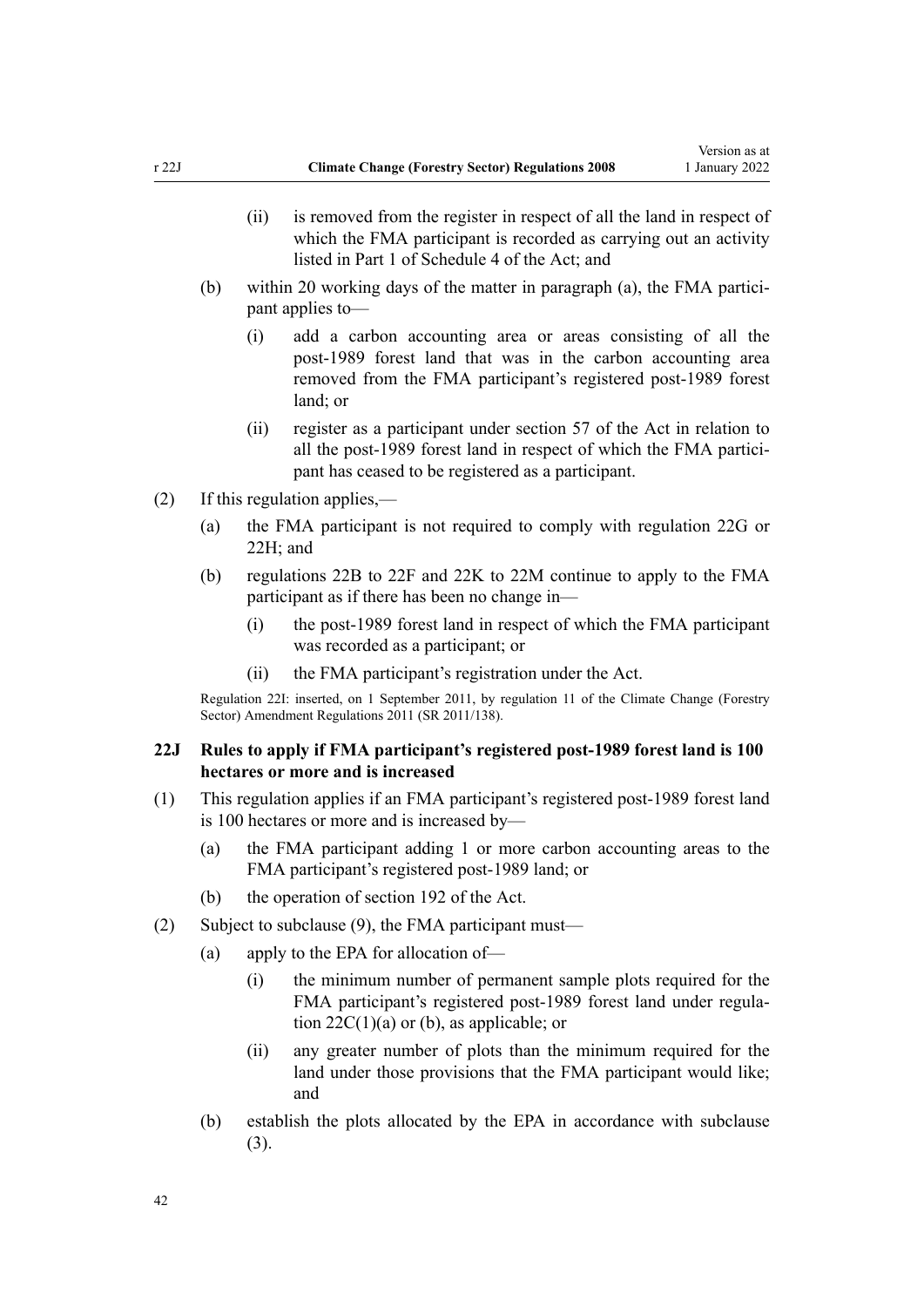- (ii) is removed from the register in respect of all the land in respect of which the FMA participant is recorded as carrying out an activity listed in Part 1 of Schedule 4 of the Act; and
- (b) within 20 working days of the matter in paragraph (a), the FMA participant applies to—
  - (i) add a carbon accounting area or areas consisting of all the post-1989 forest land that was in the carbon accounting area removed from the FMA participant's registered post-1989 forest land; or
  - (ii) register as a participant under section 57 of the Act in relation to all the post-1989 forest land in respect of which the FMA participant has ceased to be registered as a participant.

(2) If this regulation applies,—

- (a) the FMA participant is not required to comply with regulation 22G or 22H; and
- (b) regulations 22B to 22F and 22K to 22M continue to apply to the FMA participant as if there has been no change in—
  - (i) the post-1989 forest land in respect of which the FMA participant was recorded as a participant; or
  - (ii) the FMA participant's registration under the Act.

Regulation 22I: inserted, on 1 September 2011, by regulation 11 of the Climate Change (Forestry Sector) Amendment Regulations 2011 (SR 2011/138).

### 22J Rules to apply if FMA participant's registered post-1989 forest land is 100 hectares or more and is increased

(1) This regulation applies if an FMA participant's registered post-1989 forest land is 100 hectares or more and is increased by—

- (a) the FMA participant adding 1 or more carbon accounting areas to the FMA participant's registered post-1989 land; or
- (b) the operation of section 192 of the Act.

(2) Subject to subclause (9), the FMA participant must—

- (a) apply to the EPA for allocation of—
  - (i) the minimum number of permanent sample plots required for the FMA participant's registered post-1989 forest land under regulation 22C(1)(a) or (b), as applicable; or
  - (ii) any greater number of plots than the minimum required for the land under those provisions that the FMA participant would like; and
- (b) establish the plots allocated by the EPA in accordance with subclause (3).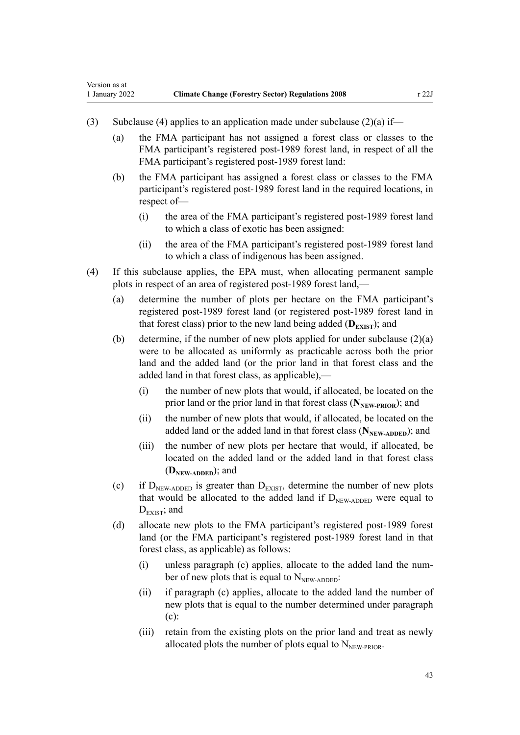(3) Subclause (4) applies to an application made under subclause (2)(a) if—

  (a) the FMA participant has not assigned a forest class or classes to the FMA participant's registered post-1989 forest land, in respect of all the FMA participant's registered post-1989 forest land:

  (b) the FMA participant has assigned a forest class or classes to the FMA participant's registered post-1989 forest land in the required locations, in respect of—

    (i) the area of the FMA participant's registered post-1989 forest land to which a class of exotic has been assigned:

    (ii) the area of the FMA participant's registered post-1989 forest land to which a class of indigenous has been assigned.

(4) If this subclause applies, the EPA must, when allocating permanent sample plots in respect of an area of registered post-1989 forest land,—

  (a) determine the number of plots per hectare on the FMA participant's registered post-1989 forest land (or registered post-1989 forest land in that forest class) prior to the new land being added (**$D_{EXIST}$**); and

  (b) determine, if the number of new plots applied for under subclause (2)(a) were to be allocated as uniformly as practicable across both the prior land and the added land (or the prior land in that forest class and the added land in that forest class, as applicable),—

    (i) the number of new plots that would, if allocated, be located on the prior land or the prior land in that forest class (**$N_{NEW\text{-}PRIOR}$**); and

    (ii) the number of new plots that would, if allocated, be located on the added land or the added land in that forest class (**$N_{NEW\text{-}ADDED}$**); and

    (iii) the number of new plots per hectare that would, if allocated, be located on the added land or the added land in that forest class (**$D_{NEW\text{-}ADDED}$**); and

  (c) if $D_{NEW\text{-}ADDED}$ is greater than $D_{EXIST}$, determine the number of new plots that would be allocated to the added land if $D_{NEW\text{-}ADDED}$ were equal to $D_{EXIST}$; and

  (d) allocate new plots to the FMA participant's registered post-1989 forest land (or the FMA participant's registered post-1989 forest land in that forest class, as applicable) as follows:

    (i) unless paragraph (c) applies, allocate to the added land the number of new plots that is equal to $N_{NEW\text{-}ADDED}$:

    (ii) if paragraph (c) applies, allocate to the added land the number of new plots that is equal to the number determined under paragraph (c):

    (iii) retain from the existing plots on the prior land and treat as newly allocated plots the number of plots equal to $N_{NEW\text{-}PRIOR}$.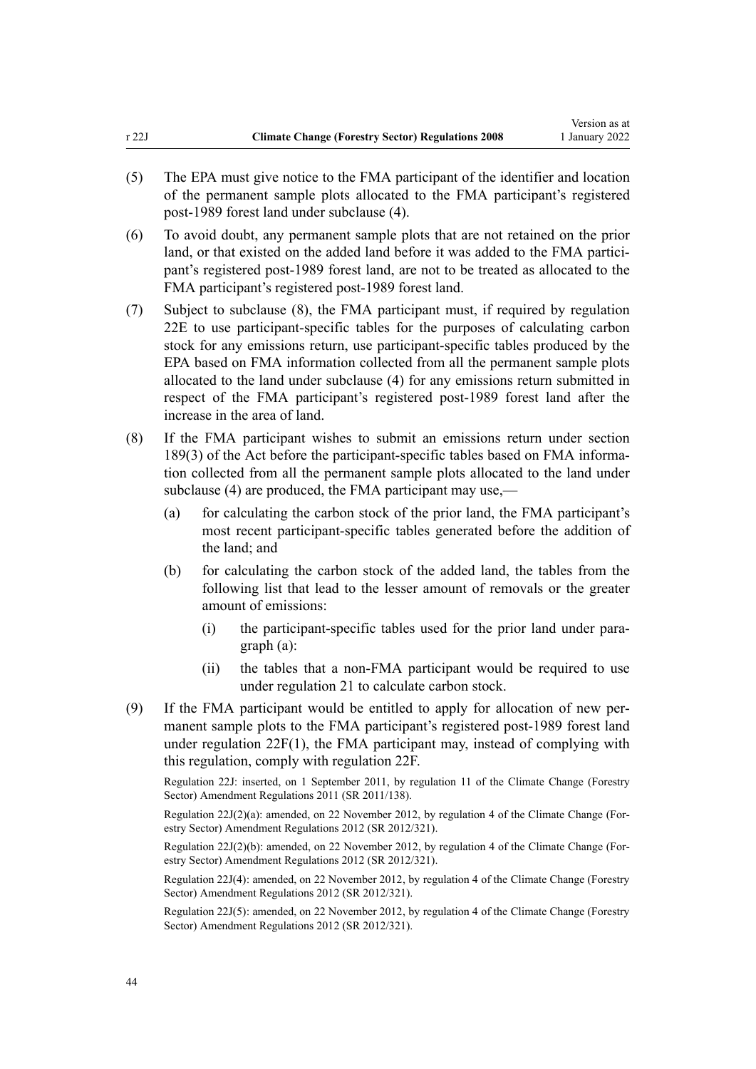(5) The EPA must give notice to the FMA participant of the identifier and location of the permanent sample plots allocated to the FMA participant's registered post-1989 forest land under subclause (4).

(6) To avoid doubt, any permanent sample plots that are not retained on the prior land, or that existed on the added land before it was added to the FMA participant's registered post-1989 forest land, are not to be treated as allocated to the FMA participant's registered post-1989 forest land.

(7) Subject to subclause (8), the FMA participant must, if required by regulation 22E to use participant-specific tables for the purposes of calculating carbon stock for any emissions return, use participant-specific tables produced by the EPA based on FMA information collected from all the permanent sample plots allocated to the land under subclause (4) for any emissions return submitted in respect of the FMA participant's registered post-1989 forest land after the increase in the area of land.

(8) If the FMA participant wishes to submit an emissions return under section 189(3) of the Act before the participant-specific tables based on FMA information collected from all the permanent sample plots allocated to the land under subclause (4) are produced, the FMA participant may use,—

- (a) for calculating the carbon stock of the prior land, the FMA participant's most recent participant-specific tables generated before the addition of the land; and
- (b) for calculating the carbon stock of the added land, the tables from the following list that lead to the lesser amount of removals or the greater amount of emissions:
  - (i) the participant-specific tables used for the prior land under paragraph (a):
  - (ii) the tables that a non-FMA participant would be required to use under regulation 21 to calculate carbon stock.

(9) If the FMA participant would be entitled to apply for allocation of new permanent sample plots to the FMA participant's registered post-1989 forest land under regulation 22F(1), the FMA participant may, instead of complying with this regulation, comply with regulation 22F.

Regulation 22J: inserted, on 1 September 2011, by regulation 11 of the Climate Change (Forestry Sector) Amendment Regulations 2011 (SR 2011/138).

Regulation 22J(2)(a): amended, on 22 November 2012, by regulation 4 of the Climate Change (Forestry Sector) Amendment Regulations 2012 (SR 2012/321).

Regulation 22J(2)(b): amended, on 22 November 2012, by regulation 4 of the Climate Change (Forestry Sector) Amendment Regulations 2012 (SR 2012/321).

Regulation 22J(4): amended, on 22 November 2012, by regulation 4 of the Climate Change (Forestry Sector) Amendment Regulations 2012 (SR 2012/321).

Regulation 22J(5): amended, on 22 November 2012, by regulation 4 of the Climate Change (Forestry Sector) Amendment Regulations 2012 (SR 2012/321).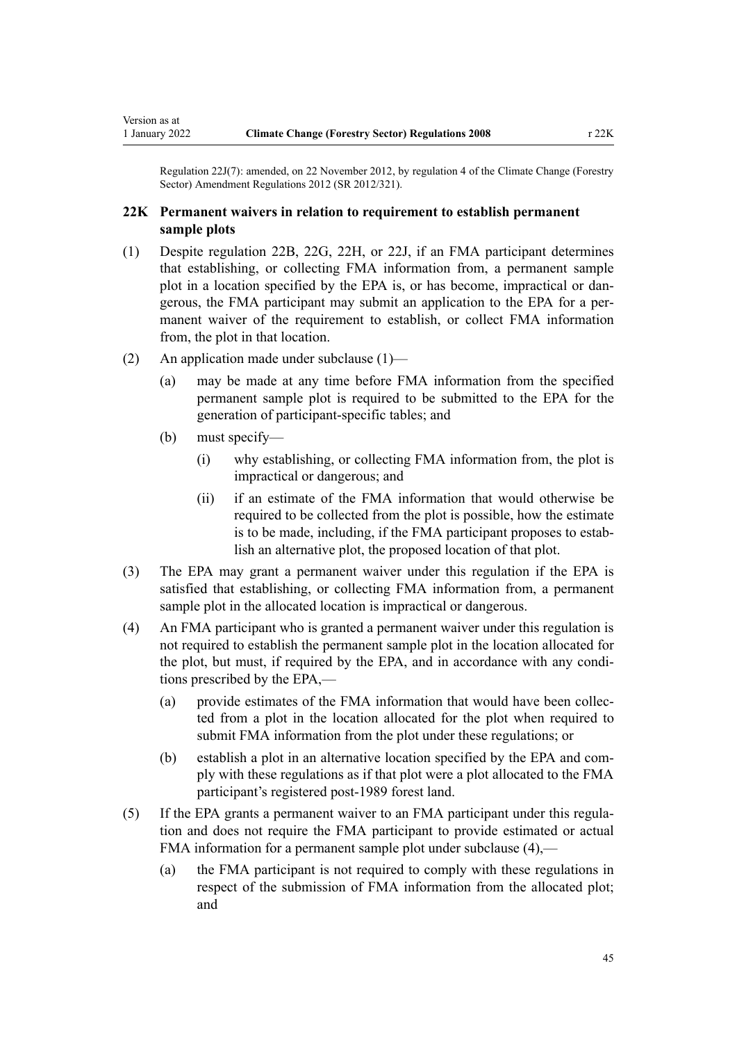Regulation 22J(7): amended, on 22 November 2012, by regulation 4 of the Climate Change (Forestry Sector) Amendment Regulations 2012 (SR 2012/321).

### 22K Permanent waivers in relation to requirement to establish permanent sample plots

(1) Despite regulation 22B, 22G, 22H, or 22J, if an FMA participant determines that establishing, or collecting FMA information from, a permanent sample plot in a location specified by the EPA is, or has become, impractical or dangerous, the FMA participant may submit an application to the EPA for a permanent waiver of the requirement to establish, or collect FMA information from, the plot in that location.

(2) An application made under subclause (1)—

- (a) may be made at any time before FMA information from the specified permanent sample plot is required to be submitted to the EPA for the generation of participant-specific tables; and
- (b) must specify—
  - (i) why establishing, or collecting FMA information from, the plot is impractical or dangerous; and
  - (ii) if an estimate of the FMA information that would otherwise be required to be collected from the plot is possible, how the estimate is to be made, including, if the FMA participant proposes to establish an alternative plot, the proposed location of that plot.

(3) The EPA may grant a permanent waiver under this regulation if the EPA is satisfied that establishing, or collecting FMA information from, a permanent sample plot in the allocated location is impractical or dangerous.

(4) An FMA participant who is granted a permanent waiver under this regulation is not required to establish the permanent sample plot in the location allocated for the plot, but must, if required by the EPA, and in accordance with any conditions prescribed by the EPA,—

- (a) provide estimates of the FMA information that would have been collected from a plot in the location allocated for the plot when required to submit FMA information from the plot under these regulations; or
- (b) establish a plot in an alternative location specified by the EPA and comply with these regulations as if that plot were a plot allocated to the FMA participant's registered post-1989 forest land.

(5) If the EPA grants a permanent waiver to an FMA participant under this regulation and does not require the FMA participant to provide estimated or actual FMA information for a permanent sample plot under subclause (4),—

- (a) the FMA participant is not required to comply with these regulations in respect of the submission of FMA information from the allocated plot; and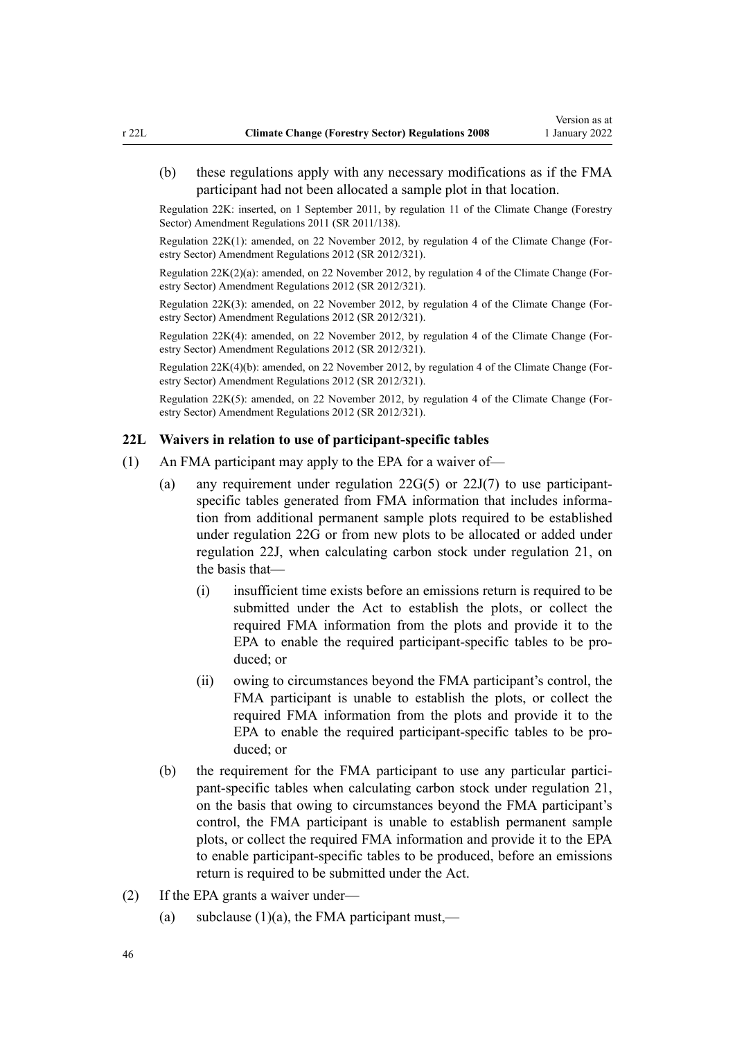(b) these regulations apply with any necessary modifications as if the FMA participant had not been allocated a sample plot in that location.

Regulation 22K: inserted, on 1 September 2011, by regulation 11 of the Climate Change (Forestry Sector) Amendment Regulations 2011 (SR 2011/138).

Regulation 22K(1): amended, on 22 November 2012, by regulation 4 of the Climate Change (Forestry Sector) Amendment Regulations 2012 (SR 2012/321).

Regulation 22K(2)(a): amended, on 22 November 2012, by regulation 4 of the Climate Change (Forestry Sector) Amendment Regulations 2012 (SR 2012/321).

Regulation 22K(3): amended, on 22 November 2012, by regulation 4 of the Climate Change (Forestry Sector) Amendment Regulations 2012 (SR 2012/321).

Regulation 22K(4): amended, on 22 November 2012, by regulation 4 of the Climate Change (Forestry Sector) Amendment Regulations 2012 (SR 2012/321).

Regulation 22K(4)(b): amended, on 22 November 2012, by regulation 4 of the Climate Change (Forestry Sector) Amendment Regulations 2012 (SR 2012/321).

Regulation 22K(5): amended, on 22 November 2012, by regulation 4 of the Climate Change (Forestry Sector) Amendment Regulations 2012 (SR 2012/321).

### 22L Waivers in relation to use of participant-specific tables

(1) An FMA participant may apply to the EPA for a waiver of—

(a) any requirement under regulation 22G(5) or 22J(7) to use participant-specific tables generated from FMA information that includes information from additional permanent sample plots required to be established under regulation 22G or from new plots to be allocated or added under regulation 22J, when calculating carbon stock under regulation 21, on the basis that—

(i) insufficient time exists before an emissions return is required to be submitted under the Act to establish the plots, or collect the required FMA information from the plots and provide it to the EPA to enable the required participant-specific tables to be produced; or

(ii) owing to circumstances beyond the FMA participant's control, the FMA participant is unable to establish the plots, or collect the required FMA information from the plots and provide it to the EPA to enable the required participant-specific tables to be produced; or

(b) the requirement for the FMA participant to use any particular participant-specific tables when calculating carbon stock under regulation 21, on the basis that owing to circumstances beyond the FMA participant's control, the FMA participant is unable to establish permanent sample plots, or collect the required FMA information and provide it to the EPA to enable participant-specific tables to be produced, before an emissions return is required to be submitted under the Act.

(2) If the EPA grants a waiver under—

(a) subclause (1)(a), the FMA participant must,—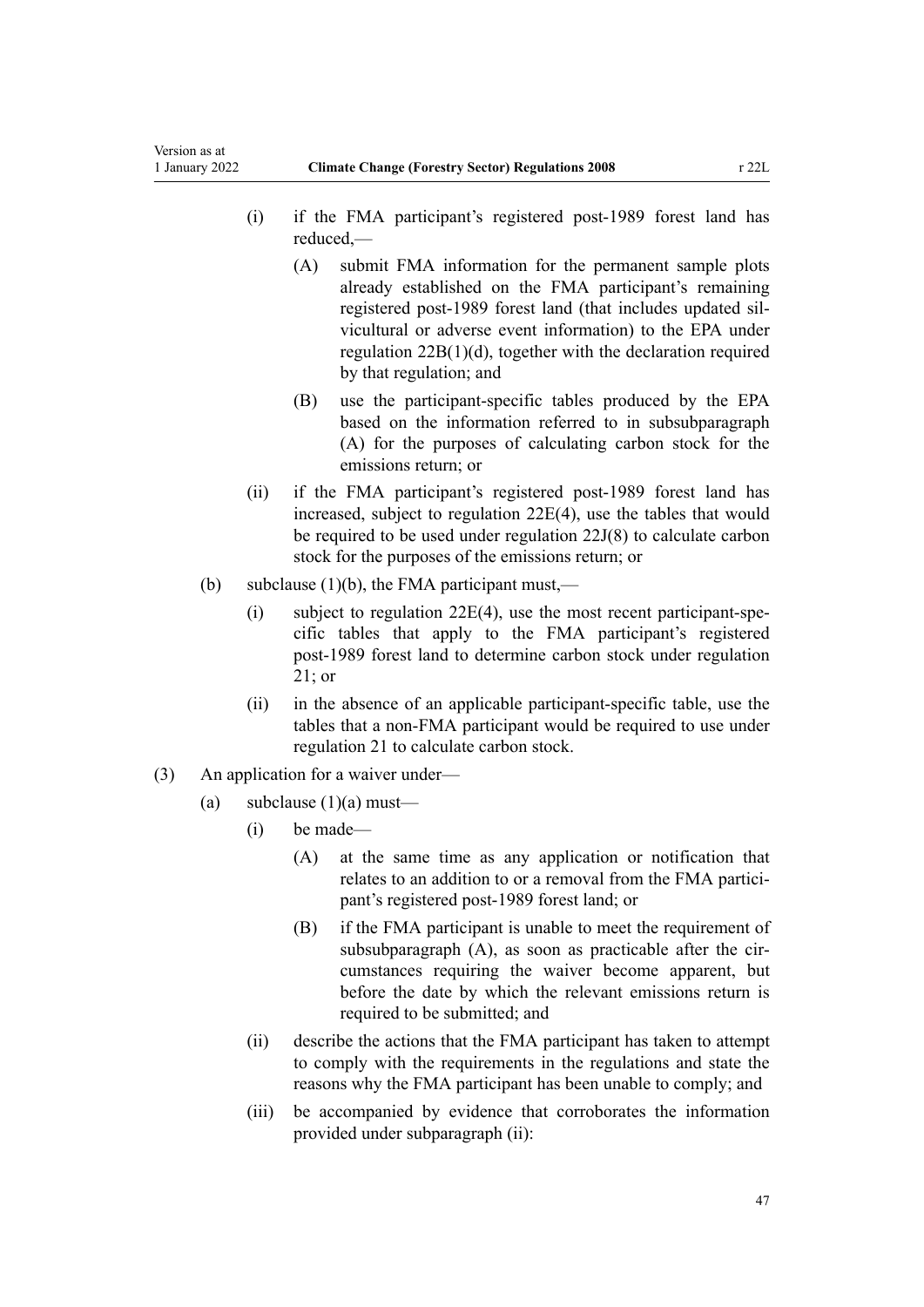(i) if the FMA participant's registered post-1989 forest land has reduced,—

(A) submit FMA information for the permanent sample plots already established on the FMA participant's remaining registered post-1989 forest land (that includes updated silvicultural or adverse event information) to the EPA under regulation 22B(1)(d), together with the declaration required by that regulation; and

(B) use the participant-specific tables produced by the EPA based on the information referred to in subsubparagraph (A) for the purposes of calculating carbon stock for the emissions return; or

(ii) if the FMA participant's registered post-1989 forest land has increased, subject to regulation 22E(4), use the tables that would be required to be used under regulation 22J(8) to calculate carbon stock for the purposes of the emissions return; or

(b) subclause (1)(b), the FMA participant must,—

(i) subject to regulation 22E(4), use the most recent participant-specific tables that apply to the FMA participant's registered post-1989 forest land to determine carbon stock under regulation 21; or

(ii) in the absence of an applicable participant-specific table, use the tables that a non-FMA participant would be required to use under regulation 21 to calculate carbon stock.

(3) An application for a waiver under—

(a) subclause (1)(a) must—

(i) be made—

(A) at the same time as any application or notification that relates to an addition to or a removal from the FMA participant's registered post-1989 forest land; or

(B) if the FMA participant is unable to meet the requirement of subsubparagraph (A), as soon as practicable after the circumstances requiring the waiver become apparent, but before the date by which the relevant emissions return is required to be submitted; and

(ii) describe the actions that the FMA participant has taken to attempt to comply with the requirements in the regulations and state the reasons why the FMA participant has been unable to comply; and

(iii) be accompanied by evidence that corroborates the information provided under subparagraph (ii):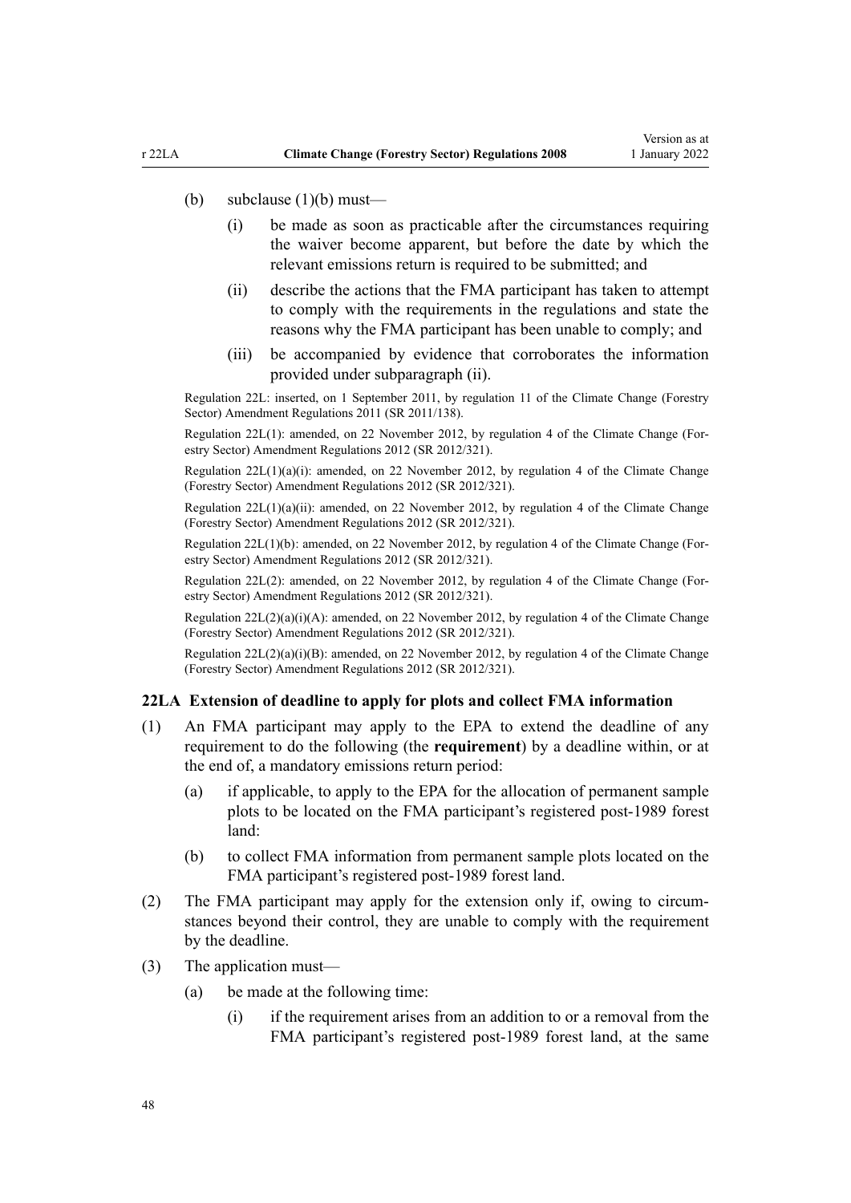(b) subclause (1)(b) must—

  (i) be made as soon as practicable after the circumstances requiring the waiver become apparent, but before the date by which the relevant emissions return is required to be submitted; and

  (ii) describe the actions that the FMA participant has taken to attempt to comply with the requirements in the regulations and state the reasons why the FMA participant has been unable to comply; and

  (iii) be accompanied by evidence that corroborates the information provided under subparagraph (ii).

Regulation 22L: inserted, on 1 September 2011, by regulation 11 of the Climate Change (Forestry Sector) Amendment Regulations 2011 (SR 2011/138).

Regulation 22L(1): amended, on 22 November 2012, by regulation 4 of the Climate Change (Forestry Sector) Amendment Regulations 2012 (SR 2012/321).

Regulation 22L(1)(a)(i): amended, on 22 November 2012, by regulation 4 of the Climate Change (Forestry Sector) Amendment Regulations 2012 (SR 2012/321).

Regulation 22L(1)(a)(ii): amended, on 22 November 2012, by regulation 4 of the Climate Change (Forestry Sector) Amendment Regulations 2012 (SR 2012/321).

Regulation 22L(1)(b): amended, on 22 November 2012, by regulation 4 of the Climate Change (Forestry Sector) Amendment Regulations 2012 (SR 2012/321).

Regulation 22L(2): amended, on 22 November 2012, by regulation 4 of the Climate Change (Forestry Sector) Amendment Regulations 2012 (SR 2012/321).

Regulation 22L(2)(a)(i)(A): amended, on 22 November 2012, by regulation 4 of the Climate Change (Forestry Sector) Amendment Regulations 2012 (SR 2012/321).

Regulation 22L(2)(a)(i)(B): amended, on 22 November 2012, by regulation 4 of the Climate Change (Forestry Sector) Amendment Regulations 2012 (SR 2012/321).

### 22LA Extension of deadline to apply for plots and collect FMA information

(1) An FMA participant may apply to the EPA to extend the deadline of any requirement to do the following (the **requirement**) by a deadline within, or at the end of, a mandatory emissions return period:

  (a) if applicable, to apply to the EPA for the allocation of permanent sample plots to be located on the FMA participant's registered post-1989 forest land:

  (b) to collect FMA information from permanent sample plots located on the FMA participant's registered post-1989 forest land.

(2) The FMA participant may apply for the extension only if, owing to circumstances beyond their control, they are unable to comply with the requirement by the deadline.

(3) The application must—

  (a) be made at the following time:

    (i) if the requirement arises from an addition to or a removal from the FMA participant's registered post-1989 forest land, at the same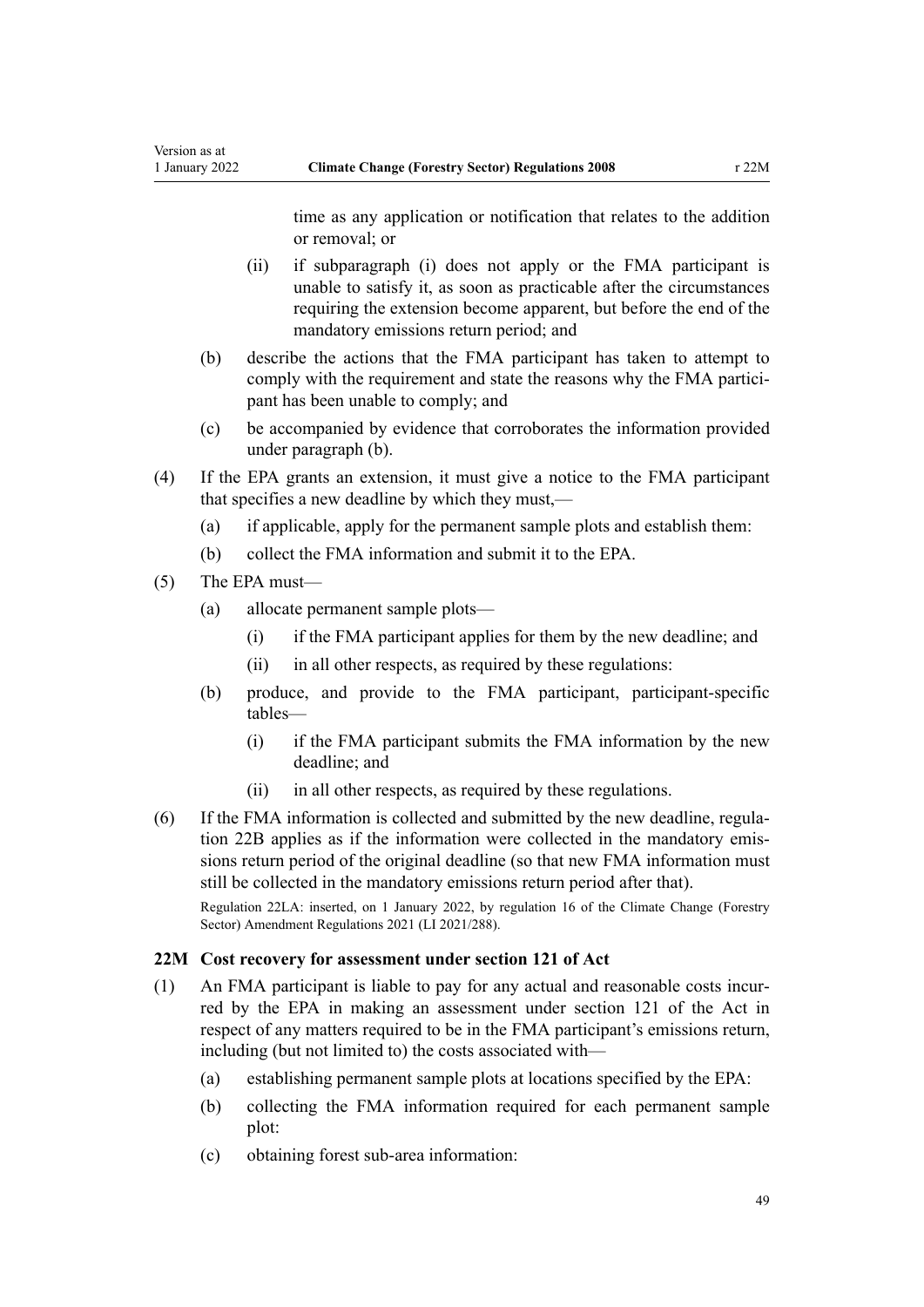time as any application or notification that relates to the addition or removal; or

  (ii) if subparagraph (i) does not apply or the FMA participant is unable to satisfy it, as soon as practicable after the circumstances requiring the extension become apparent, but before the end of the mandatory emissions return period; and

(b) describe the actions that the FMA participant has taken to attempt to comply with the requirement and state the reasons why the FMA participant has been unable to comply; and

(c) be accompanied by evidence that corroborates the information provided under paragraph (b).

(4) If the EPA grants an extension, it must give a notice to the FMA participant that specifies a new deadline by which they must,—

  (a) if applicable, apply for the permanent sample plots and establish them:

  (b) collect the FMA information and submit it to the EPA.

(5) The EPA must—

  (a) allocate permanent sample plots—

    (i) if the FMA participant applies for them by the new deadline; and

    (ii) in all other respects, as required by these regulations:

  (b) produce, and provide to the FMA participant, participant-specific tables—

    (i) if the FMA participant submits the FMA information by the new deadline; and

    (ii) in all other respects, as required by these regulations.

(6) If the FMA information is collected and submitted by the new deadline, regulation 22B applies as if the information were collected in the mandatory emissions return period of the original deadline (so that new FMA information must still be collected in the mandatory emissions return period after that).

Regulation 22LA: inserted, on 1 January 2022, by regulation 16 of the Climate Change (Forestry Sector) Amendment Regulations 2021 (LI 2021/288).

### 22M Cost recovery for assessment under section 121 of Act

(1) An FMA participant is liable to pay for any actual and reasonable costs incurred by the EPA in making an assessment under section 121 of the Act in respect of any matters required to be in the FMA participant's emissions return, including (but not limited to) the costs associated with—

  (a) establishing permanent sample plots at locations specified by the EPA:

  (b) collecting the FMA information required for each permanent sample plot:

  (c) obtaining forest sub-area information: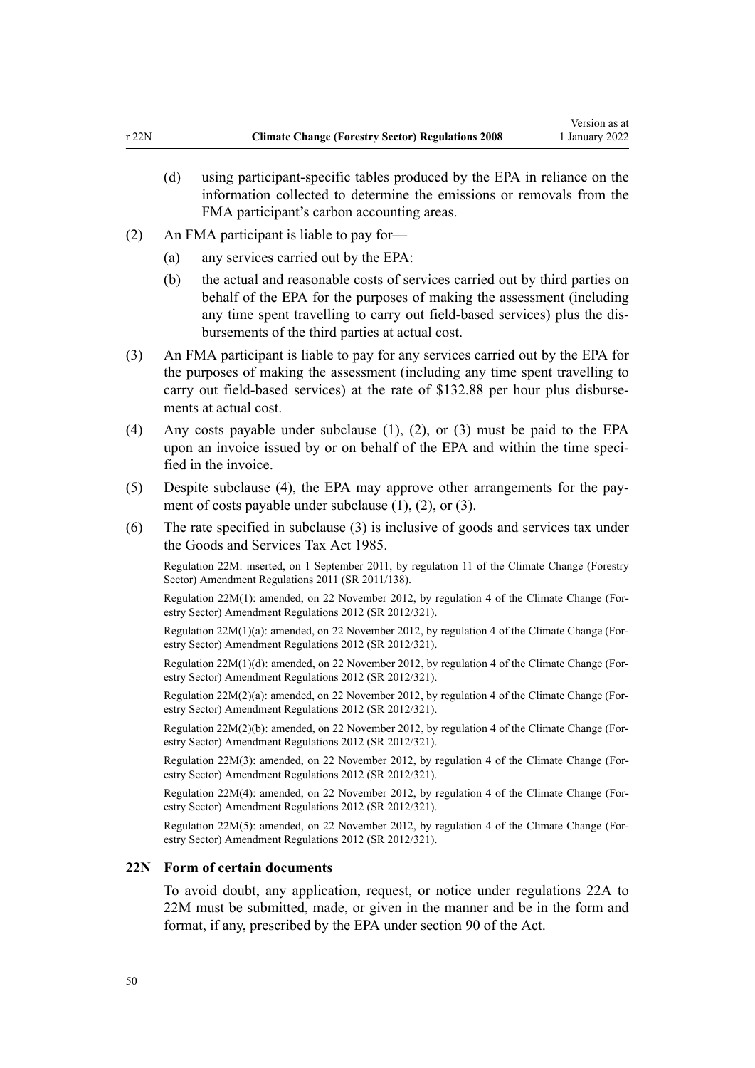(d) using participant-specific tables produced by the EPA in reliance on the information collected to determine the emissions or removals from the FMA participant's carbon accounting areas.

(2) An FMA participant is liable to pay for—

(a) any services carried out by the EPA:

(b) the actual and reasonable costs of services carried out by third parties on behalf of the EPA for the purposes of making the assessment (including any time spent travelling to carry out field-based services) plus the disbursements of the third parties at actual cost.

(3) An FMA participant is liable to pay for any services carried out by the EPA for the purposes of making the assessment (including any time spent travelling to carry out field-based services) at the rate of $132.88 per hour plus disbursements at actual cost.

(4) Any costs payable under subclause (1), (2), or (3) must be paid to the EPA upon an invoice issued by or on behalf of the EPA and within the time specified in the invoice.

(5) Despite subclause (4), the EPA may approve other arrangements for the payment of costs payable under subclause (1), (2), or (3).

(6) The rate specified in subclause (3) is inclusive of goods and services tax under the Goods and Services Tax Act 1985.

Regulation 22M: inserted, on 1 September 2011, by regulation 11 of the Climate Change (Forestry Sector) Amendment Regulations 2011 (SR 2011/138).

Regulation 22M(1): amended, on 22 November 2012, by regulation 4 of the Climate Change (Forestry Sector) Amendment Regulations 2012 (SR 2012/321).

Regulation 22M(1)(a): amended, on 22 November 2012, by regulation 4 of the Climate Change (Forestry Sector) Amendment Regulations 2012 (SR 2012/321).

Regulation 22M(1)(d): amended, on 22 November 2012, by regulation 4 of the Climate Change (Forestry Sector) Amendment Regulations 2012 (SR 2012/321).

Regulation 22M(2)(a): amended, on 22 November 2012, by regulation 4 of the Climate Change (Forestry Sector) Amendment Regulations 2012 (SR 2012/321).

Regulation 22M(2)(b): amended, on 22 November 2012, by regulation 4 of the Climate Change (Forestry Sector) Amendment Regulations 2012 (SR 2012/321).

Regulation 22M(3): amended, on 22 November 2012, by regulation 4 of the Climate Change (Forestry Sector) Amendment Regulations 2012 (SR 2012/321).

Regulation 22M(4): amended, on 22 November 2012, by regulation 4 of the Climate Change (Forestry Sector) Amendment Regulations 2012 (SR 2012/321).

Regulation 22M(5): amended, on 22 November 2012, by regulation 4 of the Climate Change (Forestry Sector) Amendment Regulations 2012 (SR 2012/321).

### 22N Form of certain documents

To avoid doubt, any application, request, or notice under regulations 22A to 22M must be submitted, made, or given in the manner and be in the form and format, if any, prescribed by the EPA under section 90 of the Act.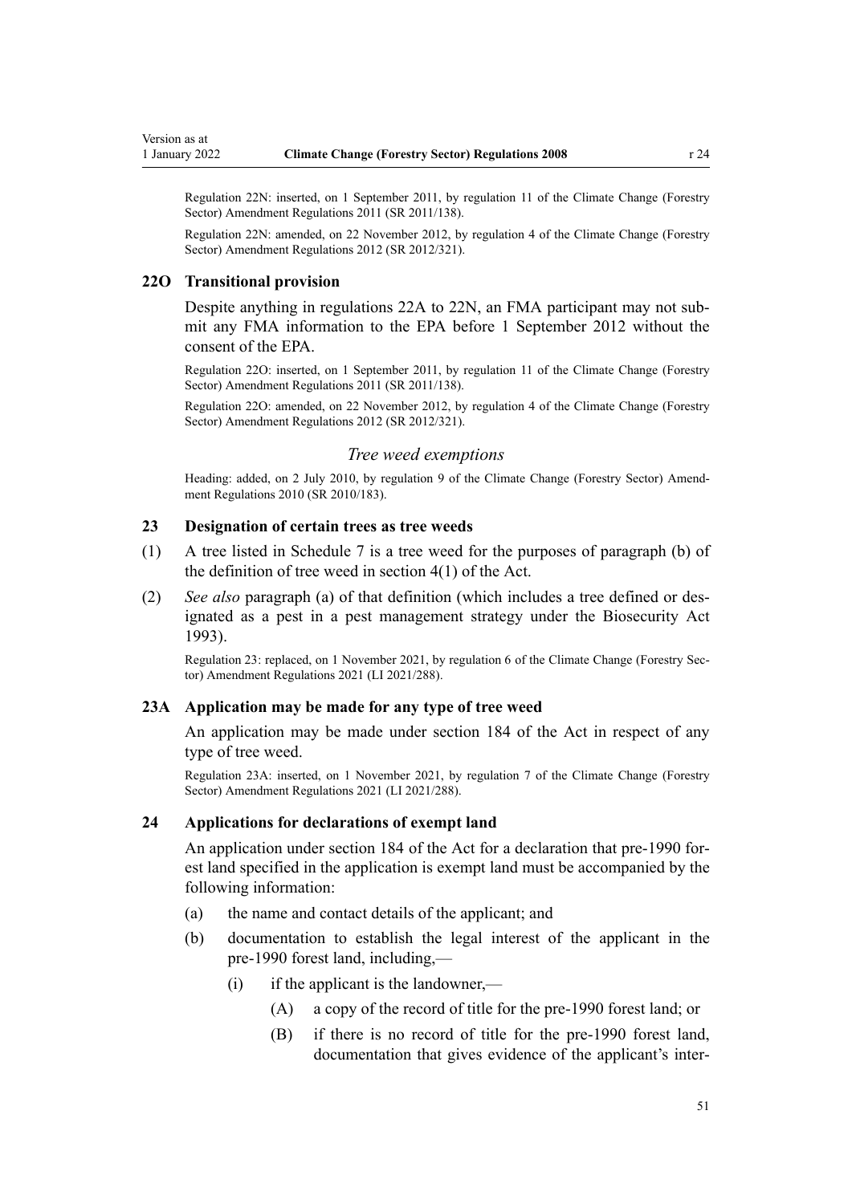Regulation 22N: inserted, on 1 September 2011, by regulation 11 of the Climate Change (Forestry Sector) Amendment Regulations 2011 (SR 2011/138).

Regulation 22N: amended, on 22 November 2012, by regulation 4 of the Climate Change (Forestry Sector) Amendment Regulations 2012 (SR 2012/321).

### 22O Transitional provision

Despite anything in regulations 22A to 22N, an FMA participant may not submit any FMA information to the EPA before 1 September 2012 without the consent of the EPA.

Regulation 22O: inserted, on 1 September 2011, by regulation 11 of the Climate Change (Forestry Sector) Amendment Regulations 2011 (SR 2011/138).

Regulation 22O: amended, on 22 November 2012, by regulation 4 of the Climate Change (Forestry Sector) Amendment Regulations 2012 (SR 2012/321).

## *Tree weed exemptions*

Heading: added, on 2 July 2010, by regulation 9 of the Climate Change (Forestry Sector) Amendment Regulations 2010 (SR 2010/183).

### 23 Designation of certain trees as tree weeds

(1) A tree listed in Schedule 7 is a tree weed for the purposes of paragraph (b) of the definition of tree weed in section 4(1) of the Act.

(2) *See also* paragraph (a) of that definition (which includes a tree defined or designated as a pest in a pest management strategy under the Biosecurity Act 1993).

Regulation 23: replaced, on 1 November 2021, by regulation 6 of the Climate Change (Forestry Sector) Amendment Regulations 2021 (LI 2021/288).

### 23A Application may be made for any type of tree weed

An application may be made under section 184 of the Act in respect of any type of tree weed.

Regulation 23A: inserted, on 1 November 2021, by regulation 7 of the Climate Change (Forestry Sector) Amendment Regulations 2021 (LI 2021/288).

### 24 Applications for declarations of exempt land

An application under section 184 of the Act for a declaration that pre-1990 forest land specified in the application is exempt land must be accompanied by the following information:

(a) the name and contact details of the applicant; and

(b) documentation to establish the legal interest of the applicant in the pre-1990 forest land, including,—

 (i) if the applicant is the landowner,—

  (A) a copy of the record of title for the pre-1990 forest land; or

  (B) if there is no record of title for the pre-1990 forest land, documentation that gives evidence of the applicant's inter-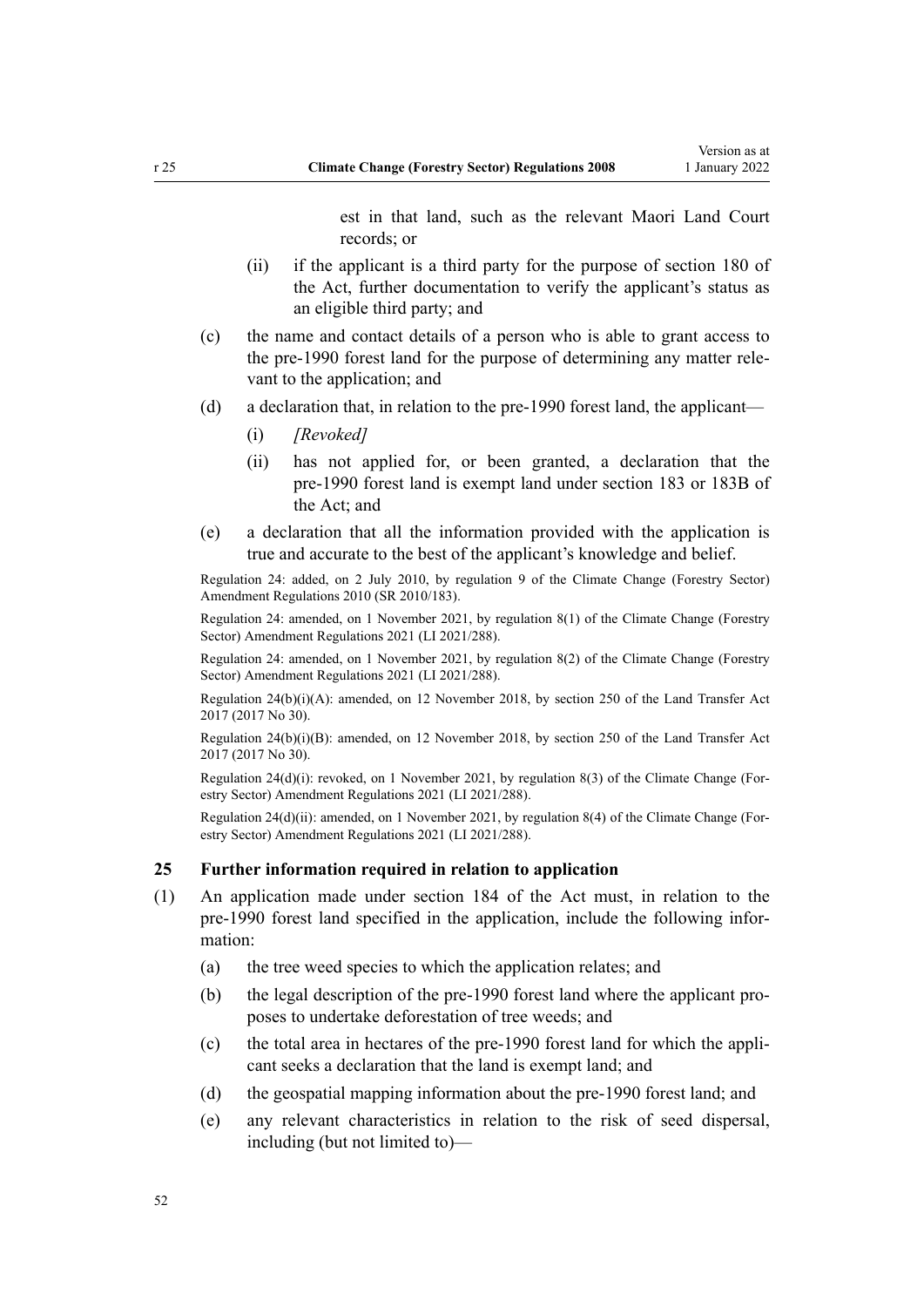est in that land, such as the relevant Maori Land Court records; or

(ii) if the applicant is a third party for the purpose of section 180 of the Act, further documentation to verify the applicant's status as an eligible third party; and

(c) the name and contact details of a person who is able to grant access to the pre-1990 forest land for the purpose of determining any matter relevant to the application; and

(d) a declaration that, in relation to the pre-1990 forest land, the applicant—

(i) *[Revoked]*

(ii) has not applied for, or been granted, a declaration that the pre-1990 forest land is exempt land under section 183 or 183B of the Act; and

(e) a declaration that all the information provided with the application is true and accurate to the best of the applicant's knowledge and belief.

Regulation 24: added, on 2 July 2010, by regulation 9 of the Climate Change (Forestry Sector) Amendment Regulations 2010 (SR 2010/183).

Regulation 24: amended, on 1 November 2021, by regulation 8(1) of the Climate Change (Forestry Sector) Amendment Regulations 2021 (LI 2021/288).

Regulation 24: amended, on 1 November 2021, by regulation 8(2) of the Climate Change (Forestry Sector) Amendment Regulations 2021 (LI 2021/288).

Regulation 24(b)(i)(A): amended, on 12 November 2018, by section 250 of the Land Transfer Act 2017 (2017 No 30).

Regulation 24(b)(i)(B): amended, on 12 November 2018, by section 250 of the Land Transfer Act 2017 (2017 No 30).

Regulation 24(d)(i): revoked, on 1 November 2021, by regulation 8(3) of the Climate Change (Forestry Sector) Amendment Regulations 2021 (LI 2021/288).

Regulation 24(d)(ii): amended, on 1 November 2021, by regulation 8(4) of the Climate Change (Forestry Sector) Amendment Regulations 2021 (LI 2021/288).

### 25 Further information required in relation to application

(1) An application made under section 184 of the Act must, in relation to the pre-1990 forest land specified in the application, include the following information:

(a) the tree weed species to which the application relates; and

(b) the legal description of the pre-1990 forest land where the applicant proposes to undertake deforestation of tree weeds; and

(c) the total area in hectares of the pre-1990 forest land for which the applicant seeks a declaration that the land is exempt land; and

(d) the geospatial mapping information about the pre-1990 forest land; and

(e) any relevant characteristics in relation to the risk of seed dispersal, including (but not limited to)—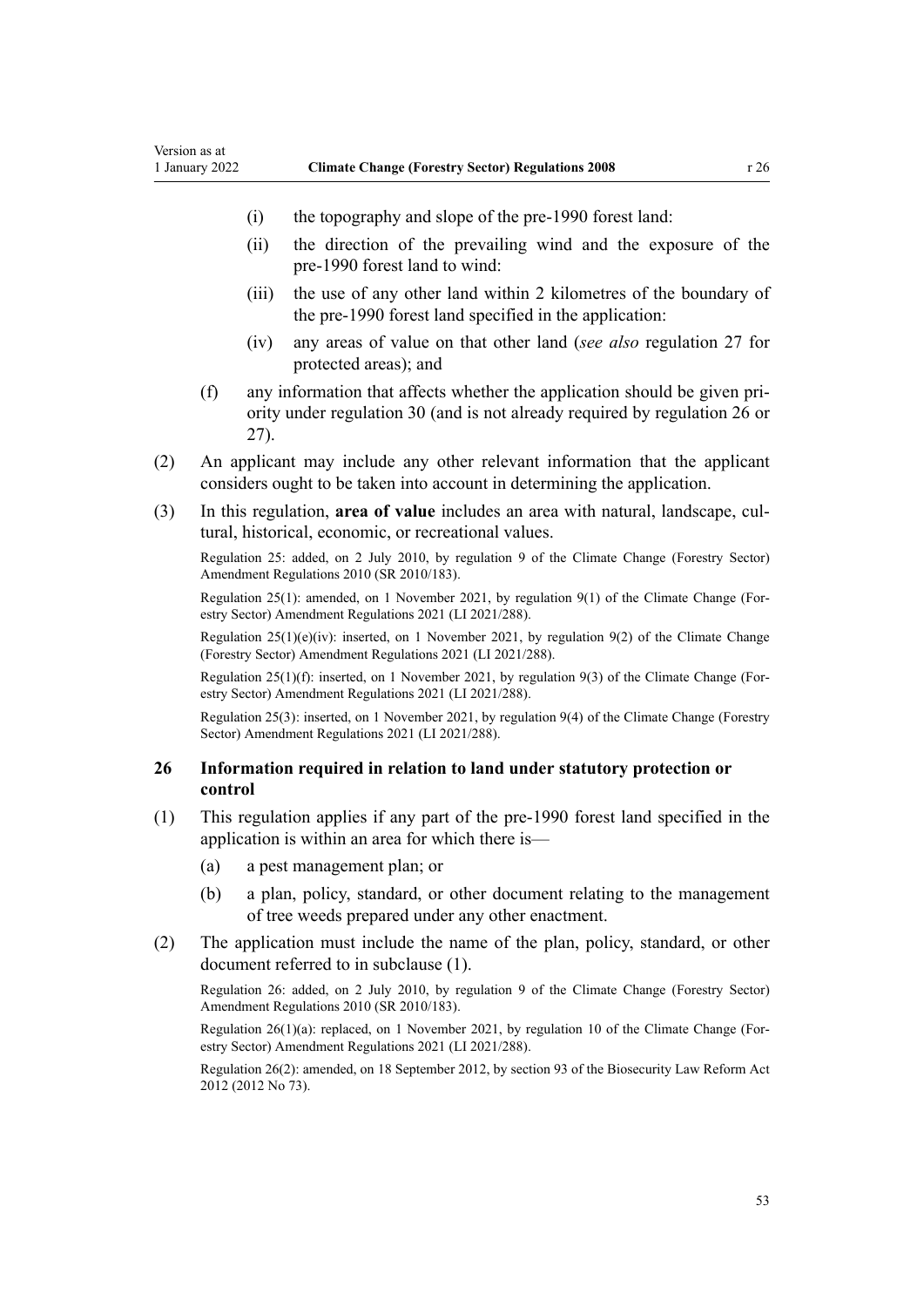(i) the topography and slope of the pre-1990 forest land:

(ii) the direction of the prevailing wind and the exposure of the pre-1990 forest land to wind:

(iii) the use of any other land within 2 kilometres of the boundary of the pre-1990 forest land specified in the application:

(iv) any areas of value on that other land (*see also* regulation 27 for protected areas); and

(f) any information that affects whether the application should be given priority under regulation 30 (and is not already required by regulation 26 or 27).

(2) An applicant may include any other relevant information that the applicant considers ought to be taken into account in determining the application.

(3) In this regulation, **area of value** includes an area with natural, landscape, cultural, historical, economic, or recreational values.

Regulation 25: added, on 2 July 2010, by regulation 9 of the Climate Change (Forestry Sector) Amendment Regulations 2010 (SR 2010/183).

Regulation 25(1): amended, on 1 November 2021, by regulation 9(1) of the Climate Change (Forestry Sector) Amendment Regulations 2021 (LI 2021/288).

Regulation 25(1)(e)(iv): inserted, on 1 November 2021, by regulation 9(2) of the Climate Change (Forestry Sector) Amendment Regulations 2021 (LI 2021/288).

Regulation 25(1)(f): inserted, on 1 November 2021, by regulation 9(3) of the Climate Change (Forestry Sector) Amendment Regulations 2021 (LI 2021/288).

Regulation 25(3): inserted, on 1 November 2021, by regulation 9(4) of the Climate Change (Forestry Sector) Amendment Regulations 2021 (LI 2021/288).

### 26 Information required in relation to land under statutory protection or control

(1) This regulation applies if any part of the pre-1990 forest land specified in the application is within an area for which there is—

(a) a pest management plan; or

(b) a plan, policy, standard, or other document relating to the management of tree weeds prepared under any other enactment.

(2) The application must include the name of the plan, policy, standard, or other document referred to in subclause (1).

Regulation 26: added, on 2 July 2010, by regulation 9 of the Climate Change (Forestry Sector) Amendment Regulations 2010 (SR 2010/183).

Regulation 26(1)(a): replaced, on 1 November 2021, by regulation 10 of the Climate Change (Forestry Sector) Amendment Regulations 2021 (LI 2021/288).

Regulation 26(2): amended, on 18 September 2012, by section 93 of the Biosecurity Law Reform Act 2012 (2012 No 73).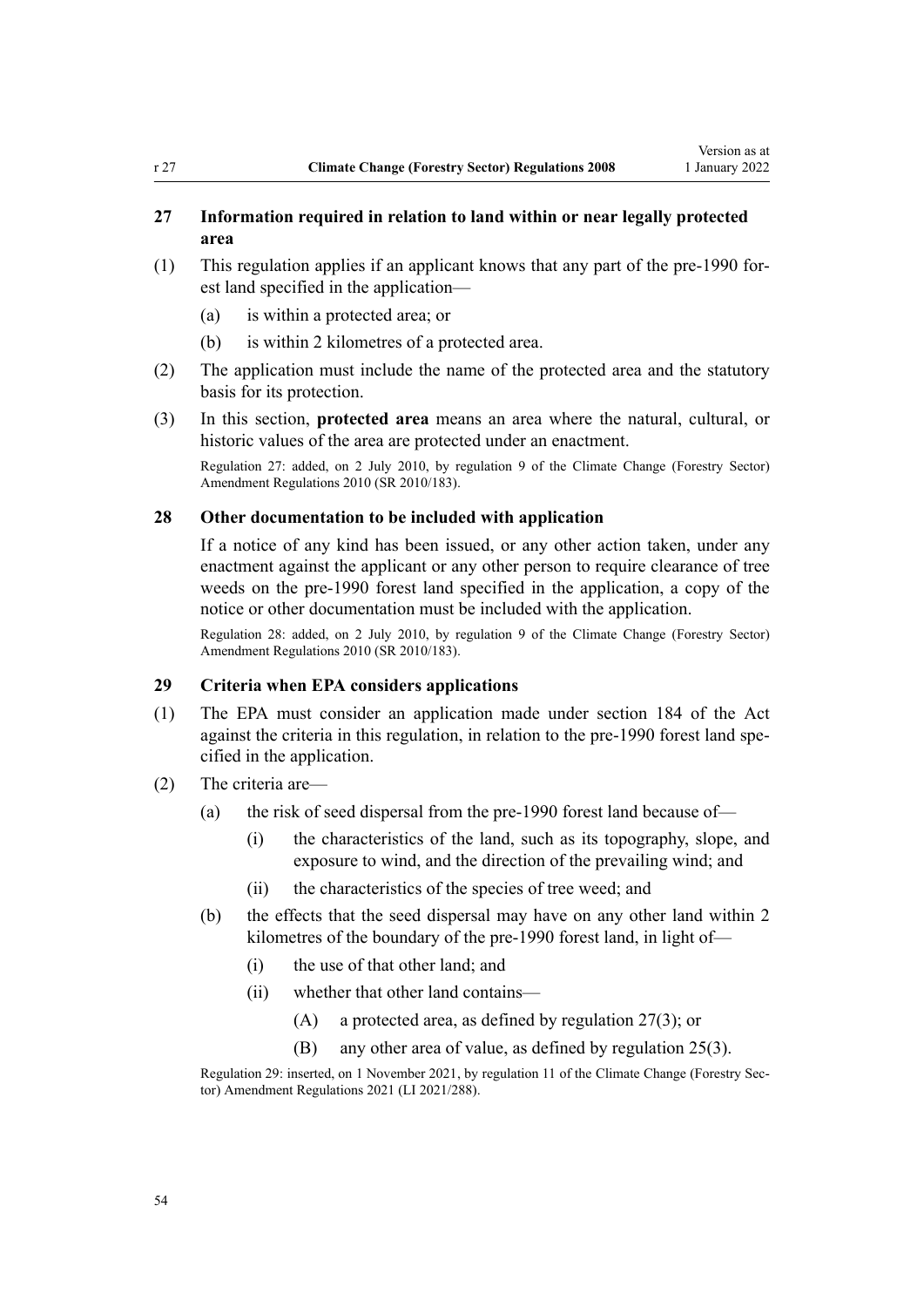### 27 Information required in relation to land within or near legally protected area

(1) This regulation applies if an applicant knows that any part of the pre-1990 forest land specified in the application—

(a) is within a protected area; or

(b) is within 2 kilometres of a protected area.

(2) The application must include the name of the protected area and the statutory basis for its protection.

(3) In this section, **protected area** means an area where the natural, cultural, or historic values of the area are protected under an enactment.

Regulation 27: added, on 2 July 2010, by regulation 9 of the Climate Change (Forestry Sector) Amendment Regulations 2010 (SR 2010/183).

### 28 Other documentation to be included with application

If a notice of any kind has been issued, or any other action taken, under any enactment against the applicant or any other person to require clearance of tree weeds on the pre-1990 forest land specified in the application, a copy of the notice or other documentation must be included with the application.

Regulation 28: added, on 2 July 2010, by regulation 9 of the Climate Change (Forestry Sector) Amendment Regulations 2010 (SR 2010/183).

### 29 Criteria when EPA considers applications

(1) The EPA must consider an application made under section 184 of the Act against the criteria in this regulation, in relation to the pre-1990 forest land specified in the application.

(2) The criteria are—

(a) the risk of seed dispersal from the pre-1990 forest land because of—

(i) the characteristics of the land, such as its topography, slope, and exposure to wind, and the direction of the prevailing wind; and

(ii) the characteristics of the species of tree weed; and

(b) the effects that the seed dispersal may have on any other land within 2 kilometres of the boundary of the pre-1990 forest land, in light of—

(i) the use of that other land; and

(ii) whether that other land contains—

(A) a protected area, as defined by regulation 27(3); or

(B) any other area of value, as defined by regulation 25(3).

Regulation 29: inserted, on 1 November 2021, by regulation 11 of the Climate Change (Forestry Sector) Amendment Regulations 2021 (LI 2021/288).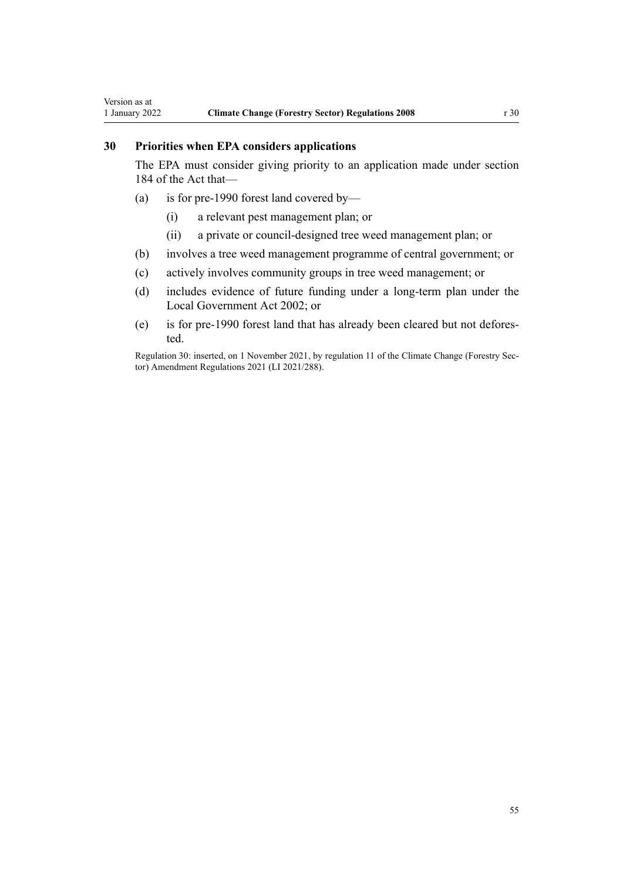## 30 Priorities when EPA considers applications

The EPA must consider giving priority to an application made under section 184 of the Act that—

- (a) is for pre-1990 forest land covered by—
  - (i) a relevant pest management plan; or
  - (ii) a private or council-designed tree weed management plan; or
- (b) involves a tree weed management programme of central government; or
- (c) actively involves community groups in tree weed management; or
- (d) includes evidence of future funding under a long-term plan under the Local Government Act 2002; or
- (e) is for pre-1990 forest land that has already been cleared but not deforested.

Regulation 30: inserted, on 1 November 2021, by regulation 11 of the Climate Change (Forestry Sector) Amendment Regulations 2021 (LI 2021/288).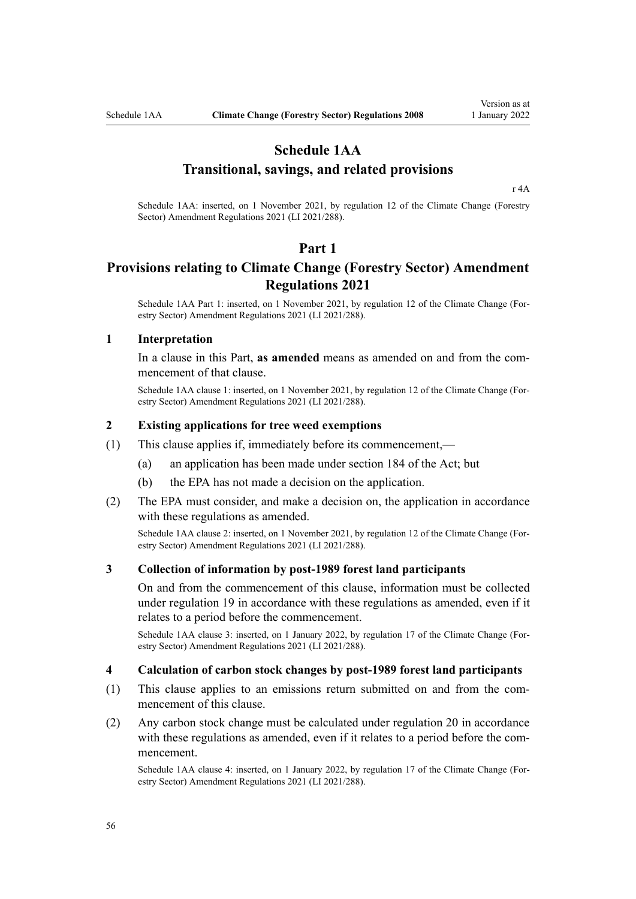# Schedule 1AA
# Transitional, savings, and related provisions

r 4A

Schedule 1AA: inserted, on 1 November 2021, by regulation 12 of the Climate Change (Forestry Sector) Amendment Regulations 2021 (LI 2021/288).

## Part 1
## Provisions relating to Climate Change (Forestry Sector) Amendment Regulations 2021

Schedule 1AA Part 1: inserted, on 1 November 2021, by regulation 12 of the Climate Change (Forestry Sector) Amendment Regulations 2021 (LI 2021/288).

### 1 Interpretation

In a clause in this Part, **as amended** means as amended on and from the commencement of that clause.

Schedule 1AA clause 1: inserted, on 1 November 2021, by regulation 12 of the Climate Change (Forestry Sector) Amendment Regulations 2021 (LI 2021/288).

### 2 Existing applications for tree weed exemptions

(1) This clause applies if, immediately before its commencement,—

- (a) an application has been made under section 184 of the Act; but
- (b) the EPA has not made a decision on the application.

(2) The EPA must consider, and make a decision on, the application in accordance with these regulations as amended.

Schedule 1AA clause 2: inserted, on 1 November 2021, by regulation 12 of the Climate Change (Forestry Sector) Amendment Regulations 2021 (LI 2021/288).

### 3 Collection of information by post-1989 forest land participants

On and from the commencement of this clause, information must be collected under regulation 19 in accordance with these regulations as amended, even if it relates to a period before the commencement.

Schedule 1AA clause 3: inserted, on 1 January 2022, by regulation 17 of the Climate Change (Forestry Sector) Amendment Regulations 2021 (LI 2021/288).

### 4 Calculation of carbon stock changes by post-1989 forest land participants

(1) This clause applies to an emissions return submitted on and from the commencement of this clause.

(2) Any carbon stock change must be calculated under regulation 20 in accordance with these regulations as amended, even if it relates to a period before the commencement.

Schedule 1AA clause 4: inserted, on 1 January 2022, by regulation 17 of the Climate Change (Forestry Sector) Amendment Regulations 2021 (LI 2021/288).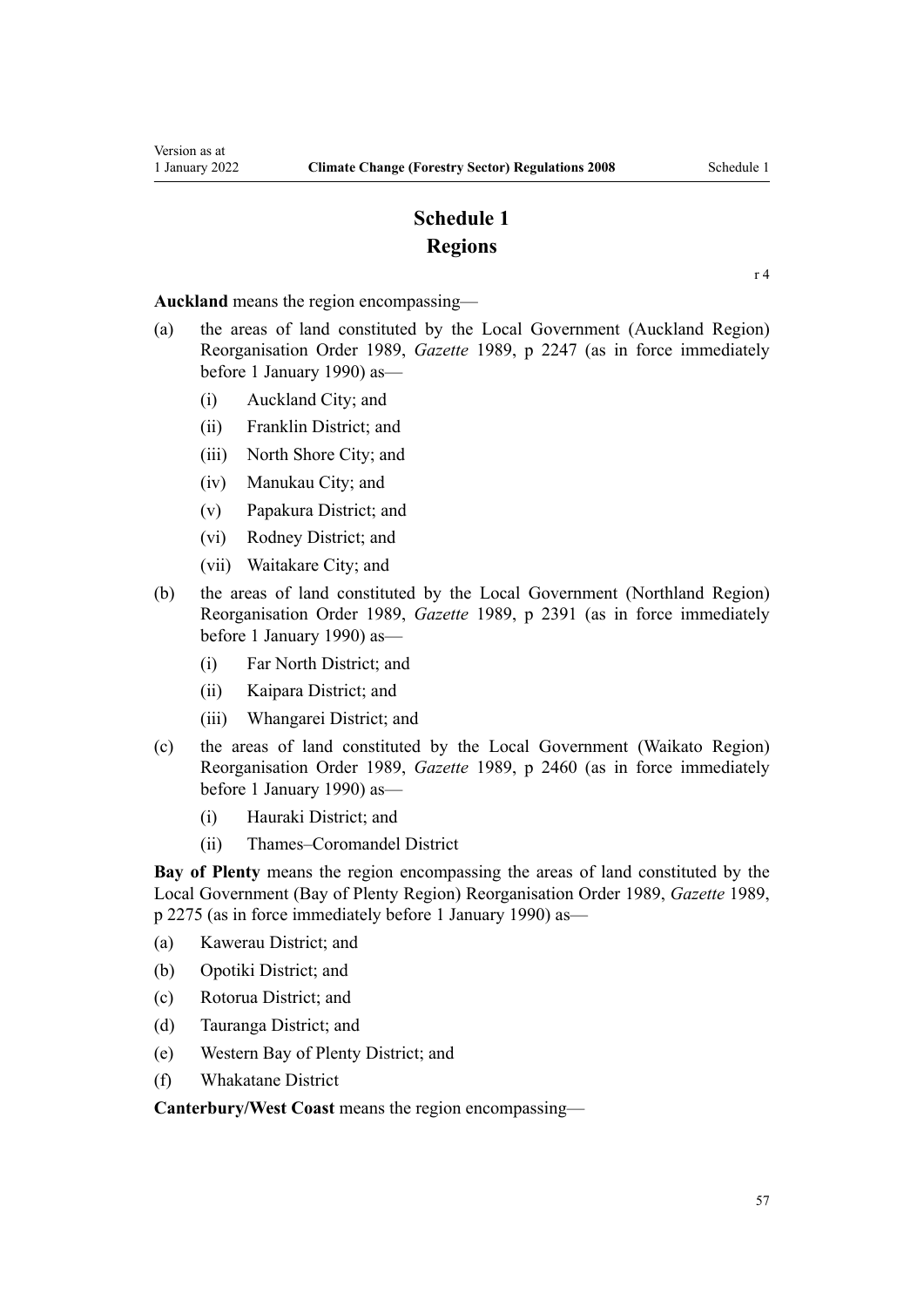# Schedule 1
## Regions

r 4

**Auckland** means the region encompassing—

(a) the areas of land constituted by the Local Government (Auckland Region) Reorganisation Order 1989, *Gazette* 1989, p 2247 (as in force immediately before 1 January 1990) as—

  (i) Auckland City; and

  (ii) Franklin District; and

  (iii) North Shore City; and

  (iv) Manukau City; and

  (v) Papakura District; and

  (vi) Rodney District; and

  (vii) Waitakare City; and

(b) the areas of land constituted by the Local Government (Northland Region) Reorganisation Order 1989, *Gazette* 1989, p 2391 (as in force immediately before 1 January 1990) as—

  (i) Far North District; and

  (ii) Kaipara District; and

  (iii) Whangarei District; and

(c) the areas of land constituted by the Local Government (Waikato Region) Reorganisation Order 1989, *Gazette* 1989, p 2460 (as in force immediately before 1 January 1990) as—

  (i) Hauraki District; and

  (ii) Thames–Coromandel District

**Bay of Plenty** means the region encompassing the areas of land constituted by the Local Government (Bay of Plenty Region) Reorganisation Order 1989, *Gazette* 1989, p 2275 (as in force immediately before 1 January 1990) as—

(a) Kawerau District; and

(b) Opotiki District; and

(c) Rotorua District; and

(d) Tauranga District; and

(e) Western Bay of Plenty District; and

(f) Whakatane District

**Canterbury/West Coast** means the region encompassing—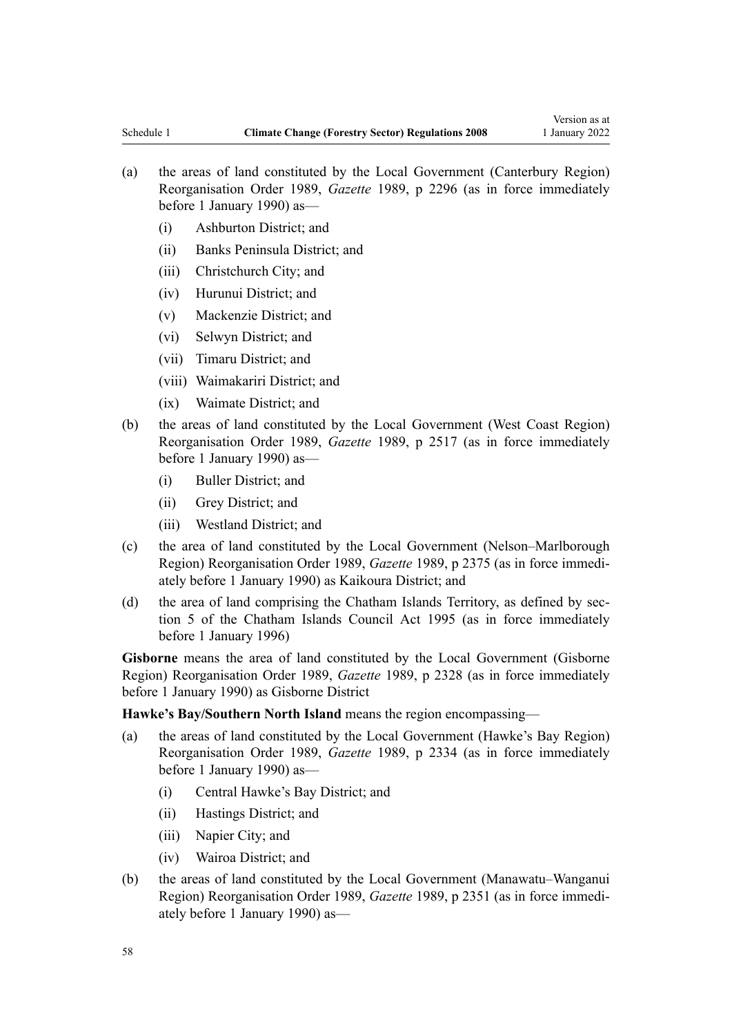(a) the areas of land constituted by the Local Government (Canterbury Region) Reorganisation Order 1989, *Gazette* 1989, p 2296 (as in force immediately before 1 January 1990) as—

    (i) Ashburton District; and

    (ii) Banks Peninsula District; and

    (iii) Christchurch City; and

    (iv) Hurunui District; and

    (v) Mackenzie District; and

    (vi) Selwyn District; and

    (vii) Timaru District; and

    (viii) Waimakariri District; and

    (ix) Waimate District; and

(b) the areas of land constituted by the Local Government (West Coast Region) Reorganisation Order 1989, *Gazette* 1989, p 2517 (as in force immediately before 1 January 1990) as—

    (i) Buller District; and

    (ii) Grey District; and

    (iii) Westland District; and

(c) the area of land constituted by the Local Government (Nelson–Marlborough Region) Reorganisation Order 1989, *Gazette* 1989, p 2375 (as in force immediately before 1 January 1990) as Kaikoura District; and

(d) the area of land comprising the Chatham Islands Territory, as defined by section 5 of the Chatham Islands Council Act 1995 (as in force immediately before 1 January 1996)

**Gisborne** means the area of land constituted by the Local Government (Gisborne Region) Reorganisation Order 1989, *Gazette* 1989, p 2328 (as in force immediately before 1 January 1990) as Gisborne District

**Hawke's Bay/Southern North Island** means the region encompassing—

(a) the areas of land constituted by the Local Government (Hawke's Bay Region) Reorganisation Order 1989, *Gazette* 1989, p 2334 (as in force immediately before 1 January 1990) as—

    (i) Central Hawke's Bay District; and

    (ii) Hastings District; and

    (iii) Napier City; and

    (iv) Wairoa District; and

(b) the areas of land constituted by the Local Government (Manawatu–Wanganui Region) Reorganisation Order 1989, *Gazette* 1989, p 2351 (as in force immediately before 1 January 1990) as—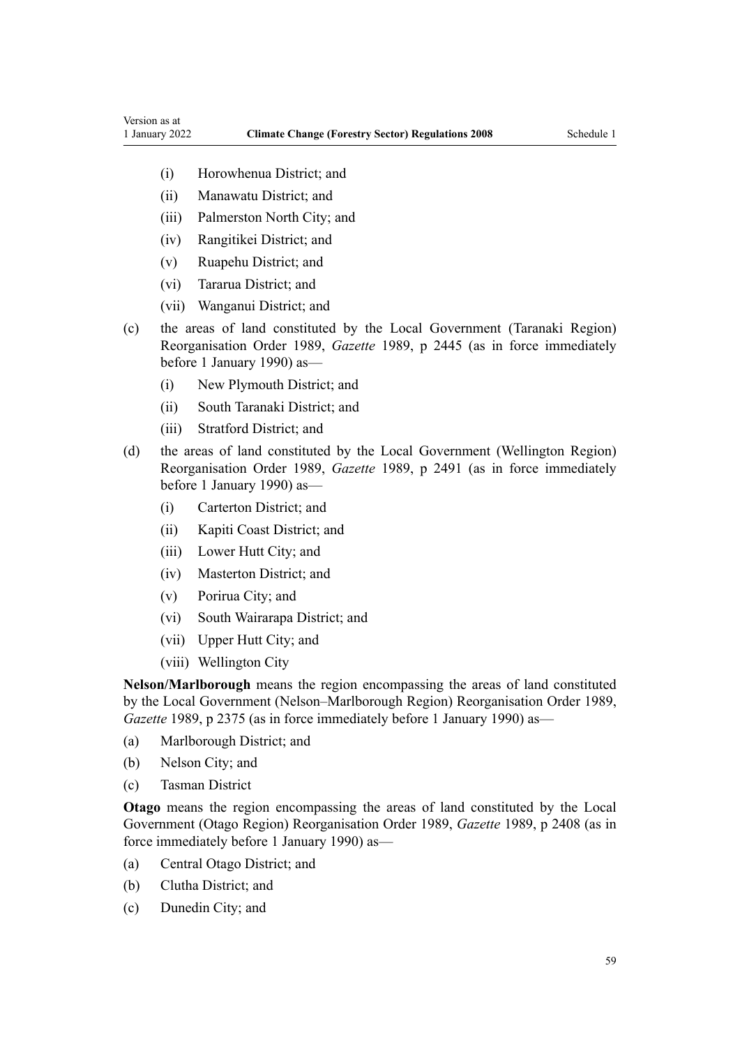- (i) Horowhenua District; and
- (ii) Manawatu District; and
- (iii) Palmerston North City; and
- (iv) Rangitikei District; and
- (v) Ruapehu District; and
- (vi) Tararua District; and
- (vii) Wanganui District; and

(c) the areas of land constituted by the Local Government (Taranaki Region) Reorganisation Order 1989, *Gazette* 1989, p 2445 (as in force immediately before 1 January 1990) as—

- (i) New Plymouth District; and
- (ii) South Taranaki District; and
- (iii) Stratford District; and

(d) the areas of land constituted by the Local Government (Wellington Region) Reorganisation Order 1989, *Gazette* 1989, p 2491 (as in force immediately before 1 January 1990) as—

- (i) Carterton District; and
- (ii) Kapiti Coast District; and
- (iii) Lower Hutt City; and
- (iv) Masterton District; and
- (v) Porirua City; and
- (vi) South Wairarapa District; and
- (vii) Upper Hutt City; and
- (viii) Wellington City

**Nelson/Marlborough** means the region encompassing the areas of land constituted by the Local Government (Nelson–Marlborough Region) Reorganisation Order 1989, *Gazette* 1989, p 2375 (as in force immediately before 1 January 1990) as—

- (a) Marlborough District; and
- (b) Nelson City; and
- (c) Tasman District

**Otago** means the region encompassing the areas of land constituted by the Local Government (Otago Region) Reorganisation Order 1989, *Gazette* 1989, p 2408 (as in force immediately before 1 January 1990) as—

- (a) Central Otago District; and
- (b) Clutha District; and
- (c) Dunedin City; and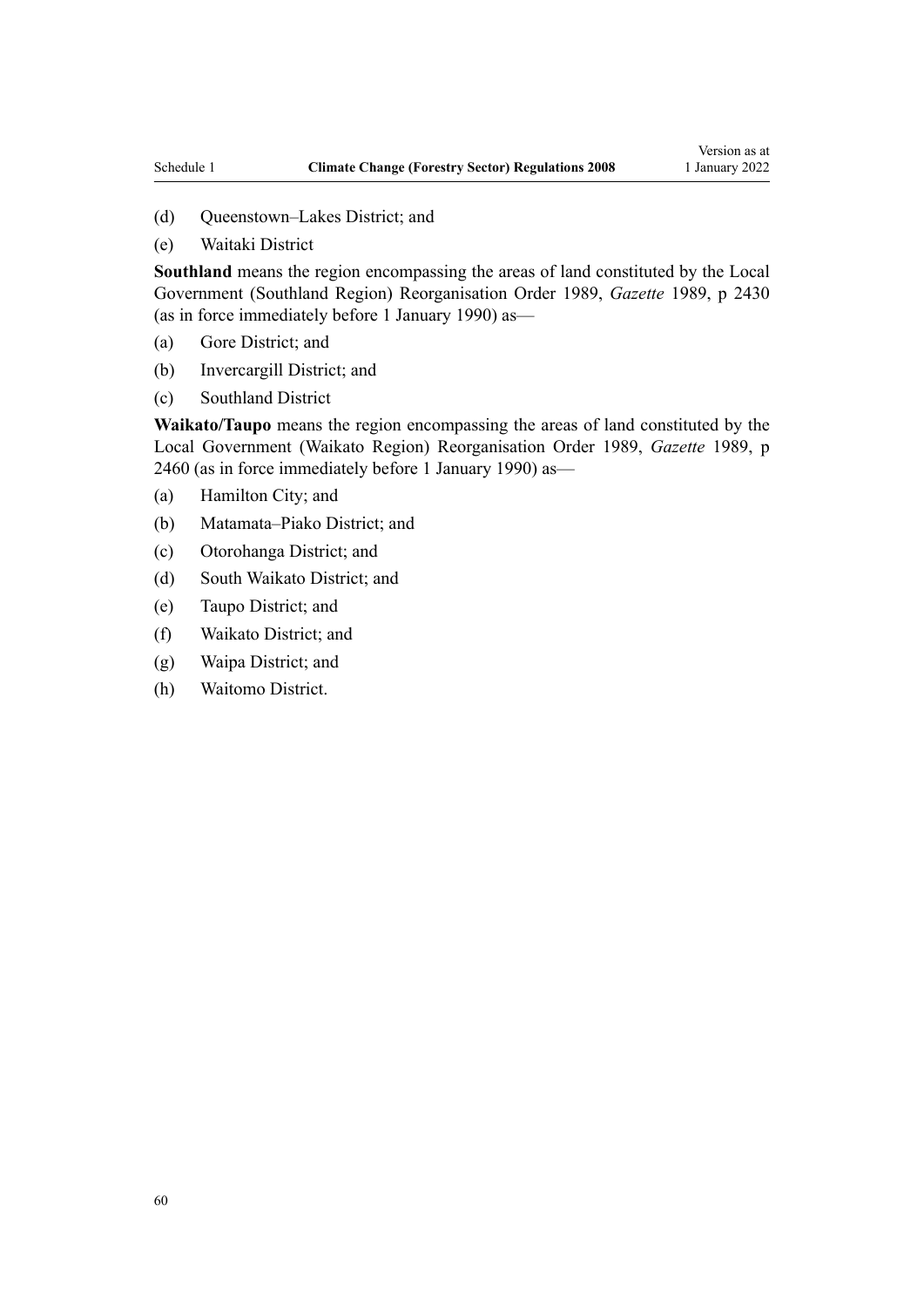(d) Queenstown–Lakes District; and

(e) Waitaki District

**Southland** means the region encompassing the areas of land constituted by the Local Government (Southland Region) Reorganisation Order 1989, *Gazette* 1989, p 2430 (as in force immediately before 1 January 1990) as—

(a) Gore District; and

(b) Invercargill District; and

(c) Southland District

**Waikato/Taupo** means the region encompassing the areas of land constituted by the Local Government (Waikato Region) Reorganisation Order 1989, *Gazette* 1989, p 2460 (as in force immediately before 1 January 1990) as—

(a) Hamilton City; and

(b) Matamata–Piako District; and

(c) Otorohanga District; and

(d) South Waikato District; and

(e) Taupo District; and

(f) Waikato District; and

(g) Waipa District; and

(h) Waitomo District.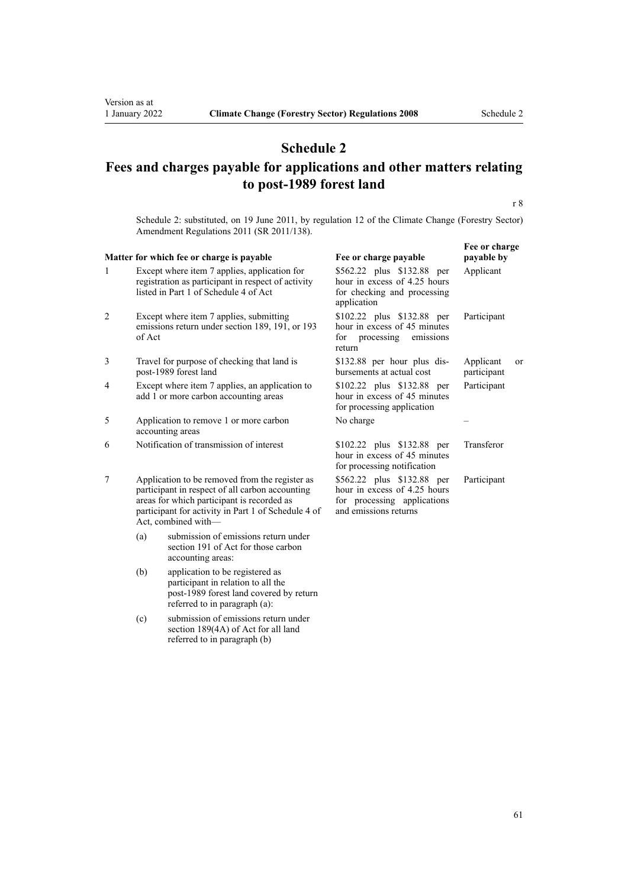# Schedule 2

## Fees and charges payable for applications and other matters relating to post-1989 forest land

r 8

Schedule 2: substituted, on 19 June 2011, by regulation 12 of the Climate Change (Forestry Sector) Amendment Regulations 2011 (SR 2011/138).

| | Matter for which fee or charge is payable | Fee or charge payable | Fee or charge payable by |
|---|---|---|---|
| 1 | Except where item 7 applies, application for registration as participant in respect of activity listed in Part 1 of Schedule 4 of Act | $562.22 plus $132.88 per hour in excess of 4.25 hours for checking and processing application | Applicant |
| 2 | Except where item 7 applies, submitting emissions return under section 189, 191, or 193 of Act | $102.22 plus $132.88 per hour in excess of 45 minutes for processing emissions return | Participant |
| 3 | Travel for purpose of checking that land is post-1989 forest land | $132.88 per hour plus disbursements at actual cost | Applicant or participant |
| 4 | Except where item 7 applies, an application to add 1 or more carbon accounting areas | $102.22 plus $132.88 per hour in excess of 45 minutes for processing application | Participant |
| 5 | Application to remove 1 or more carbon accounting areas | No charge | – |
| 6 | Notification of transmission of interest | $102.22 plus $132.88 per hour in excess of 45 minutes for processing notification | Transferor |
| 7 | Application to be removed from the register as participant in respect of all carbon accounting areas for which participant is recorded as participant for activity in Part 1 of Schedule 4 of Act, combined with—<br>(a) submission of emissions return under section 191 of Act for those carbon accounting areas:<br>(b) application to be registered as participant in relation to all the post-1989 forest land covered by return referred to in paragraph (a):<br>(c) submission of emissions return under section 189(4A) of Act for all land referred to in paragraph (b) | $562.22 plus $132.88 per hour in excess of 4.25 hours for processing applications and emissions returns | Participant |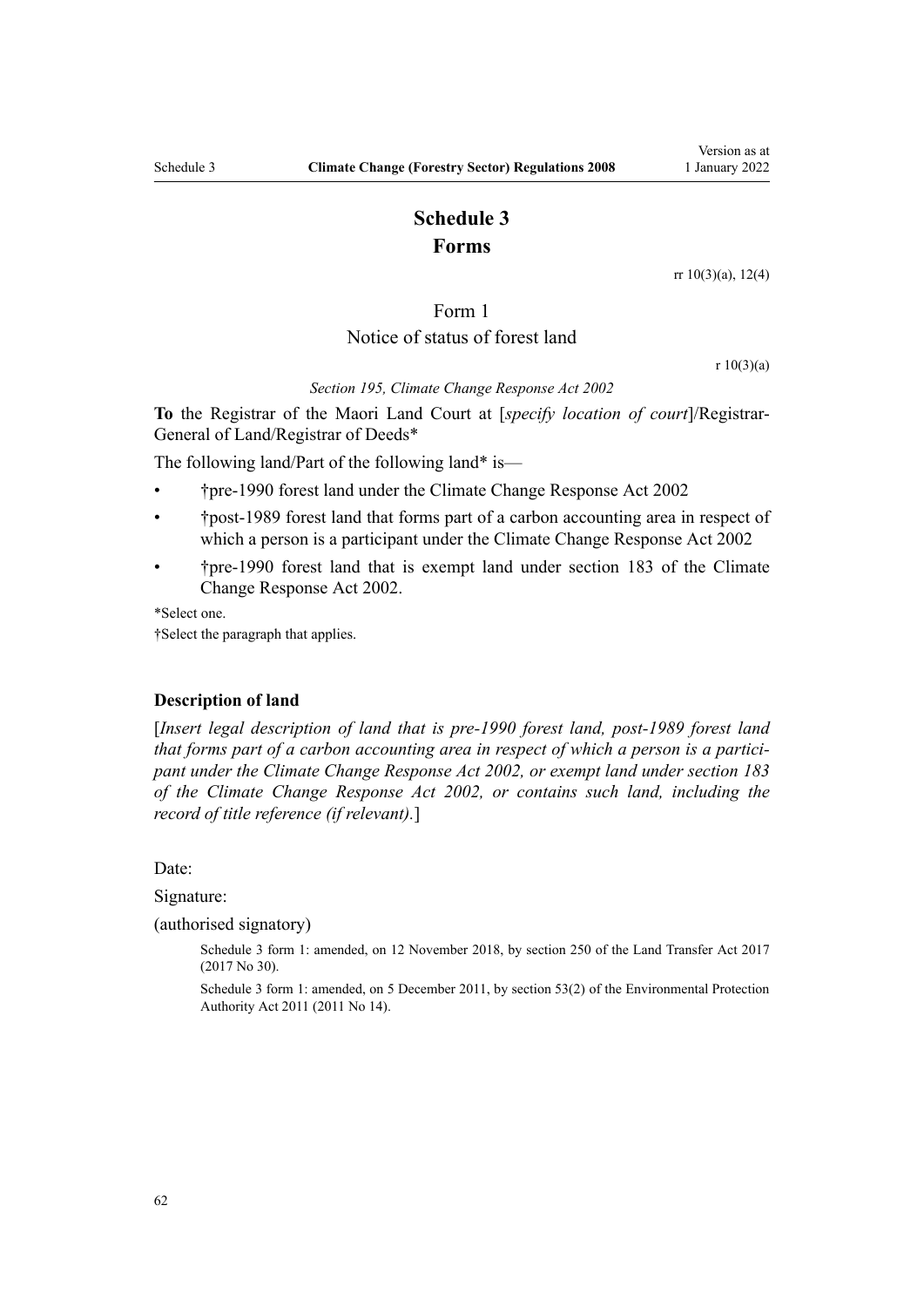# Schedule 3
# Forms

rr 10(3)(a), 12(4)

## Form 1
## Notice of status of forest land

r 10(3)(a)

*Section 195, Climate Change Response Act 2002*

**To** the Registrar of the Maori Land Court at [*specify location of court*]/Registrar-General of Land/Registrar of Deeds*

The following land/Part of the following land* is—

- †pre-1990 forest land under the Climate Change Response Act 2002
- †post-1989 forest land that forms part of a carbon accounting area in respect of which a person is a participant under the Climate Change Response Act 2002
- †pre-1990 forest land that is exempt land under section 183 of the Climate Change Response Act 2002.

*Select one.

†Select the paragraph that applies.

### Description of land

[*Insert legal description of land that is pre-1990 forest land, post-1989 forest land that forms part of a carbon accounting area in respect of which a person is a participant under the Climate Change Response Act 2002, or exempt land under section 183 of the Climate Change Response Act 2002, or contains such land, including the record of title reference (if relevant).*]

Date:

Signature:

(authorised signatory)

Schedule 3 form 1: amended, on 12 November 2018, by section 250 of the Land Transfer Act 2017 (2017 No 30).

Schedule 3 form 1: amended, on 5 December 2011, by section 53(2) of the Environmental Protection Authority Act 2011 (2011 No 14).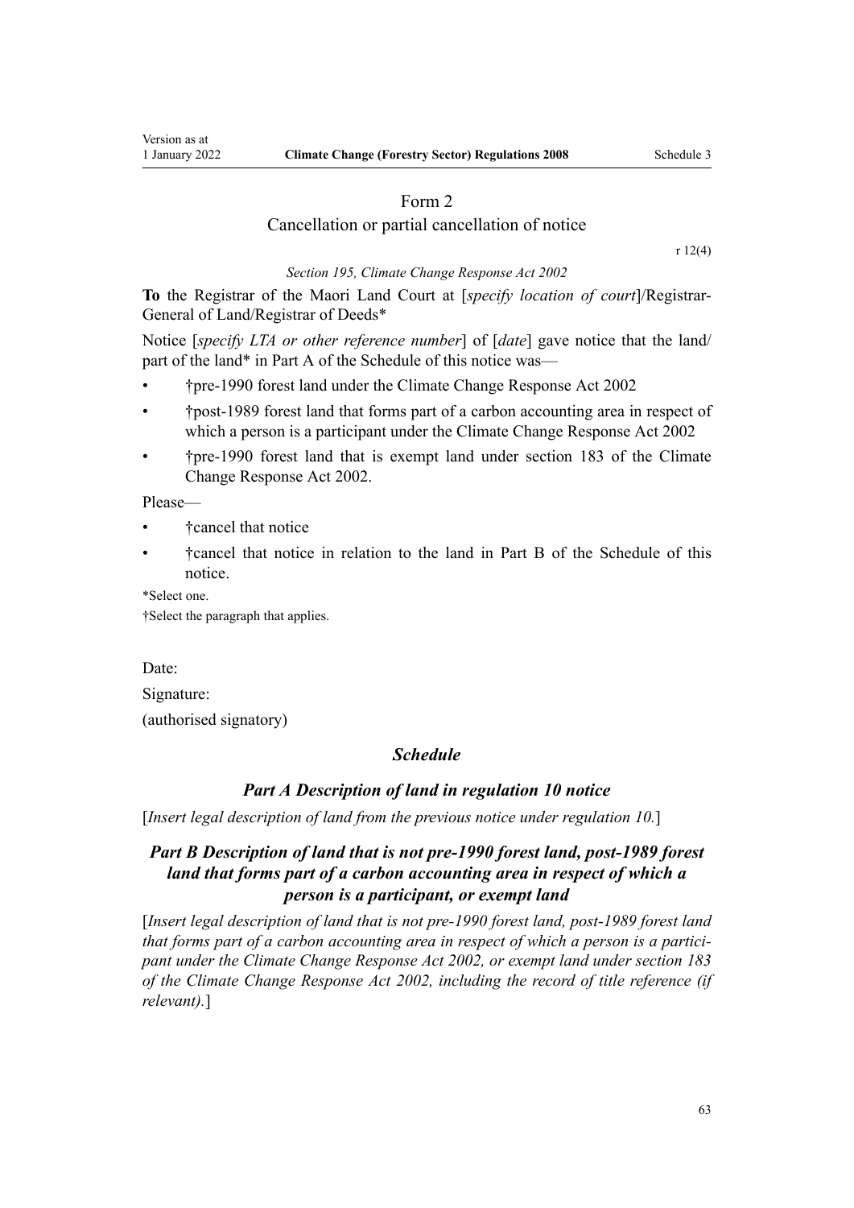## Form 2
### Cancellation or partial cancellation of notice

r 12(4)

*Section 195, Climate Change Response Act 2002*

**To** the Registrar of the Maori Land Court at [*specify location of court*]/Registrar-General of Land/Registrar of Deeds*

Notice [*specify LTA or other reference number*] of [*date*] gave notice that the land/part of the land* in Part A of the Schedule of this notice was—

- †pre-1990 forest land under the Climate Change Response Act 2002
- †post-1989 forest land that forms part of a carbon accounting area in respect of which a person is a participant under the Climate Change Response Act 2002
- †pre-1990 forest land that is exempt land under section 183 of the Climate Change Response Act 2002.

Please—

- †cancel that notice
- †cancel that notice in relation to the land in Part B of the Schedule of this notice.

*Select one.

†Select the paragraph that applies.

Date:

Signature:

(authorised signatory)

### *Schedule*

#### *Part A Description of land in regulation 10 notice*

[*Insert legal description of land from the previous notice under regulation 10.*]

#### *Part B Description of land that is not pre-1990 forest land, post-1989 forest land that forms part of a carbon accounting area in respect of which a person is a participant, or exempt land*

[*Insert legal description of land that is not pre-1990 forest land, post-1989 forest land that forms part of a carbon accounting area in respect of which a person is a participant under the Climate Change Response Act 2002, or exempt land under section 183 of the Climate Change Response Act 2002, including the record of title reference (if relevant).*]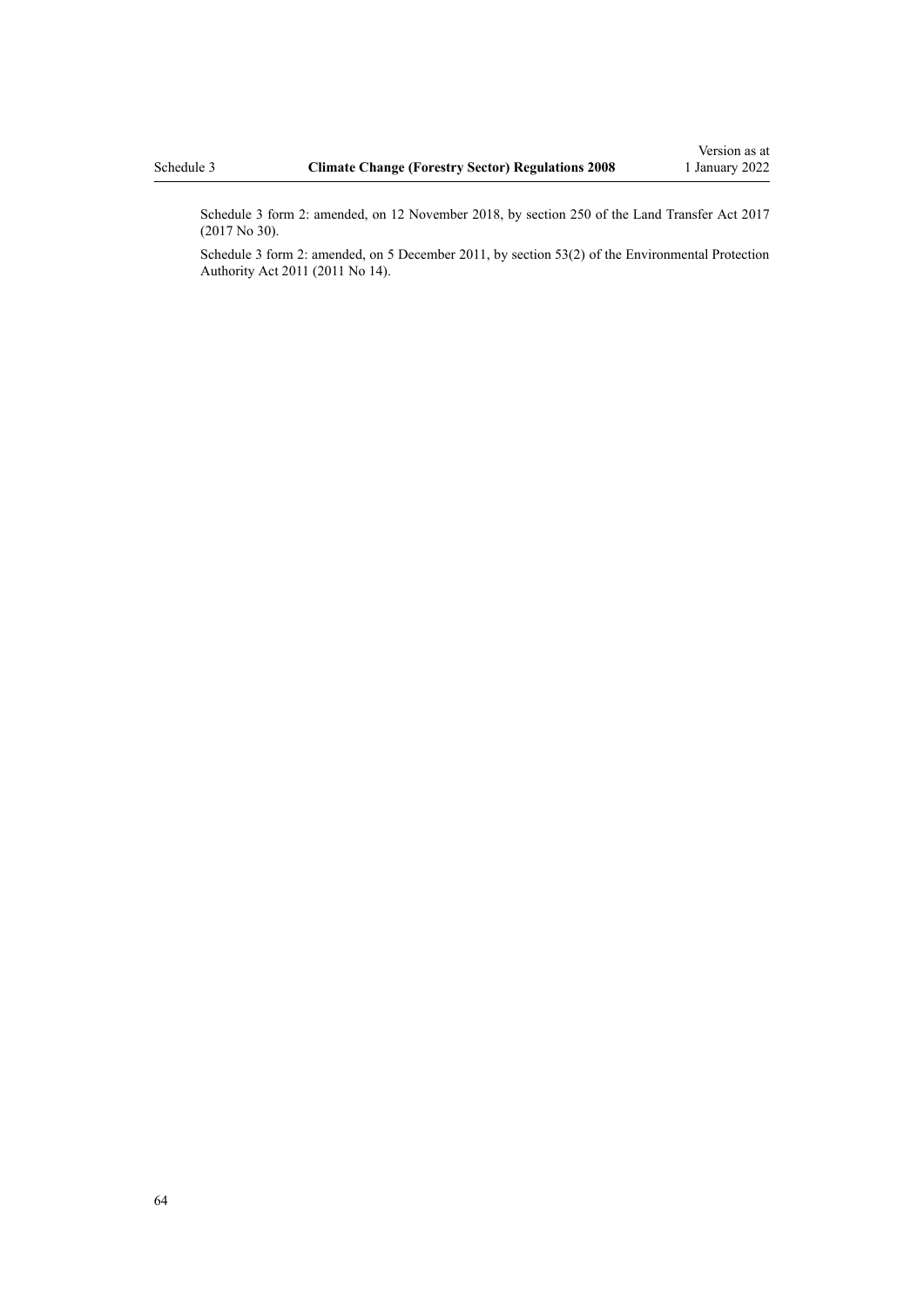Schedule 3 form 2: amended, on 12 November 2018, by section 250 of the Land Transfer Act 2017 (2017 No 30).

Schedule 3 form 2: amended, on 5 December 2011, by section 53(2) of the Environmental Protection Authority Act 2011 (2011 No 14).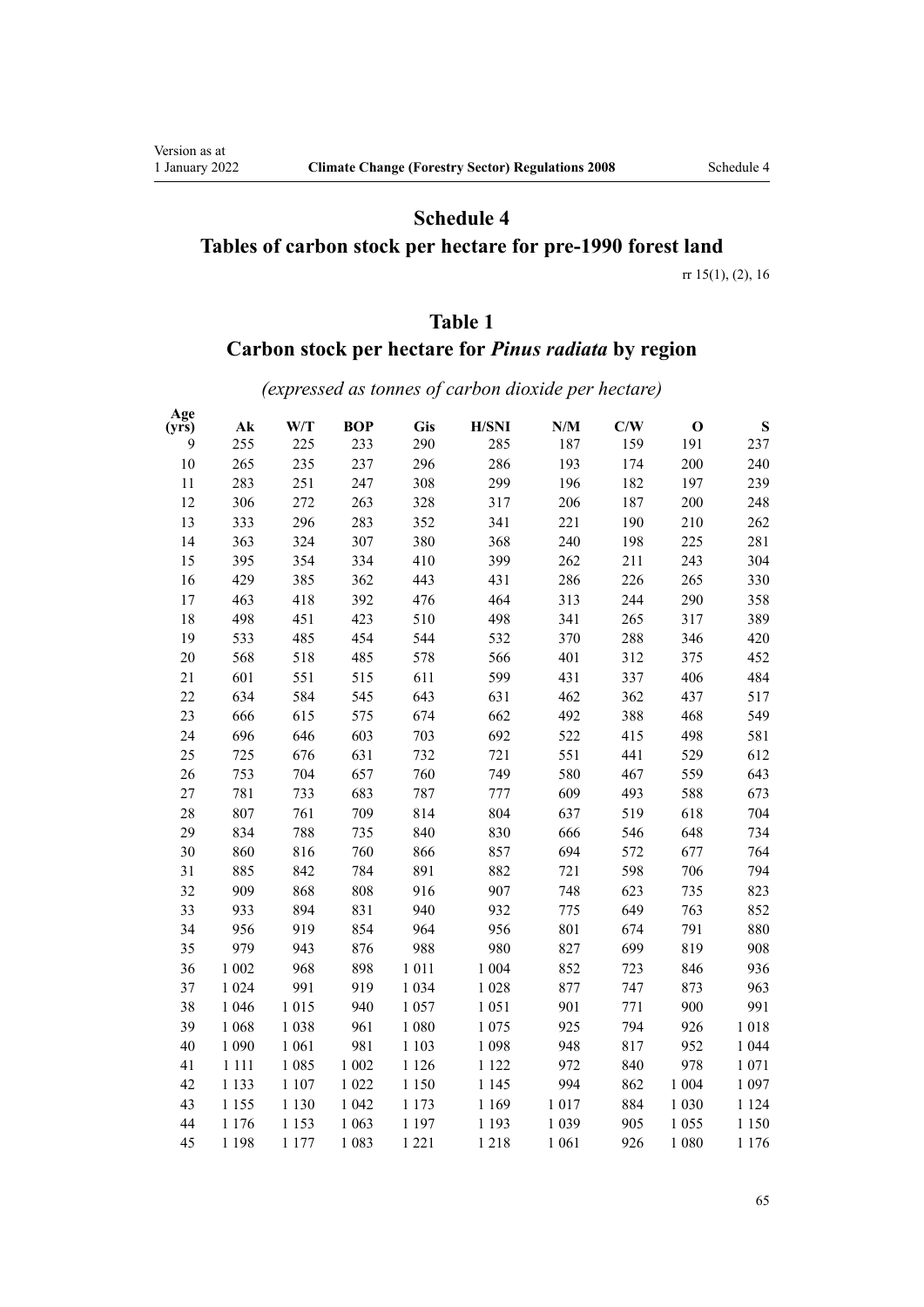# Schedule 4

## Tables of carbon stock per hectare for pre-1990 forest land

rr 15(1), (2), 16

### Table 1

### Carbon stock per hectare for *Pinus radiata* by region

*(expressed as tonnes of carbon dioxide per hectare)*

| Age (yrs) | Ak | W/T | BOP | Gis | H/SNI | N/M | C/W | O | S |
|---|---|---|---|---|---|---|---|---|---|
| 9 | 255 | 225 | 233 | 290 | 285 | 187 | 159 | 191 | 237 |
| 10 | 265 | 235 | 237 | 296 | 286 | 193 | 174 | 200 | 240 |
| 11 | 283 | 251 | 247 | 308 | 299 | 196 | 182 | 197 | 239 |
| 12 | 306 | 272 | 263 | 328 | 317 | 206 | 187 | 200 | 248 |
| 13 | 333 | 296 | 283 | 352 | 341 | 221 | 190 | 210 | 262 |
| 14 | 363 | 324 | 307 | 380 | 368 | 240 | 198 | 225 | 281 |
| 15 | 395 | 354 | 334 | 410 | 399 | 262 | 211 | 243 | 304 |
| 16 | 429 | 385 | 362 | 443 | 431 | 286 | 226 | 265 | 330 |
| 17 | 463 | 418 | 392 | 476 | 464 | 313 | 244 | 290 | 358 |
| 18 | 498 | 451 | 423 | 510 | 498 | 341 | 265 | 317 | 389 |
| 19 | 533 | 485 | 454 | 544 | 532 | 370 | 288 | 346 | 420 |
| 20 | 568 | 518 | 485 | 578 | 566 | 401 | 312 | 375 | 452 |
| 21 | 601 | 551 | 515 | 611 | 599 | 431 | 337 | 406 | 484 |
| 22 | 634 | 584 | 545 | 643 | 631 | 462 | 362 | 437 | 517 |
| 23 | 666 | 615 | 575 | 674 | 662 | 492 | 388 | 468 | 549 |
| 24 | 696 | 646 | 603 | 703 | 692 | 522 | 415 | 498 | 581 |
| 25 | 725 | 676 | 631 | 732 | 721 | 551 | 441 | 529 | 612 |
| 26 | 753 | 704 | 657 | 760 | 749 | 580 | 467 | 559 | 643 |
| 27 | 781 | 733 | 683 | 787 | 777 | 609 | 493 | 588 | 673 |
| 28 | 807 | 761 | 709 | 814 | 804 | 637 | 519 | 618 | 704 |
| 29 | 834 | 788 | 735 | 840 | 830 | 666 | 546 | 648 | 734 |
| 30 | 860 | 816 | 760 | 866 | 857 | 694 | 572 | 677 | 764 |
| 31 | 885 | 842 | 784 | 891 | 882 | 721 | 598 | 706 | 794 |
| 32 | 909 | 868 | 808 | 916 | 907 | 748 | 623 | 735 | 823 |
| 33 | 933 | 894 | 831 | 940 | 932 | 775 | 649 | 763 | 852 |
| 34 | 956 | 919 | 854 | 964 | 956 | 801 | 674 | 791 | 880 |
| 35 | 979 | 943 | 876 | 988 | 980 | 827 | 699 | 819 | 908 |
| 36 | 1 002 | 968 | 898 | 1 011 | 1 004 | 852 | 723 | 846 | 936 |
| 37 | 1 024 | 991 | 919 | 1 034 | 1 028 | 877 | 747 | 873 | 963 |
| 38 | 1 046 | 1 015 | 940 | 1 057 | 1 051 | 901 | 771 | 900 | 991 |
| 39 | 1 068 | 1 038 | 961 | 1 080 | 1 075 | 925 | 794 | 926 | 1 018 |
| 40 | 1 090 | 1 061 | 981 | 1 103 | 1 098 | 948 | 817 | 952 | 1 044 |
| 41 | 1 111 | 1 085 | 1 002 | 1 126 | 1 122 | 972 | 840 | 978 | 1 071 |
| 42 | 1 133 | 1 107 | 1 022 | 1 150 | 1 145 | 994 | 862 | 1 004 | 1 097 |
| 43 | 1 155 | 1 130 | 1 042 | 1 173 | 1 169 | 1 017 | 884 | 1 030 | 1 124 |
| 44 | 1 176 | 1 153 | 1 063 | 1 197 | 1 193 | 1 039 | 905 | 1 055 | 1 150 |
| 45 | 1 198 | 1 177 | 1 083 | 1 221 | 1 218 | 1 061 | 926 | 1 080 | 1 176 |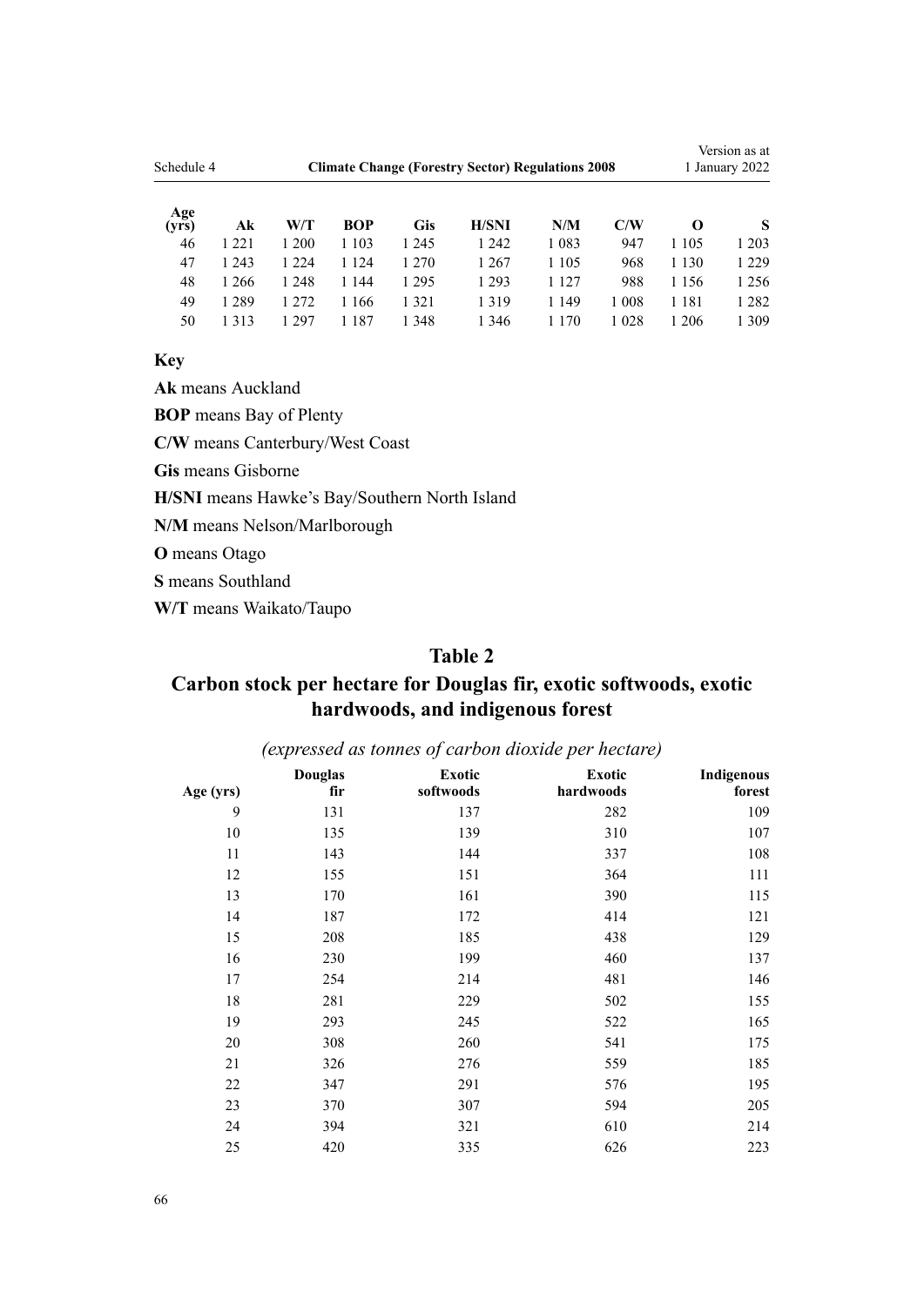| Age (yrs) | Ak | W/T | BOP | Gis | H/SNI | N/M | C/W | O | S |
|---|---|---|---|---|---|---|---|---|---|
| 46 | 1 221 | 1 200 | 1 103 | 1 245 | 1 242 | 1 083 | 947 | 1 105 | 1 203 |
| 47 | 1 243 | 1 224 | 1 124 | 1 270 | 1 267 | 1 105 | 968 | 1 130 | 1 229 |
| 48 | 1 266 | 1 248 | 1 144 | 1 295 | 1 293 | 1 127 | 988 | 1 156 | 1 256 |
| 49 | 1 289 | 1 272 | 1 166 | 1 321 | 1 319 | 1 149 | 1 008 | 1 181 | 1 282 |
| 50 | 1 313 | 1 297 | 1 187 | 1 348 | 1 346 | 1 170 | 1 028 | 1 206 | 1 309 |

**Key**

**Ak** means Auckland

**BOP** means Bay of Plenty

**C/W** means Canterbury/West Coast

**Gis** means Gisborne

**H/SNI** means Hawke's Bay/Southern North Island

**N/M** means Nelson/Marlborough

**O** means Otago

**S** means Southland

**W/T** means Waikato/Taupo

## Table 2

## Carbon stock per hectare for Douglas fir, exotic softwoods, exotic hardwoods, and indigenous forest

*(expressed as tonnes of carbon dioxide per hectare)*

| Age (yrs) | Douglas fir | Exotic softwoods | Exotic hardwoods | Indigenous forest |
|---|---|---|---|---|
| 9 | 131 | 137 | 282 | 109 |
| 10 | 135 | 139 | 310 | 107 |
| 11 | 143 | 144 | 337 | 108 |
| 12 | 155 | 151 | 364 | 111 |
| 13 | 170 | 161 | 390 | 115 |
| 14 | 187 | 172 | 414 | 121 |
| 15 | 208 | 185 | 438 | 129 |
| 16 | 230 | 199 | 460 | 137 |
| 17 | 254 | 214 | 481 | 146 |
| 18 | 281 | 229 | 502 | 155 |
| 19 | 293 | 245 | 522 | 165 |
| 20 | 308 | 260 | 541 | 175 |
| 21 | 326 | 276 | 559 | 185 |
| 22 | 347 | 291 | 576 | 195 |
| 23 | 370 | 307 | 594 | 205 |
| 24 | 394 | 321 | 610 | 214 |
| 25 | 420 | 335 | 626 | 223 |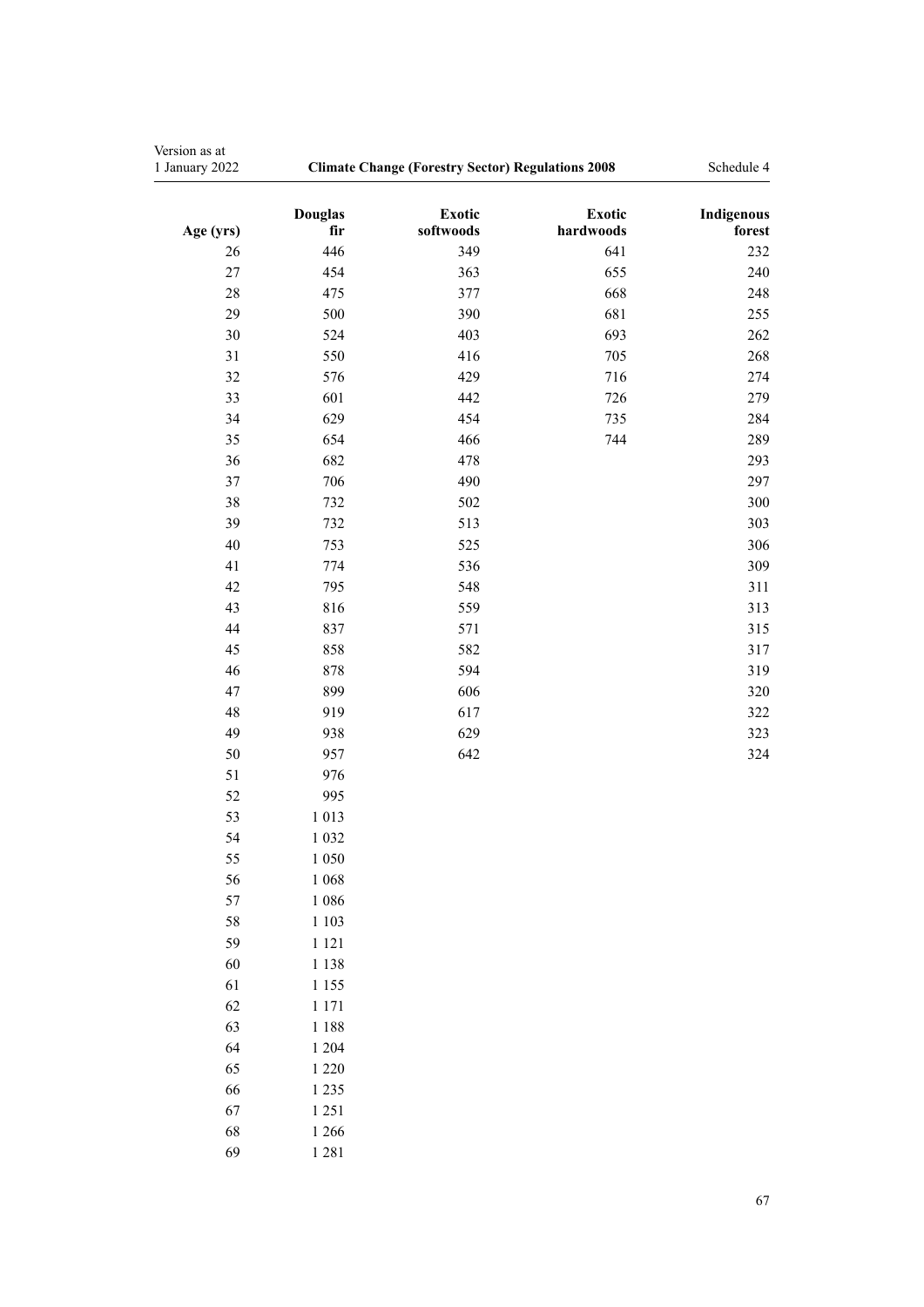| Age (yrs) | Douglas fir | Exotic softwoods | Exotic hardwoods | Indigenous forest |
|---|---|---|---|---|
| 26 | 446 | 349 | 641 | 232 |
| 27 | 454 | 363 | 655 | 240 |
| 28 | 475 | 377 | 668 | 248 |
| 29 | 500 | 390 | 681 | 255 |
| 30 | 524 | 403 | 693 | 262 |
| 31 | 550 | 416 | 705 | 268 |
| 32 | 576 | 429 | 716 | 274 |
| 33 | 601 | 442 | 726 | 279 |
| 34 | 629 | 454 | 735 | 284 |
| 35 | 654 | 466 | 744 | 289 |
| 36 | 682 | 478 | | 293 |
| 37 | 706 | 490 | | 297 |
| 38 | 732 | 502 | | 300 |
| 39 | 732 | 513 | | 303 |
| 40 | 753 | 525 | | 306 |
| 41 | 774 | 536 | | 309 |
| 42 | 795 | 548 | | 311 |
| 43 | 816 | 559 | | 313 |
| 44 | 837 | 571 | | 315 |
| 45 | 858 | 582 | | 317 |
| 46 | 878 | 594 | | 319 |
| 47 | 899 | 606 | | 320 |
| 48 | 919 | 617 | | 322 |
| 49 | 938 | 629 | | 323 |
| 50 | 957 | 642 | | 324 |
| 51 | 976 | | | |
| 52 | 995 | | | |
| 53 | 1 013 | | | |
| 54 | 1 032 | | | |
| 55 | 1 050 | | | |
| 56 | 1 068 | | | |
| 57 | 1 086 | | | |
| 58 | 1 103 | | | |
| 59 | 1 121 | | | |
| 60 | 1 138 | | | |
| 61 | 1 155 | | | |
| 62 | 1 171 | | | |
| 63 | 1 188 | | | |
| 64 | 1 204 | | | |
| 65 | 1 220 | | | |
| 66 | 1 235 | | | |
| 67 | 1 251 | | | |
| 68 | 1 266 | | | |
| 69 | 1 281 | | | |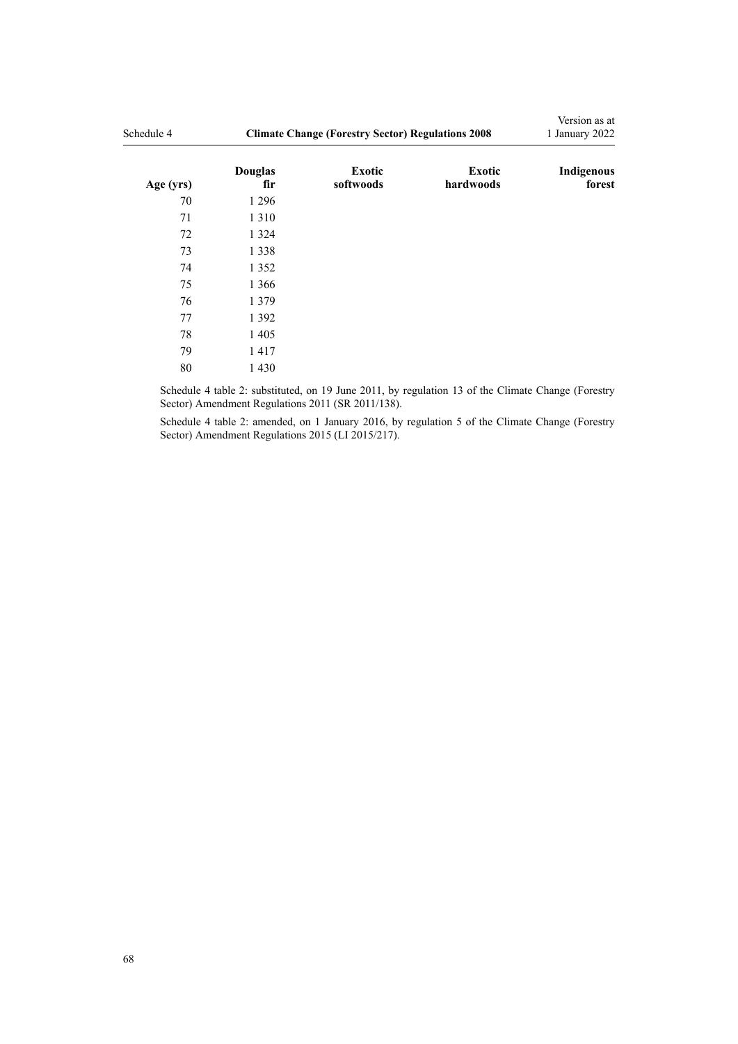| Age (yrs) | Douglas fir | Exotic softwoods | Exotic hardwoods | Indigenous forest |
|---|---|---|---|---|
| 70 | 1 296 | | | |
| 71 | 1 310 | | | |
| 72 | 1 324 | | | |
| 73 | 1 338 | | | |
| 74 | 1 352 | | | |
| 75 | 1 366 | | | |
| 76 | 1 379 | | | |
| 77 | 1 392 | | | |
| 78 | 1 405 | | | |
| 79 | 1 417 | | | |
| 80 | 1 430 | | | |

Schedule 4 table 2: substituted, on 19 June 2011, by regulation 13 of the Climate Change (Forestry Sector) Amendment Regulations 2011 (SR 2011/138).

Schedule 4 table 2: amended, on 1 January 2016, by regulation 5 of the Climate Change (Forestry Sector) Amendment Regulations 2015 (LI 2015/217).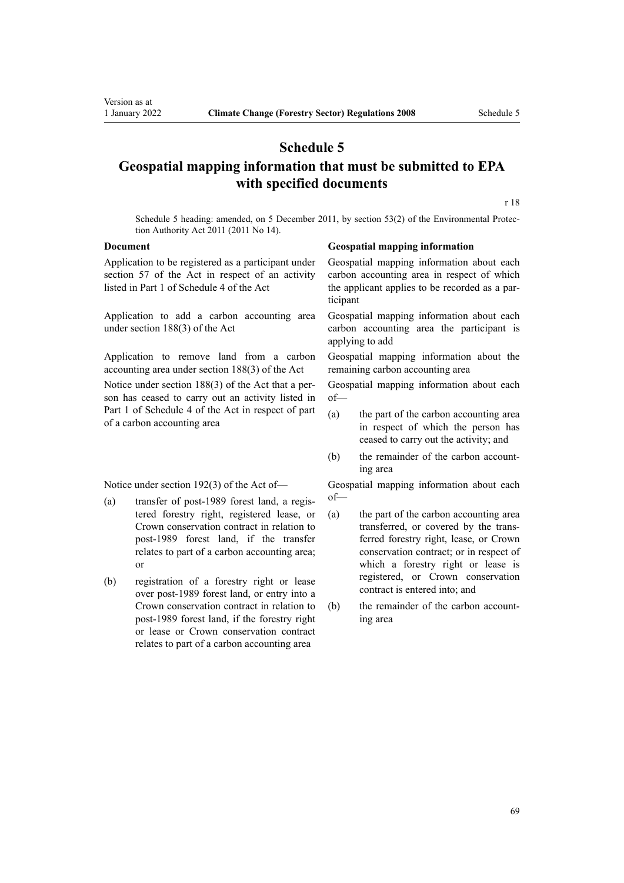# Schedule 5

## Geospatial mapping information that must be submitted to EPA with specified documents

r 18

Schedule 5 heading: amended, on 5 December 2011, by section 53(2) of the Environmental Protection Authority Act 2011 (2011 No 14).

| Document | Geospatial mapping information |
|---|---|
| Application to be registered as a participant under section 57 of the Act in respect of an activity listed in Part 1 of Schedule 4 of the Act | Geospatial mapping information about each carbon accounting area in respect of which the applicant applies to be recorded as a participant |
| Application to add a carbon accounting area under section 188(3) of the Act | Geospatial mapping information about each carbon accounting area the participant is applying to add |
| Application to remove land from a carbon accounting area under section 188(3) of the Act | Geospatial mapping information about the remaining carbon accounting area |
| Notice under section 188(3) of the Act that a person has ceased to carry out an activity listed in Part 1 of Schedule 4 of the Act in respect of part of a carbon accounting area | Geospatial mapping information about each of— (a) the part of the carbon accounting area in respect of which the person has ceased to carry out the activity; and (b) the remainder of the carbon accounting area |
| Notice under section 192(3) of the Act of— (a) transfer of post-1989 forest land, a registered forestry right, registered lease, or Crown conservation contract in relation to post-1989 forest land, if the transfer relates to part of a carbon accounting area; or (b) registration of a forestry right or lease over post-1989 forest land, or entry into a Crown conservation contract in relation to post-1989 forest land, if the forestry right or lease or Crown conservation contract relates to part of a carbon accounting area | Geospatial mapping information about each of— (a) the part of the carbon accounting area transferred, or covered by the transferred forestry right, lease, or Crown conservation contract; or in respect of which a forestry right or lease is registered, or Crown conservation contract is entered into; and (b) the remainder of the carbon accounting area |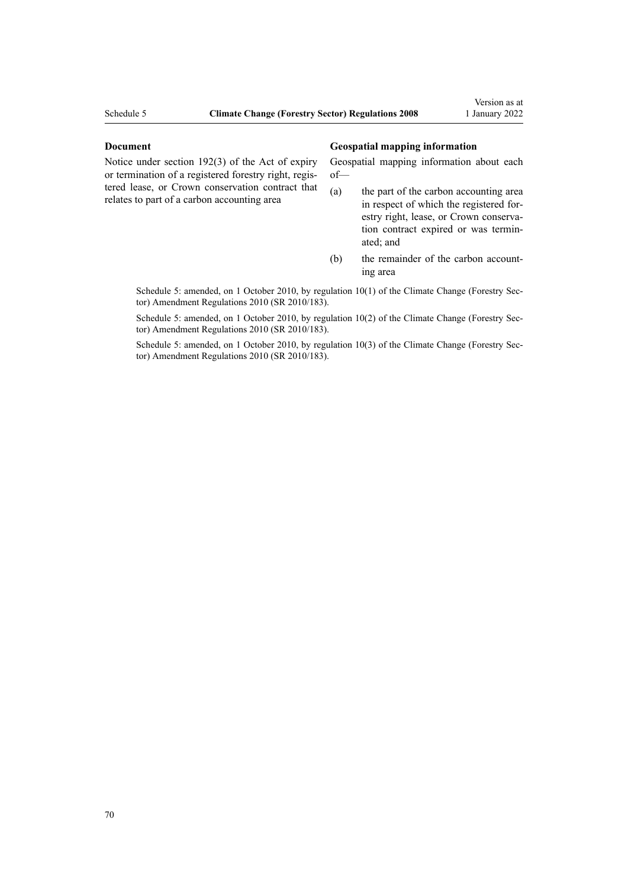| Document | Geospatial mapping information |
|---|---|
| Notice under section 192(3) of the Act of expiry or termination of a registered forestry right, registered lease, or Crown conservation contract that relates to part of a carbon accounting area | Geospatial mapping information about each of—<br>(a) the part of the carbon accounting area in respect of which the registered forestry right, lease, or Crown conservation contract expired or was terminated; and<br>(b) the remainder of the carbon accounting area |

Schedule 5: amended, on 1 October 2010, by regulation 10(1) of the Climate Change (Forestry Sector) Amendment Regulations 2010 (SR 2010/183).

Schedule 5: amended, on 1 October 2010, by regulation 10(2) of the Climate Change (Forestry Sector) Amendment Regulations 2010 (SR 2010/183).

Schedule 5: amended, on 1 October 2010, by regulation 10(3) of the Climate Change (Forestry Sector) Amendment Regulations 2010 (SR 2010/183).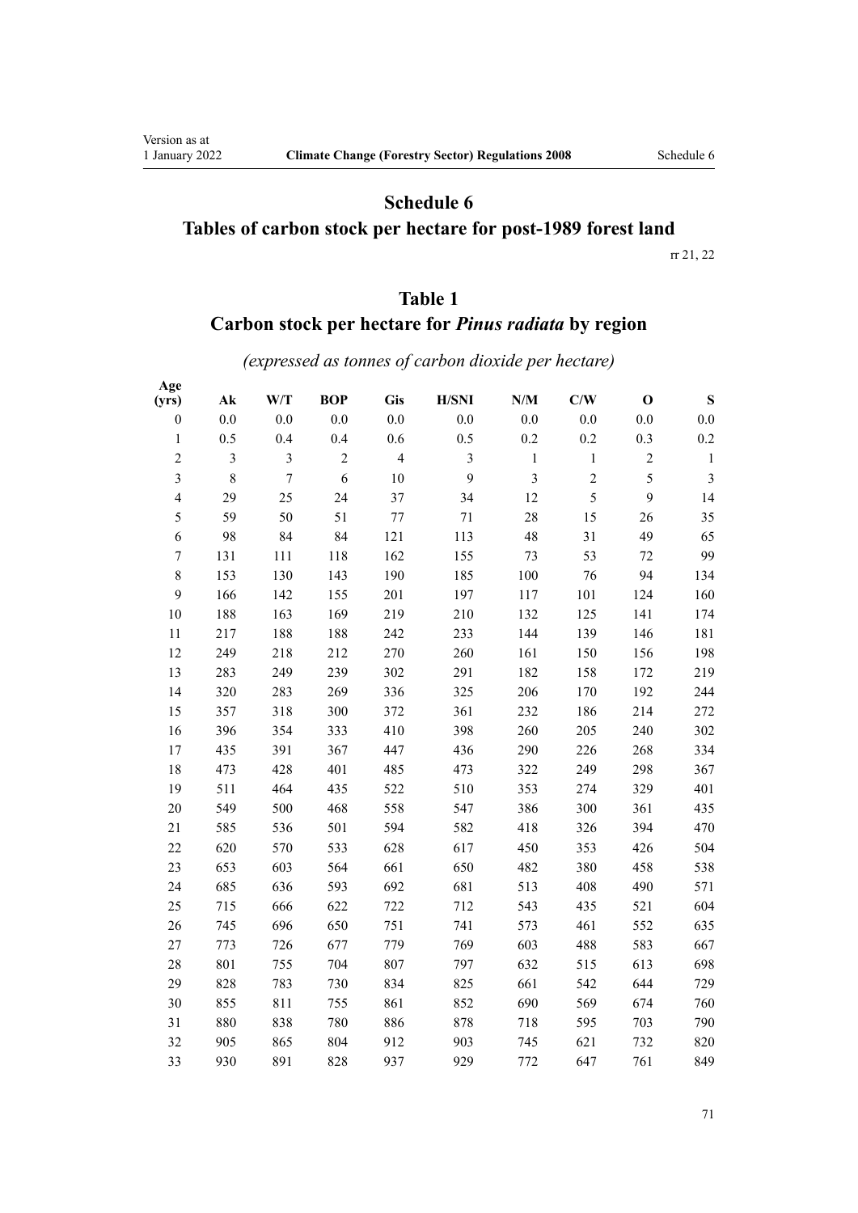# Schedule 6

## Tables of carbon stock per hectare for post-1989 forest land

rr 21, 22

### Table 1

### Carbon stock per hectare for *Pinus radiata* by region

*(expressed as tonnes of carbon dioxide per hectare)*

| Age (yrs) | Ak | W/T | BOP | Gis | H/SNI | N/M | C/W | O | S |
|---|---|---|---|---|---|---|---|---|---|
| 0 | 0.0 | 0.0 | 0.0 | 0.0 | 0.0 | 0.0 | 0.0 | 0.0 | 0.0 |
| 1 | 0.5 | 0.4 | 0.4 | 0.6 | 0.5 | 0.2 | 0.2 | 0.3 | 0.2 |
| 2 | 3 | 3 | 2 | 4 | 3 | 1 | 1 | 2 | 1 |
| 3 | 8 | 7 | 6 | 10 | 9 | 3 | 2 | 5 | 3 |
| 4 | 29 | 25 | 24 | 37 | 34 | 12 | 5 | 9 | 14 |
| 5 | 59 | 50 | 51 | 77 | 71 | 28 | 15 | 26 | 35 |
| 6 | 98 | 84 | 84 | 121 | 113 | 48 | 31 | 49 | 65 |
| 7 | 131 | 111 | 118 | 162 | 155 | 73 | 53 | 72 | 99 |
| 8 | 153 | 130 | 143 | 190 | 185 | 100 | 76 | 94 | 134 |
| 9 | 166 | 142 | 155 | 201 | 197 | 117 | 101 | 124 | 160 |
| 10 | 188 | 163 | 169 | 219 | 210 | 132 | 125 | 141 | 174 |
| 11 | 217 | 188 | 188 | 242 | 233 | 144 | 139 | 146 | 181 |
| 12 | 249 | 218 | 212 | 270 | 260 | 161 | 150 | 156 | 198 |
| 13 | 283 | 249 | 239 | 302 | 291 | 182 | 158 | 172 | 219 |
| 14 | 320 | 283 | 269 | 336 | 325 | 206 | 170 | 192 | 244 |
| 15 | 357 | 318 | 300 | 372 | 361 | 232 | 186 | 214 | 272 |
| 16 | 396 | 354 | 333 | 410 | 398 | 260 | 205 | 240 | 302 |
| 17 | 435 | 391 | 367 | 447 | 436 | 290 | 226 | 268 | 334 |
| 18 | 473 | 428 | 401 | 485 | 473 | 322 | 249 | 298 | 367 |
| 19 | 511 | 464 | 435 | 522 | 510 | 353 | 274 | 329 | 401 |
| 20 | 549 | 500 | 468 | 558 | 547 | 386 | 300 | 361 | 435 |
| 21 | 585 | 536 | 501 | 594 | 582 | 418 | 326 | 394 | 470 |
| 22 | 620 | 570 | 533 | 628 | 617 | 450 | 353 | 426 | 504 |
| 23 | 653 | 603 | 564 | 661 | 650 | 482 | 380 | 458 | 538 |
| 24 | 685 | 636 | 593 | 692 | 681 | 513 | 408 | 490 | 571 |
| 25 | 715 | 666 | 622 | 722 | 712 | 543 | 435 | 521 | 604 |
| 26 | 745 | 696 | 650 | 751 | 741 | 573 | 461 | 552 | 635 |
| 27 | 773 | 726 | 677 | 779 | 769 | 603 | 488 | 583 | 667 |
| 28 | 801 | 755 | 704 | 807 | 797 | 632 | 515 | 613 | 698 |
| 29 | 828 | 783 | 730 | 834 | 825 | 661 | 542 | 644 | 729 |
| 30 | 855 | 811 | 755 | 861 | 852 | 690 | 569 | 674 | 760 |
| 31 | 880 | 838 | 780 | 886 | 878 | 718 | 595 | 703 | 790 |
| 32 | 905 | 865 | 804 | 912 | 903 | 745 | 621 | 732 | 820 |
| 33 | 930 | 891 | 828 | 937 | 929 | 772 | 647 | 761 | 849 |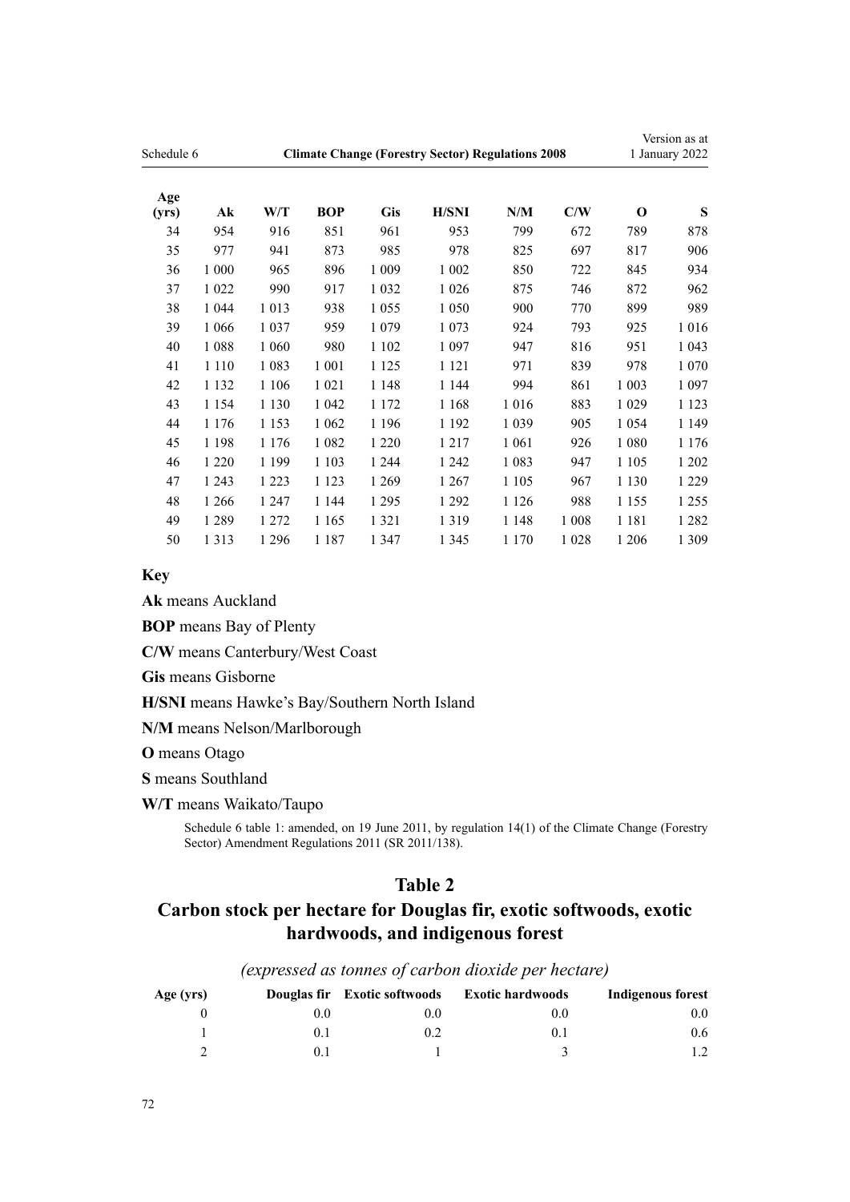| Age (yrs) | Ak | W/T | BOP | Gis | H/SNI | N/M | C/W | O | S |
|---|---|---|---|---|---|---|---|---|---|
| 34 | 954 | 916 | 851 | 961 | 953 | 799 | 672 | 789 | 878 |
| 35 | 977 | 941 | 873 | 985 | 978 | 825 | 697 | 817 | 906 |
| 36 | 1 000 | 965 | 896 | 1 009 | 1 002 | 850 | 722 | 845 | 934 |
| 37 | 1 022 | 990 | 917 | 1 032 | 1 026 | 875 | 746 | 872 | 962 |
| 38 | 1 044 | 1 013 | 938 | 1 055 | 1 050 | 900 | 770 | 899 | 989 |
| 39 | 1 066 | 1 037 | 959 | 1 079 | 1 073 | 924 | 793 | 925 | 1 016 |
| 40 | 1 088 | 1 060 | 980 | 1 102 | 1 097 | 947 | 816 | 951 | 1 043 |
| 41 | 1 110 | 1 083 | 1 001 | 1 125 | 1 121 | 971 | 839 | 978 | 1 070 |
| 42 | 1 132 | 1 106 | 1 021 | 1 148 | 1 144 | 994 | 861 | 1 003 | 1 097 |
| 43 | 1 154 | 1 130 | 1 042 | 1 172 | 1 168 | 1 016 | 883 | 1 029 | 1 123 |
| 44 | 1 176 | 1 153 | 1 062 | 1 196 | 1 192 | 1 039 | 905 | 1 054 | 1 149 |
| 45 | 1 198 | 1 176 | 1 082 | 1 220 | 1 217 | 1 061 | 926 | 1 080 | 1 176 |
| 46 | 1 220 | 1 199 | 1 103 | 1 244 | 1 242 | 1 083 | 947 | 1 105 | 1 202 |
| 47 | 1 243 | 1 223 | 1 123 | 1 269 | 1 267 | 1 105 | 967 | 1 130 | 1 229 |
| 48 | 1 266 | 1 247 | 1 144 | 1 295 | 1 292 | 1 126 | 988 | 1 155 | 1 255 |
| 49 | 1 289 | 1 272 | 1 165 | 1 321 | 1 319 | 1 148 | 1 008 | 1 181 | 1 282 |
| 50 | 1 313 | 1 296 | 1 187 | 1 347 | 1 345 | 1 170 | 1 028 | 1 206 | 1 309 |

**Key**

**Ak** means Auckland

**BOP** means Bay of Plenty

**C/W** means Canterbury/West Coast

**Gis** means Gisborne

**H/SNI** means Hawke's Bay/Southern North Island

**N/M** means Nelson/Marlborough

**O** means Otago

**S** means Southland

**W/T** means Waikato/Taupo

Schedule 6 table 1: amended, on 19 June 2011, by regulation 14(1) of the Climate Change (Forestry Sector) Amendment Regulations 2011 (SR 2011/138).

## Table 2
## Carbon stock per hectare for Douglas fir, exotic softwoods, exotic hardwoods, and indigenous forest

*(expressed as tonnes of carbon dioxide per hectare)*

| Age (yrs) | Douglas fir | Exotic softwoods | Exotic hardwoods | Indigenous forest |
|---|---|---|---|---|
| 0 | 0.0 | 0.0 | 0.0 | 0.0 |
| 1 | 0.1 | 0.2 | 0.1 | 0.6 |
| 2 | 0.1 | 1 | 3 | 1.2 |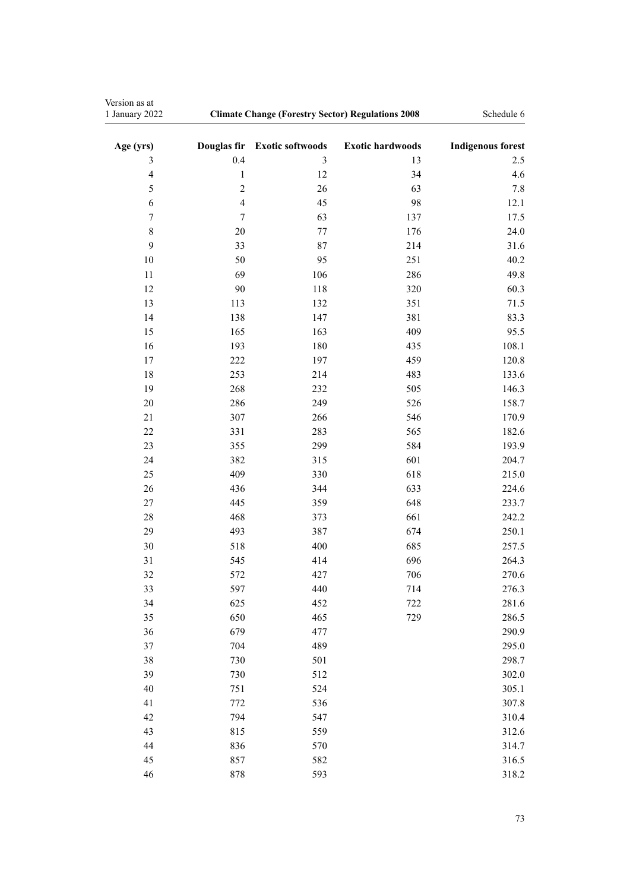| Age (yrs) | Douglas fir | Exotic softwoods | Exotic hardwoods | Indigenous forest |
|---|---|---|---|---|
| 3 | 0.4 | 3 | 13 | 2.5 |
| 4 | 1 | 12 | 34 | 4.6 |
| 5 | 2 | 26 | 63 | 7.8 |
| 6 | 4 | 45 | 98 | 12.1 |
| 7 | 7 | 63 | 137 | 17.5 |
| 8 | 20 | 77 | 176 | 24.0 |
| 9 | 33 | 87 | 214 | 31.6 |
| 10 | 50 | 95 | 251 | 40.2 |
| 11 | 69 | 106 | 286 | 49.8 |
| 12 | 90 | 118 | 320 | 60.3 |
| 13 | 113 | 132 | 351 | 71.5 |
| 14 | 138 | 147 | 381 | 83.3 |
| 15 | 165 | 163 | 409 | 95.5 |
| 16 | 193 | 180 | 435 | 108.1 |
| 17 | 222 | 197 | 459 | 120.8 |
| 18 | 253 | 214 | 483 | 133.6 |
| 19 | 268 | 232 | 505 | 146.3 |
| 20 | 286 | 249 | 526 | 158.7 |
| 21 | 307 | 266 | 546 | 170.9 |
| 22 | 331 | 283 | 565 | 182.6 |
| 23 | 355 | 299 | 584 | 193.9 |
| 24 | 382 | 315 | 601 | 204.7 |
| 25 | 409 | 330 | 618 | 215.0 |
| 26 | 436 | 344 | 633 | 224.6 |
| 27 | 445 | 359 | 648 | 233.7 |
| 28 | 468 | 373 | 661 | 242.2 |
| 29 | 493 | 387 | 674 | 250.1 |
| 30 | 518 | 400 | 685 | 257.5 |
| 31 | 545 | 414 | 696 | 264.3 |
| 32 | 572 | 427 | 706 | 270.6 |
| 33 | 597 | 440 | 714 | 276.3 |
| 34 | 625 | 452 | 722 | 281.6 |
| 35 | 650 | 465 | 729 | 286.5 |
| 36 | 679 | 477 | | 290.9 |
| 37 | 704 | 489 | | 295.0 |
| 38 | 730 | 501 | | 298.7 |
| 39 | 730 | 512 | | 302.0 |
| 40 | 751 | 524 | | 305.1 |
| 41 | 772 | 536 | | 307.8 |
| 42 | 794 | 547 | | 310.4 |
| 43 | 815 | 559 | | 312.6 |
| 44 | 836 | 570 | | 314.7 |
| 45 | 857 | 582 | | 316.5 |
| 46 | 878 | 593 | | 318.2 |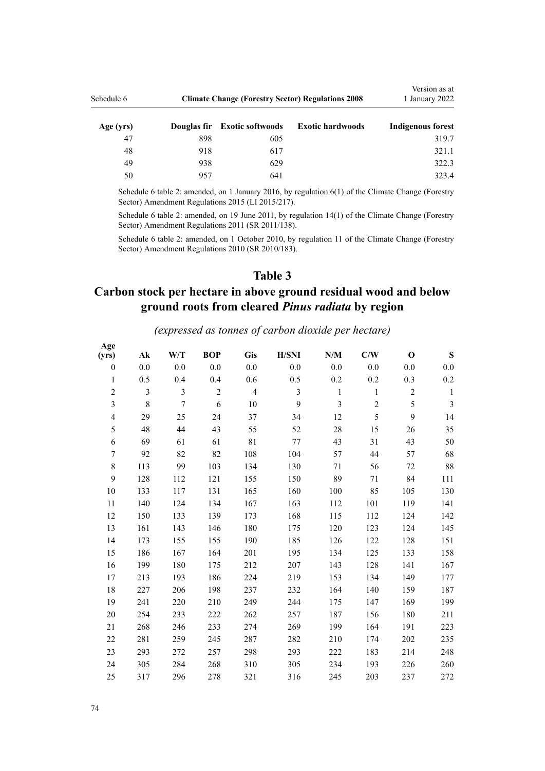| Age (yrs) | Douglas fir | Exotic softwoods | Exotic hardwoods | Indigenous forest |
|---|---|---|---|---|
| 47 | 898 | 605 | | 319.7 |
| 48 | 918 | 617 | | 321.1 |
| 49 | 938 | 629 | | 322.3 |
| 50 | 957 | 641 | | 323.4 |

Schedule 6 table 2: amended, on 1 January 2016, by regulation 6(1) of the Climate Change (Forestry Sector) Amendment Regulations 2015 (LI 2015/217).

Schedule 6 table 2: amended, on 19 June 2011, by regulation 14(1) of the Climate Change (Forestry Sector) Amendment Regulations 2011 (SR 2011/138).

Schedule 6 table 2: amended, on 1 October 2010, by regulation 11 of the Climate Change (Forestry Sector) Amendment Regulations 2010 (SR 2010/183).

## Table 3
## Carbon stock per hectare in above ground residual wood and below ground roots from cleared *Pinus radiata* by region

*(expressed as tonnes of carbon dioxide per hectare)*

| Age (yrs) | Ak | W/T | BOP | Gis | H/SNI | N/M | C/W | O | S |
|---|---|---|---|---|---|---|---|---|---|
| 0 | 0.0 | 0.0 | 0.0 | 0.0 | 0.0 | 0.0 | 0.0 | 0.0 | 0.0 |
| 1 | 0.5 | 0.4 | 0.4 | 0.6 | 0.5 | 0.2 | 0.2 | 0.3 | 0.2 |
| 2 | 3 | 3 | 2 | 4 | 3 | 1 | 1 | 2 | 1 |
| 3 | 8 | 7 | 6 | 10 | 9 | 3 | 2 | 5 | 3 |
| 4 | 29 | 25 | 24 | 37 | 34 | 12 | 5 | 9 | 14 |
| 5 | 48 | 44 | 43 | 55 | 52 | 28 | 15 | 26 | 35 |
| 6 | 69 | 61 | 61 | 81 | 77 | 43 | 31 | 43 | 50 |
| 7 | 92 | 82 | 82 | 108 | 104 | 57 | 44 | 57 | 68 |
| 8 | 113 | 99 | 103 | 134 | 130 | 71 | 56 | 72 | 88 |
| 9 | 128 | 112 | 121 | 155 | 150 | 89 | 71 | 84 | 111 |
| 10 | 133 | 117 | 131 | 165 | 160 | 100 | 85 | 105 | 130 |
| 11 | 140 | 124 | 134 | 167 | 163 | 112 | 101 | 119 | 141 |
| 12 | 150 | 133 | 139 | 173 | 168 | 115 | 112 | 124 | 142 |
| 13 | 161 | 143 | 146 | 180 | 175 | 120 | 123 | 124 | 145 |
| 14 | 173 | 155 | 155 | 190 | 185 | 126 | 122 | 128 | 151 |
| 15 | 186 | 167 | 164 | 201 | 195 | 134 | 125 | 133 | 158 |
| 16 | 199 | 180 | 175 | 212 | 207 | 143 | 128 | 141 | 167 |
| 17 | 213 | 193 | 186 | 224 | 219 | 153 | 134 | 149 | 177 |
| 18 | 227 | 206 | 198 | 237 | 232 | 164 | 140 | 159 | 187 |
| 19 | 241 | 220 | 210 | 249 | 244 | 175 | 147 | 169 | 199 |
| 20 | 254 | 233 | 222 | 262 | 257 | 187 | 156 | 180 | 211 |
| 21 | 268 | 246 | 233 | 274 | 269 | 199 | 164 | 191 | 223 |
| 22 | 281 | 259 | 245 | 287 | 282 | 210 | 174 | 202 | 235 |
| 23 | 293 | 272 | 257 | 298 | 293 | 222 | 183 | 214 | 248 |
| 24 | 305 | 284 | 268 | 310 | 305 | 234 | 193 | 226 | 260 |
| 25 | 317 | 296 | 278 | 321 | 316 | 245 | 203 | 237 | 272 |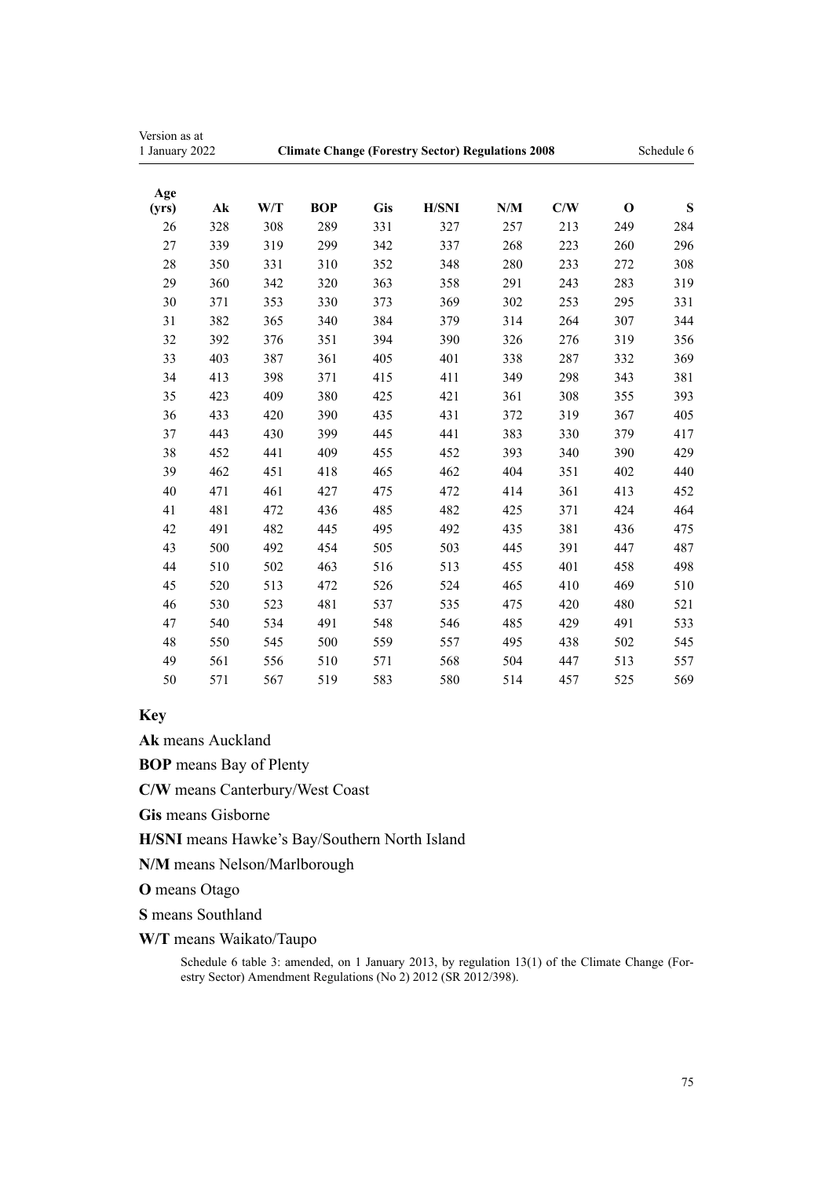| Age (yrs) | Ak | W/T | BOP | Gis | H/SNI | N/M | C/W | O | S |
|---|---|---|---|---|---|---|---|---|---|
| 26 | 328 | 308 | 289 | 331 | 327 | 257 | 213 | 249 | 284 |
| 27 | 339 | 319 | 299 | 342 | 337 | 268 | 223 | 260 | 296 |
| 28 | 350 | 331 | 310 | 352 | 348 | 280 | 233 | 272 | 308 |
| 29 | 360 | 342 | 320 | 363 | 358 | 291 | 243 | 283 | 319 |
| 30 | 371 | 353 | 330 | 373 | 369 | 302 | 253 | 295 | 331 |
| 31 | 382 | 365 | 340 | 384 | 379 | 314 | 264 | 307 | 344 |
| 32 | 392 | 376 | 351 | 394 | 390 | 326 | 276 | 319 | 356 |
| 33 | 403 | 387 | 361 | 405 | 401 | 338 | 287 | 332 | 369 |
| 34 | 413 | 398 | 371 | 415 | 411 | 349 | 298 | 343 | 381 |
| 35 | 423 | 409 | 380 | 425 | 421 | 361 | 308 | 355 | 393 |
| 36 | 433 | 420 | 390 | 435 | 431 | 372 | 319 | 367 | 405 |
| 37 | 443 | 430 | 399 | 445 | 441 | 383 | 330 | 379 | 417 |
| 38 | 452 | 441 | 409 | 455 | 452 | 393 | 340 | 390 | 429 |
| 39 | 462 | 451 | 418 | 465 | 462 | 404 | 351 | 402 | 440 |
| 40 | 471 | 461 | 427 | 475 | 472 | 414 | 361 | 413 | 452 |
| 41 | 481 | 472 | 436 | 485 | 482 | 425 | 371 | 424 | 464 |
| 42 | 491 | 482 | 445 | 495 | 492 | 435 | 381 | 436 | 475 |
| 43 | 500 | 492 | 454 | 505 | 503 | 445 | 391 | 447 | 487 |
| 44 | 510 | 502 | 463 | 516 | 513 | 455 | 401 | 458 | 498 |
| 45 | 520 | 513 | 472 | 526 | 524 | 465 | 410 | 469 | 510 |
| 46 | 530 | 523 | 481 | 537 | 535 | 475 | 420 | 480 | 521 |
| 47 | 540 | 534 | 491 | 548 | 546 | 485 | 429 | 491 | 533 |
| 48 | 550 | 545 | 500 | 559 | 557 | 495 | 438 | 502 | 545 |
| 49 | 561 | 556 | 510 | 571 | 568 | 504 | 447 | 513 | 557 |
| 50 | 571 | 567 | 519 | 583 | 580 | 514 | 457 | 525 | 569 |

### Key

**Ak** means Auckland

**BOP** means Bay of Plenty

**C/W** means Canterbury/West Coast

**Gis** means Gisborne

**H/SNI** means Hawke's Bay/Southern North Island

**N/M** means Nelson/Marlborough

**O** means Otago

**S** means Southland

**W/T** means Waikato/Taupo

Schedule 6 table 3: amended, on 1 January 2013, by regulation 13(1) of the Climate Change (Forestry Sector) Amendment Regulations (No 2) 2012 (SR 2012/398).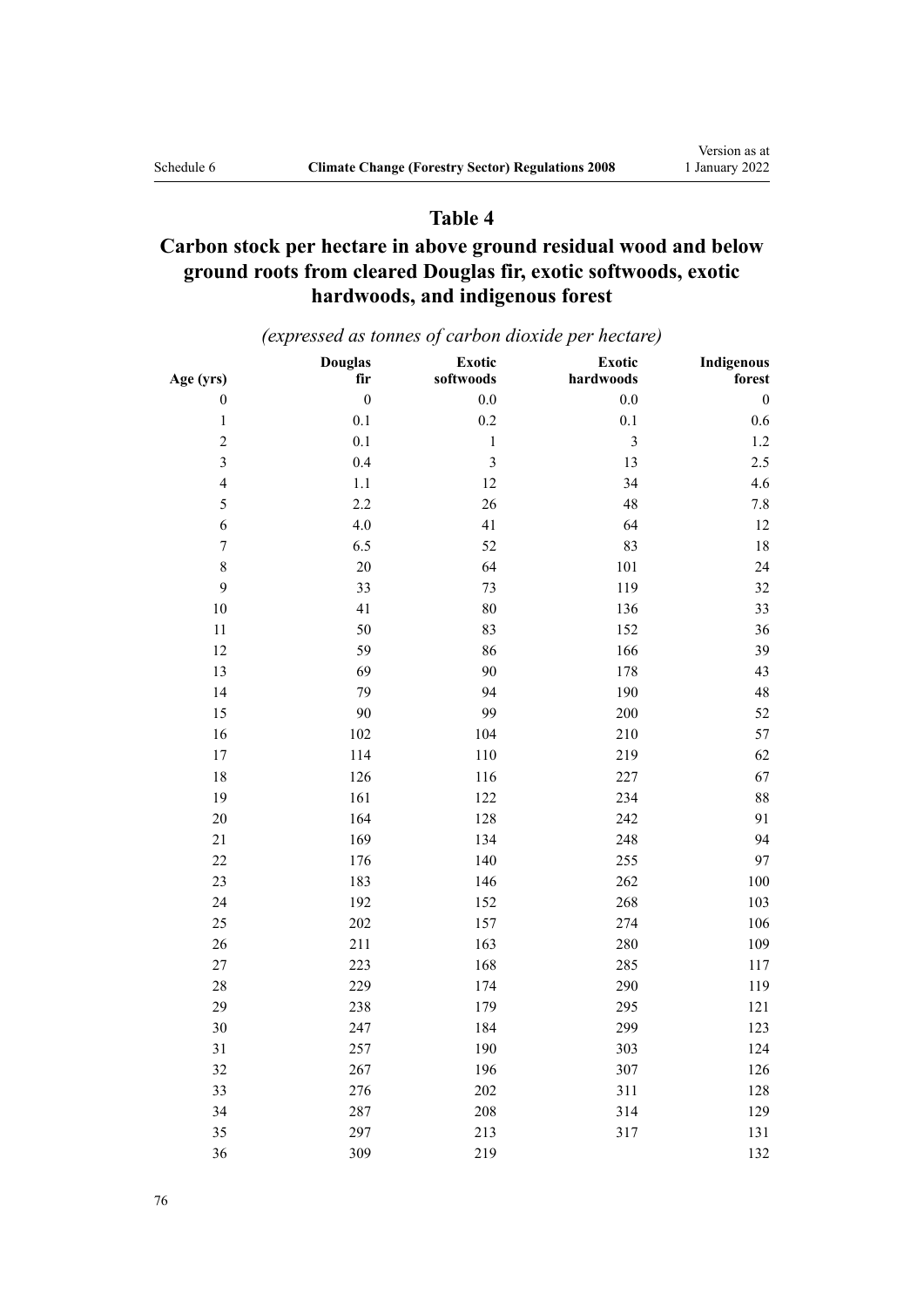## Table 4

## Carbon stock per hectare in above ground residual wood and below ground roots from cleared Douglas fir, exotic softwoods, exotic hardwoods, and indigenous forest

*(expressed as tonnes of carbon dioxide per hectare)*

| Age (yrs) | Douglas fir | Exotic softwoods | Exotic hardwoods | Indigenous forest |
|---|---|---|---|---|
| 0 | 0 | 0.0 | 0.0 | 0 |
| 1 | 0.1 | 0.2 | 0.1 | 0.6 |
| 2 | 0.1 | 1 | 3 | 1.2 |
| 3 | 0.4 | 3 | 13 | 2.5 |
| 4 | 1.1 | 12 | 34 | 4.6 |
| 5 | 2.2 | 26 | 48 | 7.8 |
| 6 | 4.0 | 41 | 64 | 12 |
| 7 | 6.5 | 52 | 83 | 18 |
| 8 | 20 | 64 | 101 | 24 |
| 9 | 33 | 73 | 119 | 32 |
| 10 | 41 | 80 | 136 | 33 |
| 11 | 50 | 83 | 152 | 36 |
| 12 | 59 | 86 | 166 | 39 |
| 13 | 69 | 90 | 178 | 43 |
| 14 | 79 | 94 | 190 | 48 |
| 15 | 90 | 99 | 200 | 52 |
| 16 | 102 | 104 | 210 | 57 |
| 17 | 114 | 110 | 219 | 62 |
| 18 | 126 | 116 | 227 | 67 |
| 19 | 161 | 122 | 234 | 88 |
| 20 | 164 | 128 | 242 | 91 |
| 21 | 169 | 134 | 248 | 94 |
| 22 | 176 | 140 | 255 | 97 |
| 23 | 183 | 146 | 262 | 100 |
| 24 | 192 | 152 | 268 | 103 |
| 25 | 202 | 157 | 274 | 106 |
| 26 | 211 | 163 | 280 | 109 |
| 27 | 223 | 168 | 285 | 117 |
| 28 | 229 | 174 | 290 | 119 |
| 29 | 238 | 179 | 295 | 121 |
| 30 | 247 | 184 | 299 | 123 |
| 31 | 257 | 190 | 303 | 124 |
| 32 | 267 | 196 | 307 | 126 |
| 33 | 276 | 202 | 311 | 128 |
| 34 | 287 | 208 | 314 | 129 |
| 35 | 297 | 213 | 317 | 131 |
| 36 | 309 | 219 | | 132 |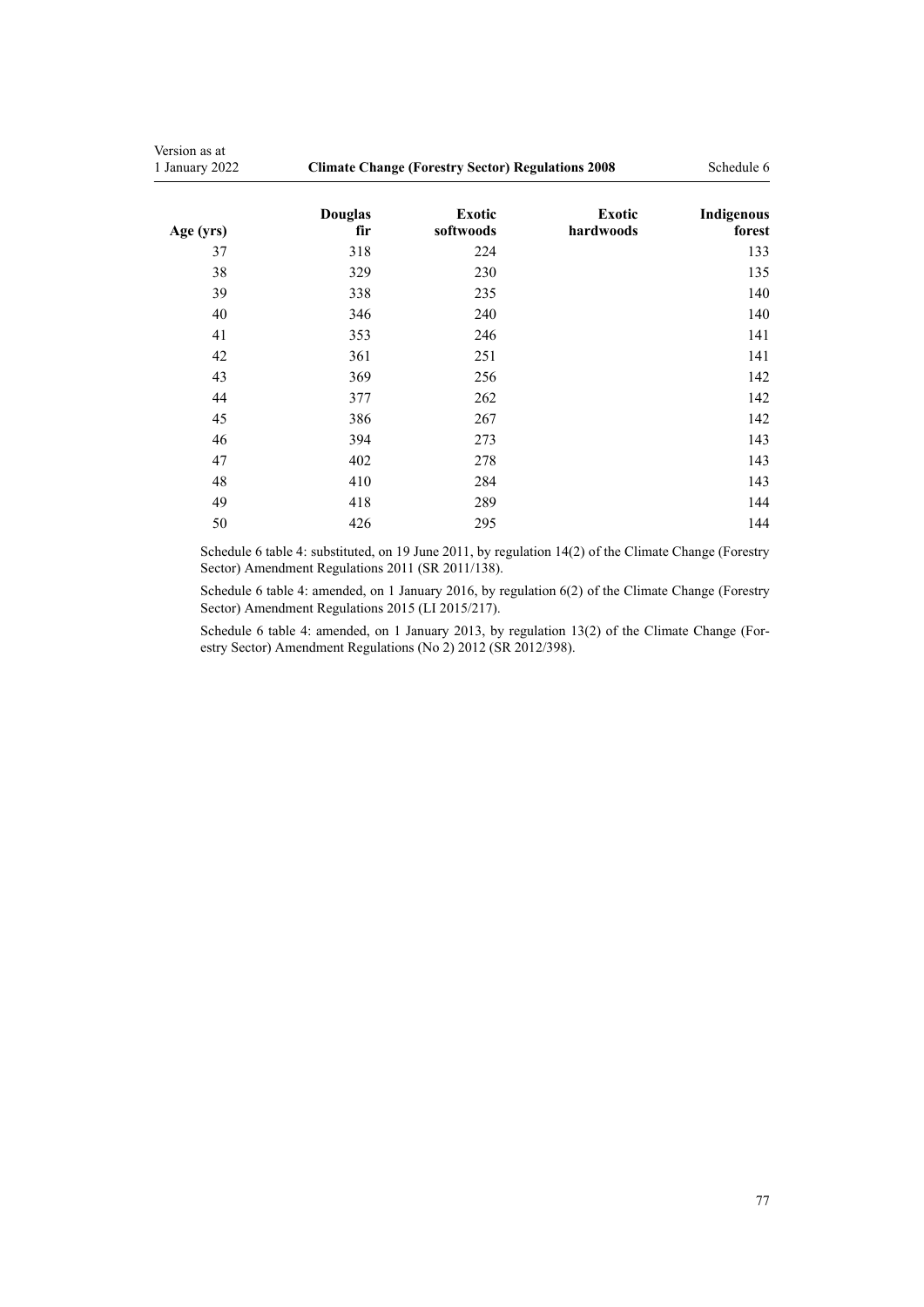| Age (yrs) | Douglas fir | Exotic softwoods | Exotic hardwoods | Indigenous forest |
|---|---|---|---|---|
| 37 | 318 | 224 | | 133 |
| 38 | 329 | 230 | | 135 |
| 39 | 338 | 235 | | 140 |
| 40 | 346 | 240 | | 140 |
| 41 | 353 | 246 | | 141 |
| 42 | 361 | 251 | | 141 |
| 43 | 369 | 256 | | 142 |
| 44 | 377 | 262 | | 142 |
| 45 | 386 | 267 | | 142 |
| 46 | 394 | 273 | | 143 |
| 47 | 402 | 278 | | 143 |
| 48 | 410 | 284 | | 143 |
| 49 | 418 | 289 | | 144 |
| 50 | 426 | 295 | | 144 |

Schedule 6 table 4: substituted, on 19 June 2011, by regulation 14(2) of the Climate Change (Forestry Sector) Amendment Regulations 2011 (SR 2011/138).

Schedule 6 table 4: amended, on 1 January 2016, by regulation 6(2) of the Climate Change (Forestry Sector) Amendment Regulations 2015 (LI 2015/217).

Schedule 6 table 4: amended, on 1 January 2013, by regulation 13(2) of the Climate Change (Forestry Sector) Amendment Regulations (No 2) 2012 (SR 2012/398).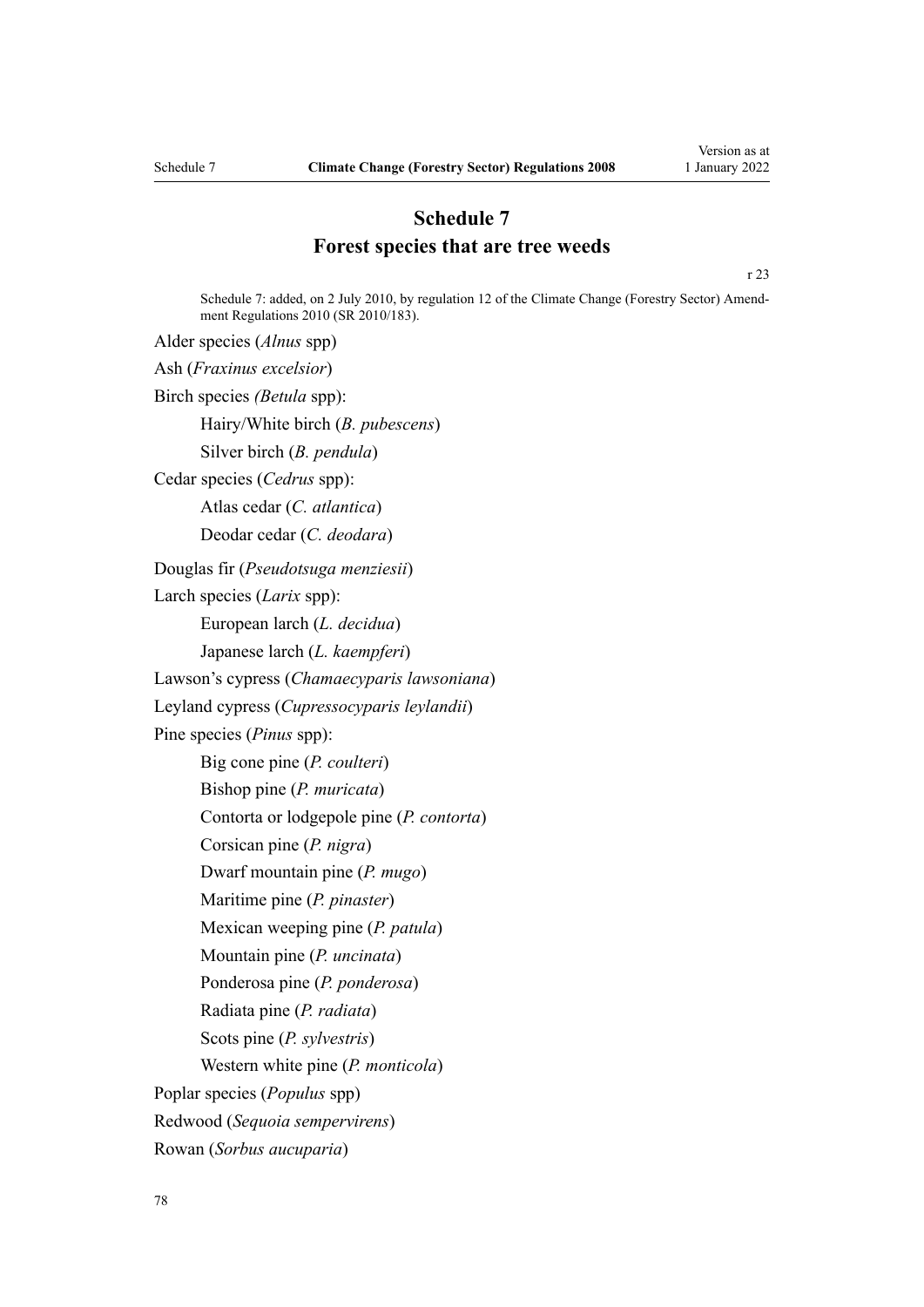# Schedule 7
## Forest species that are tree weeds

r 23

Schedule 7: added, on 2 July 2010, by regulation 12 of the Climate Change (Forestry Sector) Amendment Regulations 2010 (SR 2010/183).

Alder species (*Alnus* spp)

Ash (*Fraxinus excelsior*)

Birch species *(Betula* spp):

- Hairy/White birch (*B. pubescens*)
- Silver birch (*B. pendula*)

Cedar species (*Cedrus* spp):

- Atlas cedar (*C. atlantica*)
- Deodar cedar (*C. deodara*)

Douglas fir (*Pseudotsuga menziesii*)

Larch species (*Larix* spp):

- European larch (*L. decidua*)
- Japanese larch (*L. kaempferi*)

Lawson's cypress (*Chamaecyparis lawsoniana*)

Leyland cypress (*Cupressocyparis leylandii*)

Pine species (*Pinus* spp):

- Big cone pine (*P. coulteri*)
- Bishop pine (*P. muricata*)
- Contorta or lodgepole pine (*P. contorta*)
- Corsican pine (*P. nigra*)
- Dwarf mountain pine (*P. mugo*)
- Maritime pine (*P. pinaster*)
- Mexican weeping pine (*P. patula*)
- Mountain pine (*P. uncinata*)
- Ponderosa pine (*P. ponderosa*)
- Radiata pine (*P. radiata*)
- Scots pine (*P. sylvestris*)
- Western white pine (*P. monticola*)

Poplar species (*Populus* spp)

Redwood (*Sequoia sempervirens*)

Rowan (*Sorbus aucuparia*)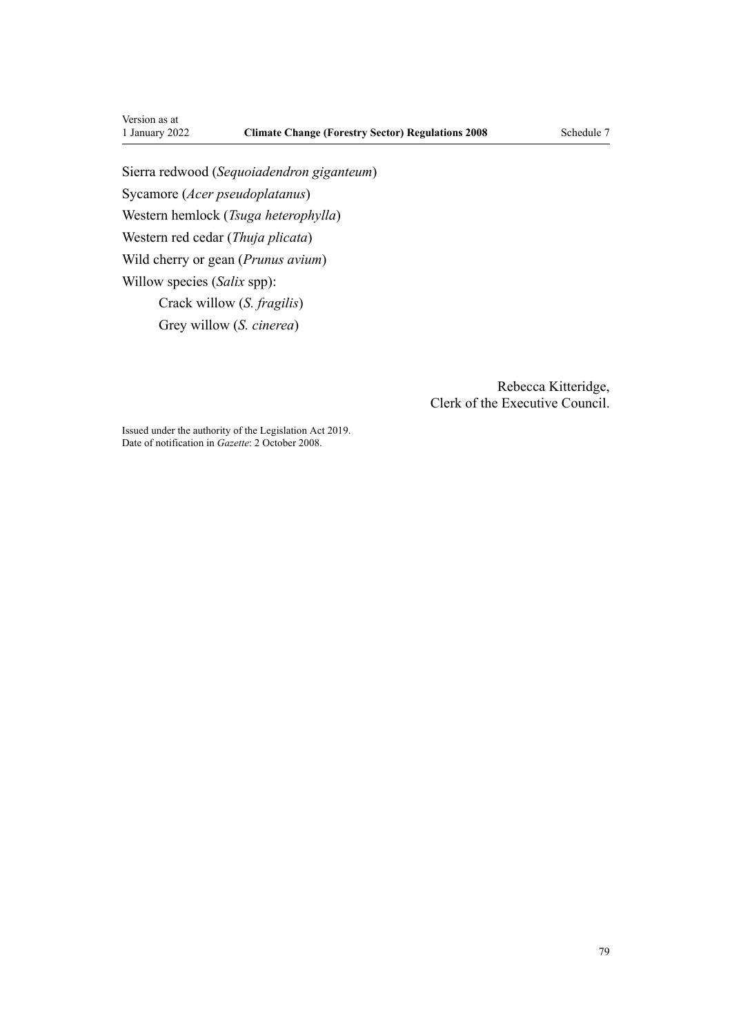Sierra redwood (*Sequoiadendron giganteum*)

Sycamore (*Acer pseudoplatanus*)

Western hemlock (*Tsuga heterophylla*)

Western red cedar (*Thuja plicata*)

Wild cherry or gean (*Prunus avium*)

Willow species (*Salix* spp):

- Crack willow (*S. fragilis*)
- Grey willow (*S. cinerea*)

Rebecca Kitteridge,
Clerk of the Executive Council.

Issued under the authority of the Legislation Act 2019.
Date of notification in *Gazette*: 2 October 2008.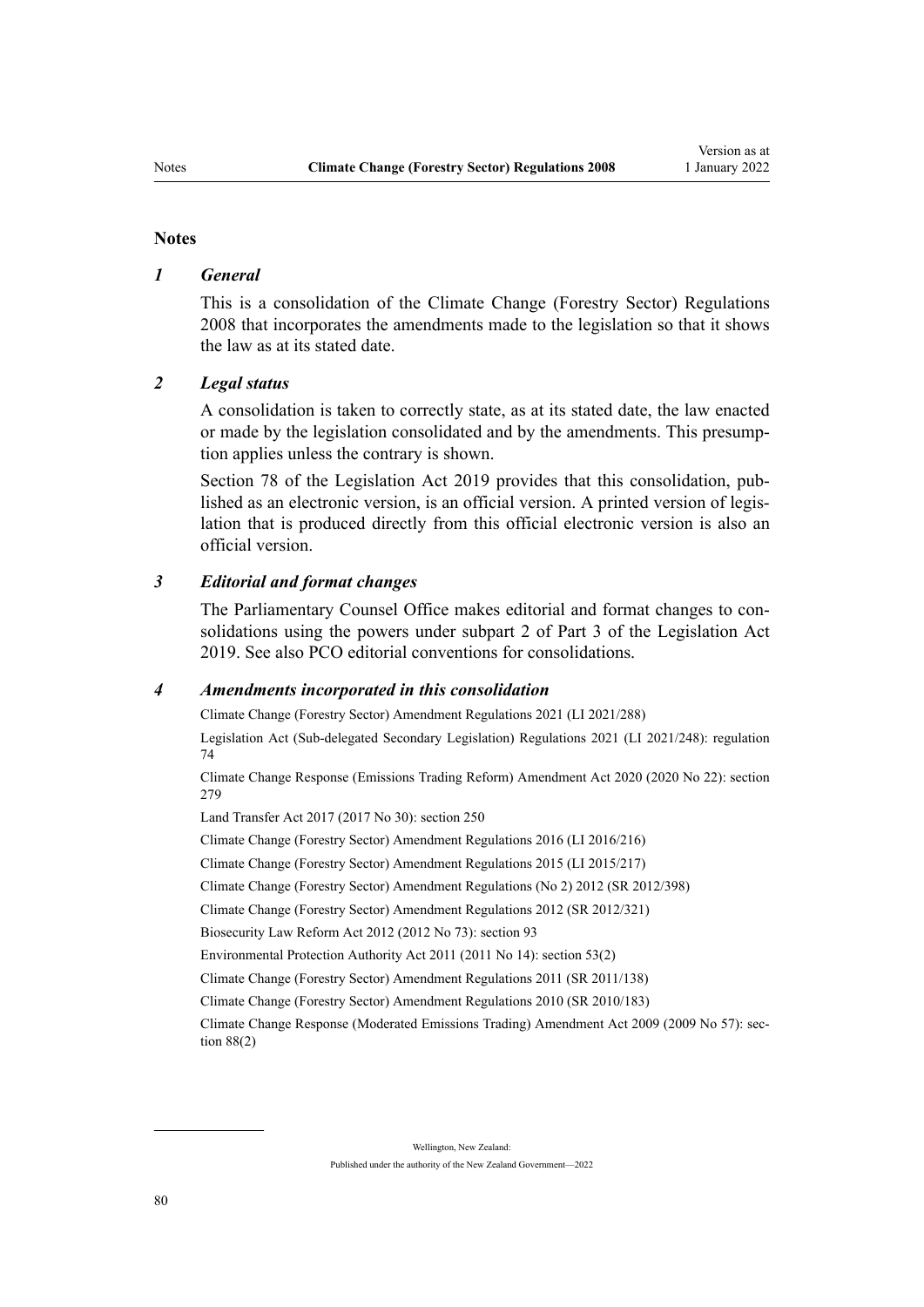## Notes

### *1 General*

This is a consolidation of the Climate Change (Forestry Sector) Regulations 2008 that incorporates the amendments made to the legislation so that it shows the law as at its stated date.

### *2 Legal status*

A consolidation is taken to correctly state, as at its stated date, the law enacted or made by the legislation consolidated and by the amendments. This presumption applies unless the contrary is shown.

Section 78 of the Legislation Act 2019 provides that this consolidation, published as an electronic version, is an official version. A printed version of legislation that is produced directly from this official electronic version is also an official version.

### *3 Editorial and format changes*

The Parliamentary Counsel Office makes editorial and format changes to consolidations using the powers under subpart 2 of Part 3 of the Legislation Act 2019. See also PCO editorial conventions for consolidations.

### *4 Amendments incorporated in this consolidation*

Climate Change (Forestry Sector) Amendment Regulations 2021 (LI 2021/288)

Legislation Act (Sub-delegated Secondary Legislation) Regulations 2021 (LI 2021/248): regulation 74

Climate Change Response (Emissions Trading Reform) Amendment Act 2020 (2020 No 22): section 279

Land Transfer Act 2017 (2017 No 30): section 250

Climate Change (Forestry Sector) Amendment Regulations 2016 (LI 2016/216)

Climate Change (Forestry Sector) Amendment Regulations 2015 (LI 2015/217)

Climate Change (Forestry Sector) Amendment Regulations (No 2) 2012 (SR 2012/398)

Climate Change (Forestry Sector) Amendment Regulations 2012 (SR 2012/321)

Biosecurity Law Reform Act 2012 (2012 No 73): section 93

Environmental Protection Authority Act 2011 (2011 No 14): section 53(2)

Climate Change (Forestry Sector) Amendment Regulations 2011 (SR 2011/138)

Climate Change (Forestry Sector) Amendment Regulations 2010 (SR 2010/183)

Climate Change Response (Moderated Emissions Trading) Amendment Act 2009 (2009 No 57): section 88(2)

Wellington, New Zealand:

Published under the authority of the New Zealand Government—2022